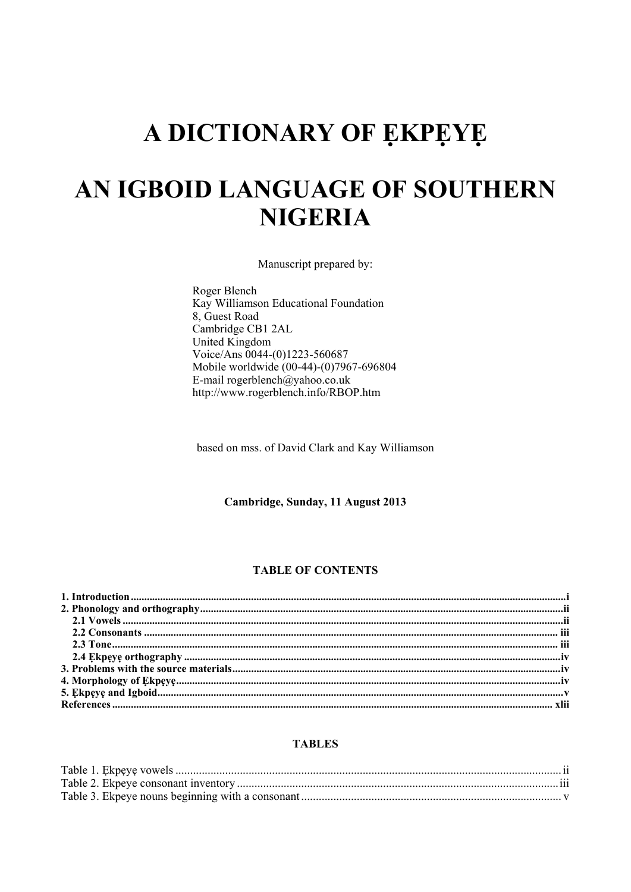# A DICTIONARY OF ẸKPẸYẸ

# AN IGBOID LANGUAGE OF SOUTHERN NIGERIA

Manuscript prepared by:

Roger Blench
Kay Williamson Educational Foundation
8, Guest Road
Cambridge CB1 2AL
United Kingdom
Voice/Ans 0044-(0)1223-560687
Mobile worldwide (00-44)-(0)7967-696804
E-mail rogerblench@yahoo.co.uk
http://www.rogerblench.info/RBOP.htm

based on mss. of David Clark and Kay Williamson

**Cambridge, Sunday, 11 August 2013**

**TABLE OF CONTENTS**

**1. Introduction** ........ i
**2. Phonology and orthography** ........ ii
- **2.1 Vowels** ........ ii
- **2.2 Consonants** ........ iii
- **2.3 Tone** ........ iii
- **2.4 Ẹkpẹyẹ orthography** ........ iv

**3. Problems with the source materials** ........ iv
**4. Morphology of Ẹkpẹyẹ** ........ iv
**5. Ẹkpẹyẹ and Igboid** ........ v
**References** ........ xlii

**TABLES**

Table 1. Ẹkpẹyẹ vowels ........ ii
Table 2. Ekpeye consonant inventory ........ iii
Table 3. Ekpeye nouns beginning with a consonant ........ v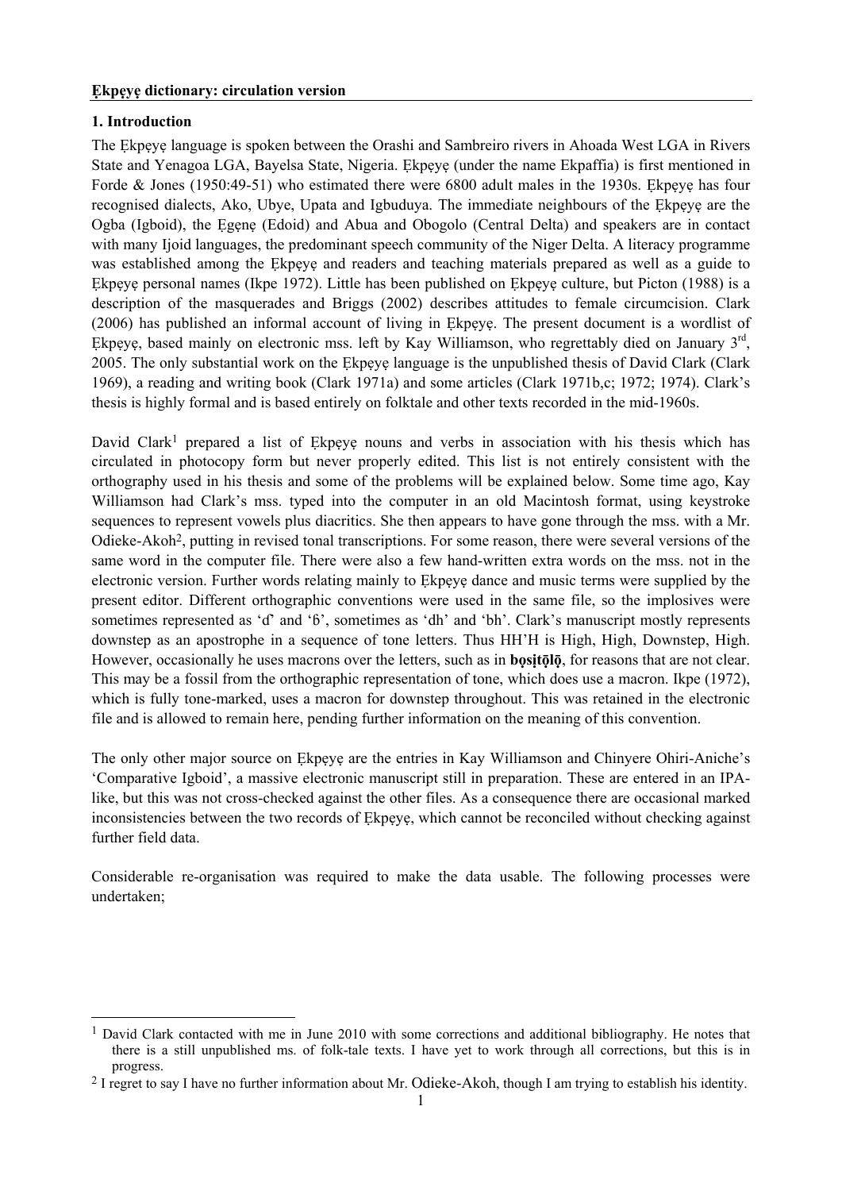**Ẹkpẹyẹ dictionary: circulation version**

**1. Introduction**

The Ẹkpẹyẹ language is spoken between the Orashi and Sambreiro rivers in Ahoada West LGA in Rivers State and Yenagoa LGA, Bayelsa State, Nigeria. Ẹkpẹyẹ (under the name Ekpaffia) is first mentioned in Forde & Jones (1950:49-51) who estimated there were 6800 adult males in the 1930s. Ẹkpẹyẹ has four recognised dialects, Ako, Ubye, Upata and Igbuduya. The immediate neighbours of the Ẹkpẹyẹ are the Ogba (Igboid), the Ẹgẹnẹ (Edoid) and Abua and Obogolo (Central Delta) and speakers are in contact with many Ijoid languages, the predominant speech community of the Niger Delta. A literacy programme was established among the Ẹkpẹyẹ and readers and teaching materials prepared as well as a guide to Ẹkpẹyẹ personal names (Ikpe 1972). Little has been published on Ẹkpẹyẹ culture, but Picton (1988) is a description of the masquerades and Briggs (2002) describes attitudes to female circumcision. Clark (2006) has published an informal account of living in Ẹkpẹyẹ. The present document is a wordlist of Ẹkpẹyẹ, based mainly on electronic mss. left by Kay Williamson, who regrettably died on January 3rd, 2005. The only substantial work on the Ẹkpẹyẹ language is the unpublished thesis of David Clark (Clark 1969), a reading and writing book (Clark 1971a) and some articles (Clark 1971b,c; 1972; 1974). Clark's thesis is highly formal and is based entirely on folktale and other texts recorded in the mid-1960s.

David Clark[1] prepared a list of Ẹkpẹyẹ nouns and verbs in association with his thesis which has circulated in photocopy form but never properly edited. This list is not entirely consistent with the orthography used in his thesis and some of the problems will be explained below. Some time ago, Kay Williamson had Clark's mss. typed into the computer in an old Macintosh format, using keystroke sequences to represent vowels plus diacritics. She then appears to have gone through the mss. with a Mr. Odieke-Akoh[2], putting in revised tonal transcriptions. For some reason, there were several versions of the same word in the computer file. There were also a few hand-written extra words on the mss. not in the electronic version. Further words relating mainly to Ẹkpẹyẹ dance and music terms were supplied by the present editor. Different orthographic conventions were used in the same file, so the implosives were sometimes represented as 'ɗ' and 'ɓ', sometimes as 'dh' and 'bh'. Clark's manuscript mostly represents downstep as an apostrophe in a sequence of tone letters. Thus HH'H is High, High, Downstep, High. However, occasionally he uses macrons over the letters, such as in **bọsịtọ̄lọ̄**, for reasons that are not clear. This may be a fossil from the orthographic representation of tone, which does use a macron. Ikpe (1972), which is fully tone-marked, uses a macron for downstep throughout. This was retained in the electronic file and is allowed to remain here, pending further information on the meaning of this convention.

The only other major source on Ẹkpẹyẹ are the entries in Kay Williamson and Chinyere Ohiri-Aniche's 'Comparative Igboid', a massive electronic manuscript still in preparation. These are entered in an IPA-like, but this was not cross-checked against the other files. As a consequence there are occasional marked inconsistencies between the two records of Ẹkpẹyẹ, which cannot be reconciled without checking against further field data.

Considerable re-organisation was required to make the data usable. The following processes were undertaken;

---

[1] David Clark contacted with me in June 2010 with some corrections and additional bibliography. He notes that there is a still unpublished ms. of folk-tale texts. I have yet to work through all corrections, but this is in progress.

[2] I regret to say I have no further information about Mr. Odieke-Akoh, though I am trying to establish his identity.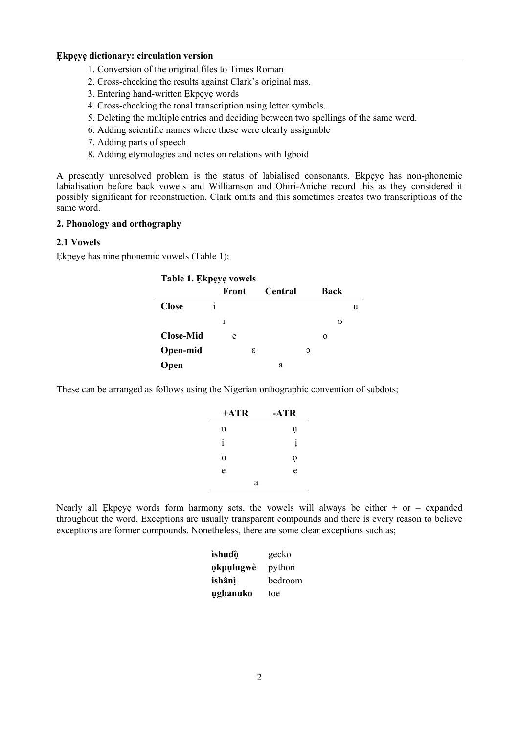**Ẹkpẹyẹ dictionary: circulation version**

1. Conversion of the original files to Times Roman
2. Cross-checking the results against Clark's original mss.
3. Entering hand-written Ẹkpẹyẹ words
4. Cross-checking the tonal transcription using letter symbols.
5. Deleting the multiple entries and deciding between two spellings of the same word.
6. Adding scientific names where these were clearly assignable
7. Adding parts of speech
8. Adding etymologies and notes on relations with Igboid

A presently unresolved problem is the status of labialised consonants. Ẹkpẹyẹ has non-phonemic labialisation before back vowels and Williamson and Ohiri-Aniche record this as they considered it possibly significant for reconstruction. Clark omits and this sometimes creates two transcriptions of the same word.

## 2. Phonology and orthography

### 2.1 Vowels

Ẹkpẹyẹ has nine phonemic vowels (Table 1);

**Table 1. Ẹkpẹyẹ vowels**

| | Front | Central | Back |
|---|---|---|---|
| **Close** | i | | u |
| | ɪ | | ʊ |
| **Close-Mid** | e | | o |
| **Open-mid** | ɛ | | ɔ |
| **Open** | | a | |

These can be arranged as follows using the Nigerian orthographic convention of subdots;

| +ATR | -ATR |
|---|---|
| u | ụ |
| i | ị |
| o | ọ |
| e | ẹ |
| a | |

Nearly all Ẹkpẹyẹ words form harmony sets, the vowels will always be either + or – expanded throughout the word. Exceptions are usually transparent compounds and there is every reason to believe exceptions are former compounds. Nonetheless, there are some clear exceptions such as;

| | |
|---|---|
| **ìshuɗọ̀** | gecko |
| **ọkpụlugwè** | python |
| **ishânị̀** | bedroom |
| **ụgbanuko** | toe |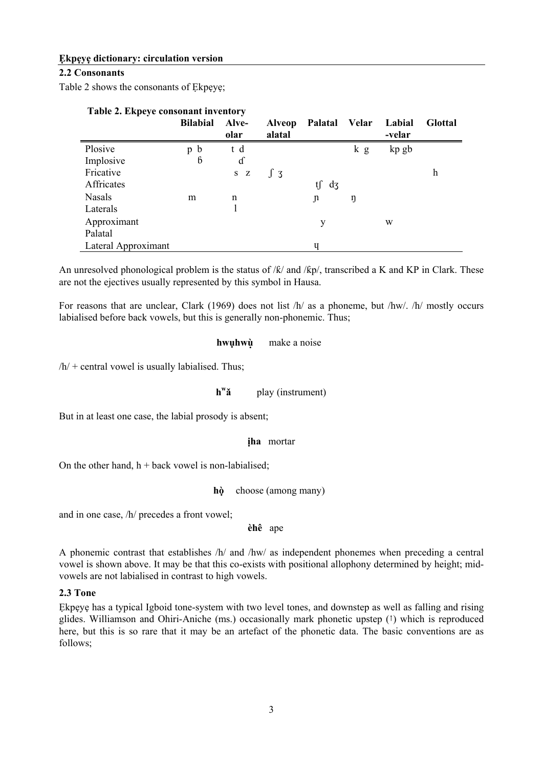**Ẹkpẹyẹ dictionary: circulation version**

### 2.2 Consonants

Table 2 shows the consonants of Ẹkpẹyẹ;

**Table 2. Ekpeye consonant inventory**

| | Bilabial | Alve-olar | Alveop alatal | Palatal | Velar | Labial -velar | Glottal |
|---|---|---|---|---|---|---|---|
| Plosive | p b | t d | | | k g | kp gb | |
| Implosive | ɓ | ɗ | | | | | |
| Fricative | | s z | ʃ ʒ | | | | h |
| Affricates | | | | tʃ dʒ | | | |
| Nasals | m | n | | ɲ | ŋ | | |
| Laterals | | l | | | | | |
| Approximant | | | | y | | w | |
| Palatal | | | | | | | |
| Lateral Approximant | | | | ɥ | | | |

An unresolved phonological problem is the status of /ƙ/ and /ƙp/, transcribed a K and KP in Clark. These are not the ejectives usually represented by this symbol in Hausa.

For reasons that are unclear, Clark (1969) does not list /h/ as a phoneme, but /hw/. /h/ mostly occurs labialised before back vowels, but this is generally non-phonemic. Thus;

**hwụhwụ̀** make a noise

/h/ + central vowel is usually labialised. Thus;

**hʷǎ** play (instrument)

But in at least one case, the labial prosody is absent;

**ịha** mortar

On the other hand, h + back vowel is non-labialised;

**hộ** choose (among many)

and in one case, /h/ precedes a front vowel;

**èhê** ape

A phonemic contrast that establishes /h/ and /hw/ as independent phonemes when preceding a central vowel is shown above. It may be that this co-exists with positional allophony determined by height; mid-vowels are not labialised in contrast to high vowels.

### 2.3 Tone

Ẹkpẹyẹ has a typical Igboid tone-system with two level tones, and downstep as well as falling and rising glides. Williamson and Ohiri-Aniche (ms.) occasionally mark phonetic upstep (ꜛ) which is reproduced here, but this is so rare that it may be an artefact of the phonetic data. The basic conventions are as follows;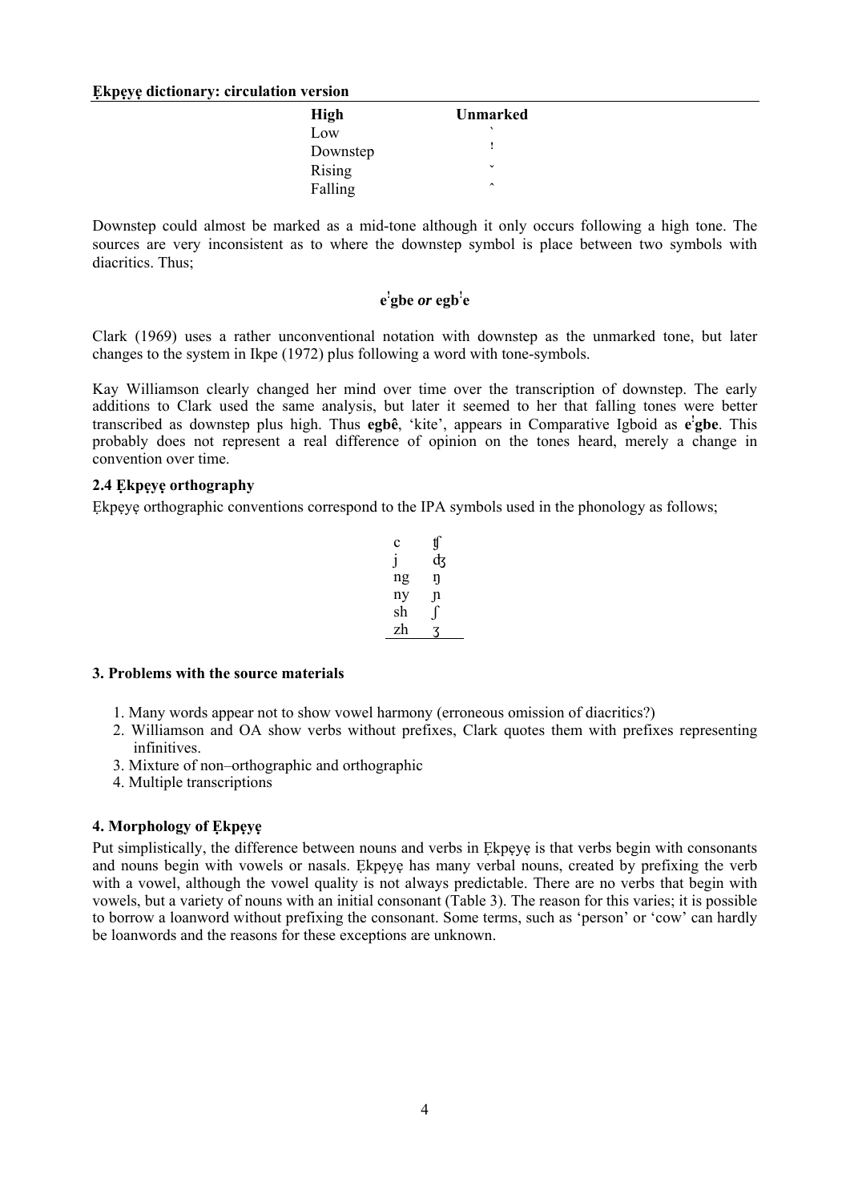| High | Unmarked |
|---|---|
| Low | ` |
| Downstep | ꜝ |
| Rising | ˇ |
| Falling | ˆ |

Downstep could almost be marked as a mid-tone although it only occurs following a high tone. The sources are very inconsistent as to where the downstep symbol is place between two symbols with diacritics. Thus;

**eꜝgbe *or* egbꜝe**

Clark (1969) uses a rather unconventional notation with downstep as the unmarked tone, but later changes to the system in Ikpe (1972) plus following a word with tone-symbols.

Kay Williamson clearly changed her mind over time over the transcription of downstep. The early additions to Clark used the same analysis, but later it seemed to her that falling tones were better transcribed as downstep plus high. Thus **egbê**, 'kite', appears in Comparative Igboid as **eꜝgbe**. This probably does not represent a real difference of opinion on the tones heard, merely a change in convention over time.

### 2.4 Ẹkpẹyẹ orthography

Ẹkpẹyẹ orthographic conventions correspond to the IPA symbols used in the phonology as follows;

| | |
|---|---|
| c | ʧ |
| j | ʤ |
| ng | ŋ |
| ny | ɲ |
| sh | ʃ |
| zh | ʒ |

## 3. Problems with the source materials

1. Many words appear not to show vowel harmony (erroneous omission of diacritics?)
2. Williamson and OA show verbs without prefixes, Clark quotes them with prefixes representing infinitives.
3. Mixture of non–orthographic and orthographic
4. Multiple transcriptions

## 4. Morphology of Ẹkpẹyẹ

Put simplistically, the difference between nouns and verbs in Ẹkpẹyẹ is that verbs begin with consonants and nouns begin with vowels or nasals. Ẹkpẹyẹ has many verbal nouns, created by prefixing the verb with a vowel, although the vowel quality is not always predictable. There are no verbs that begin with vowels, but a variety of nouns with an initial consonant (Table 3). The reason for this varies; it is possible to borrow a loanword without prefixing the consonant. Some terms, such as 'person' or 'cow' can hardly be loanwords and the reasons for these exceptions are unknown.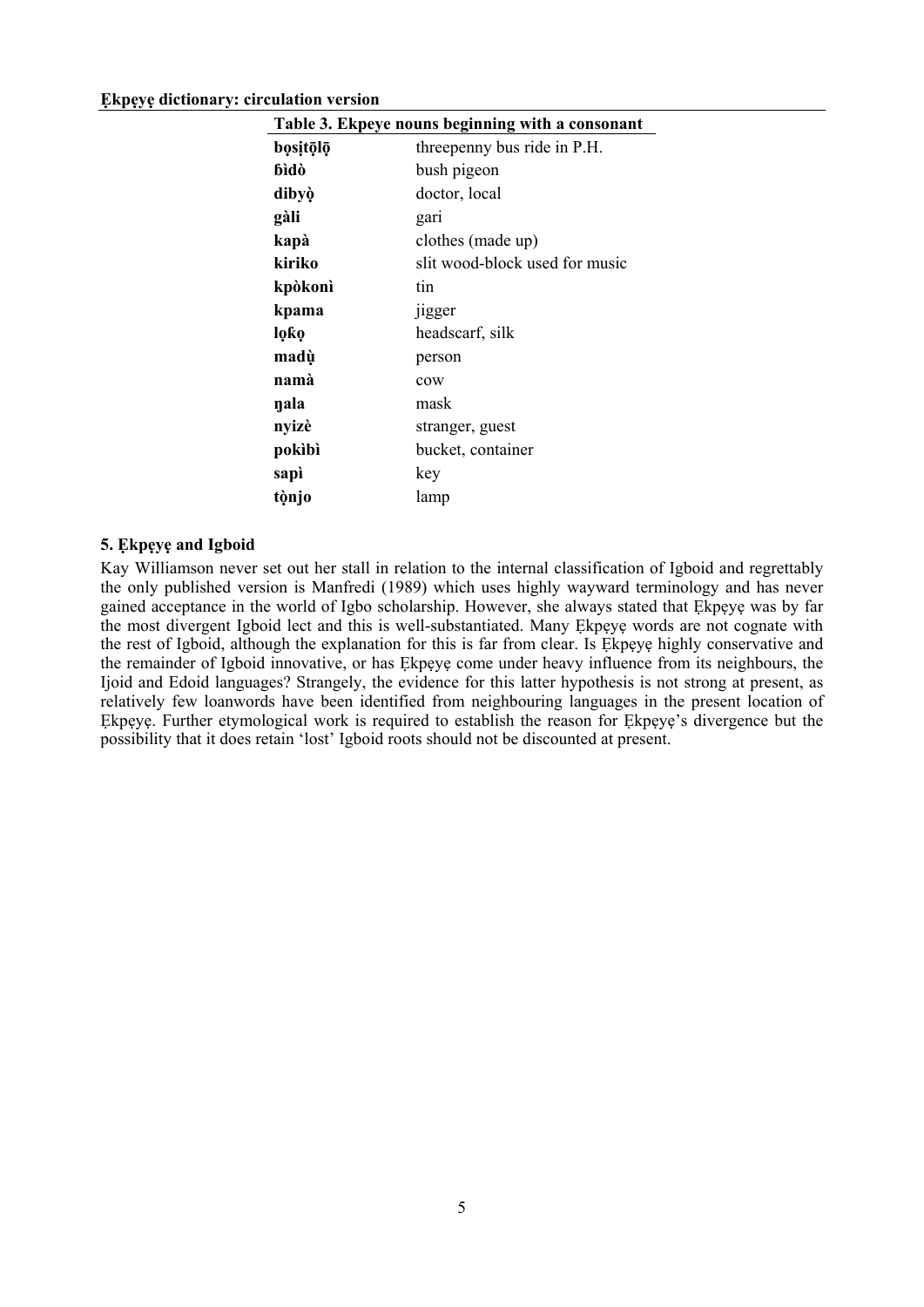**Table 3. Ekpeye nouns beginning with a consonant**

| | |
|---|---|
| **bọsịtō̩lō̩** | threepenny bus ride in P.H. |
| **ɓìdò** | bush pigeon |
| **dibyọ̀** | doctor, local |
| **gàli** | gari |
| **kapà** | clothes (made up) |
| **kiriko** | slit wood-block used for music |
| **kpòkonì** | tin |
| **kpama** | jigger |
| **lọƙọ** | headscarf, silk |
| **madụ̀** | person |
| **namà** | cow |
| **ŋala** | mask |
| **nyizè** | stranger, guest |
| **pokìbì** | bucket, container |
| **sapì** | key |
| **tọ̀njo** | lamp |

## 5. Ẹkpẹyẹ and Igboid

Kay Williamson never set out her stall in relation to the internal classification of Igboid and regrettably the only published version is Manfredi (1989) which uses highly wayward terminology and has never gained acceptance in the world of Igbo scholarship. However, she always stated that Ẹkpẹyẹ was by far the most divergent Igboid lect and this is well-substantiated. Many Ẹkpẹyẹ words are not cognate with the rest of Igboid, although the explanation for this is far from clear. Is Ẹkpẹyẹ highly conservative and the remainder of Igboid innovative, or has Ẹkpẹyẹ come under heavy influence from its neighbours, the Ijoid and Edoid languages? Strangely, the evidence for this latter hypothesis is not strong at present, as relatively few loanwords have been identified from neighbouring languages in the present location of Ẹkpẹyẹ. Further etymological work is required to establish the reason for Ẹkpẹyẹ's divergence but the possibility that it does retain 'lost' Igboid roots should not be discounted at present.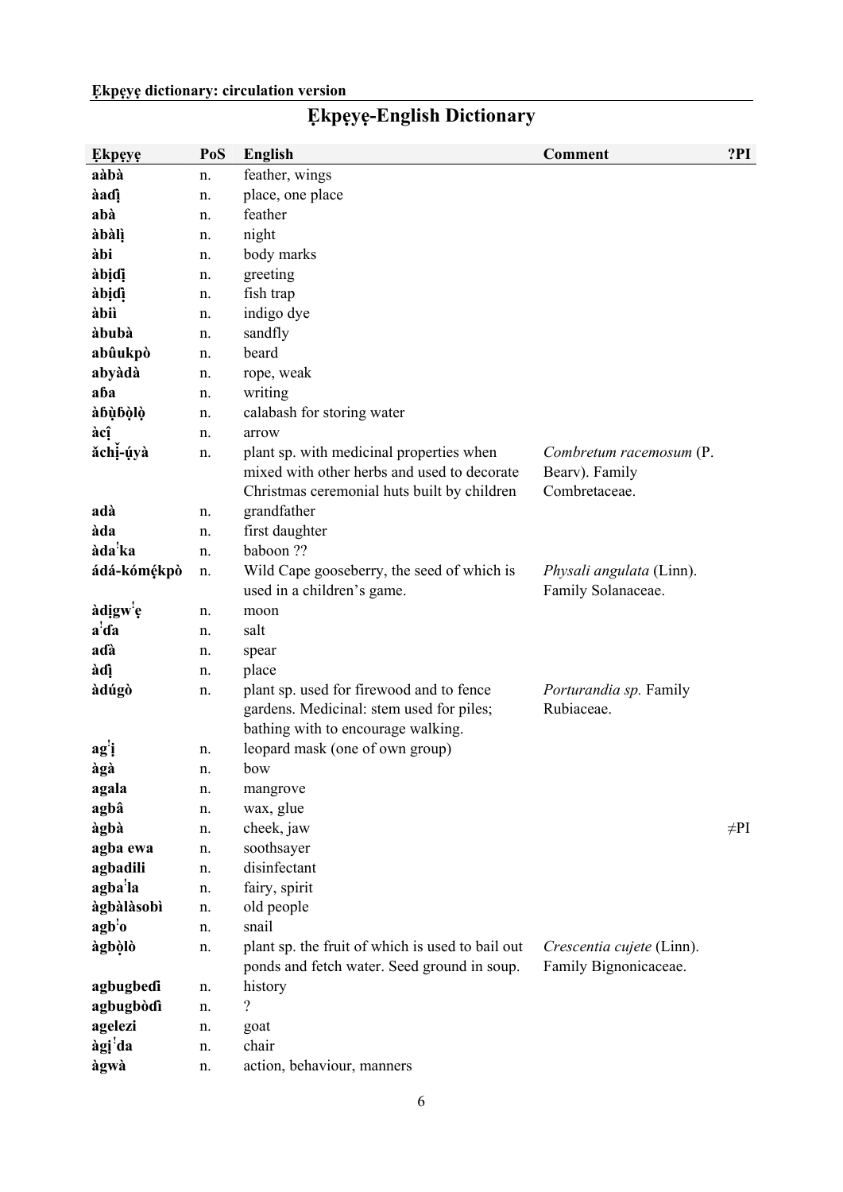# Ẹkpẹyẹ-English Dictionary

| Ẹkpẹyẹ | PoS | English | Comment | ?PI |
|---|---|---|---|---|
| **aàbà** | n. | feather, wings | | |
| **àaɗị** | n. | place, one place | | |
| **abà** | n. | feather | | |
| **àbàlị** | n. | night | | |
| **àbi** | n. | body marks | | |
| **àbịɗị** | n. | greeting | | |
| **àbịɗị** | n. | fish trap | | |
| **àbìì** | n. | indigo dye | | |
| **àbubà** | n. | sandfly | | |
| **abûukpò** | n. | beard | | |
| **abyàdà** | n. | rope, weak | | |
| **aɓa** | n. | writing | | |
| **àɓụ̀ɓọ̀lọ̀** | n. | calabash for storing water | | |
| **àcị̂** | n. | arrow | | |
| **ǎchị̌-ṷ́yà** | n. | plant sp. with medicinal properties when mixed with other herbs and used to decorate Christmas ceremonial huts built by children | *Combretum racemosum* (P. Bearv). Family Combretaceae. | |
| **adà** | n. | grandfather | | |
| **àda** | n. | first daughter | | |
| **àdaꜜka** | n. | baboon ?? | | |
| **ádá-kómẹ́kpò** | n. | Wild Cape gooseberry, the seed of which is used in a children's game. | *Physali angulata* (Linn). Family Solanaceae. | |
| **àdịgwꜜẹ** | n. | moon | | |
| **aꜜɗa** | n. | salt | | |
| **aɗà** | n. | spear | | |
| **àɗị** | n. | place | | |
| **àdúgò** | n. | plant sp. used for firewood and to fence gardens. Medicinal: stem used for piles; bathing with to encourage walking. | *Porturandia sp.* Family Rubiaceae. | |
| **agꜜị** | n. | leopard mask (one of own group) | | |
| **àgà** | n. | bow | | |
| **agala** | n. | mangrove | | |
| **agbâ** | n. | wax, glue | | |
| **àgbà** | n. | cheek, jaw | | ≠PI |
| **agba ewa** | n. | soothsayer | | |
| **agbadili** | n. | disinfectant | | |
| **agbaꜜla** | n. | fairy, spirit | | |
| **àgbàlàsobì** | n. | old people | | |
| **agbꜜo** | n. | snail | | |
| **àgbọ̀lò** | n. | plant sp. the fruit of which is used to bail out ponds and fetch water. Seed ground in soup. | *Crescentia cujete* (Linn). Family Bignonicaceae. | |
| **agbugbeɗi** | n. | history | | |
| **agbugbòɗì** | n. | ? | | |
| **agelezi** | n. | goat | | |
| **àgịꜜda** | n. | chair | | |
| **àgwà** | n. | action, behaviour, manners | | |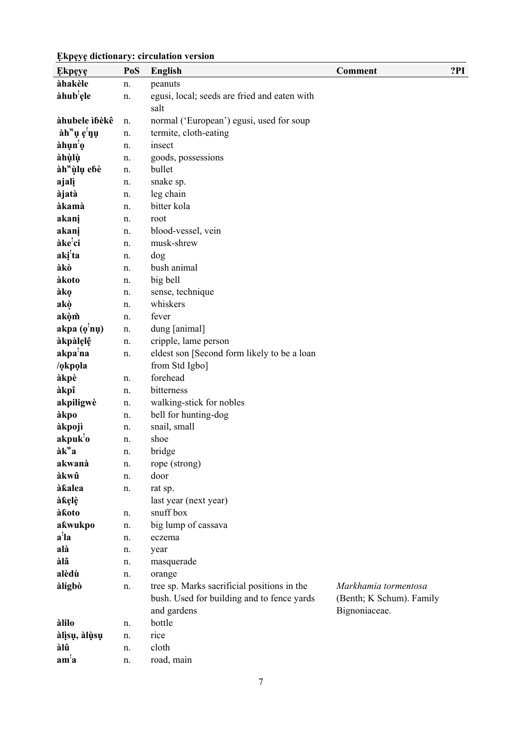**Ẹkpẹyẹ dictionary: circulation version**

| Ẹkpẹyẹ | PoS | English | Comment | ?PI |
|---|---|---|---|---|
| **àhakèle** | n. | peanuts | | |
| **àhubˈẹle** | n. | egusi, local; seeds are fried and eaten with salt | | |
| **àhubele ìɓèkê** | n. | normal ('European') egusi, used for soup | | |
| **àhʷụ ẹˈŋụ** | n. | termite, cloth-eating | | |
| **àhụnˈọ** | n. | insect | | |
| **àhụ̀lụ̀** | n. | goods, possessions | | |
| **àhʷụ̀lụ eɓè** | n. | bullet | | |
| **ajalị** | n. | snake sp. | | |
| **àjatà** | n. | leg chain | | |
| **àkamà** | n. | bitter kola | | |
| **akanị** | n. | root | | |
| **akanị** | n. | blood-vessel, vein | | |
| **àkeˈci** | n. | musk-shrew | | |
| **akịˈta** | n. | dog | | |
| **àkò** | n. | bush animal | | |
| **àkoto** | n. | big bell | | |
| **àkọ** | n. | sense, technique | | |
| **akọ̀** | n. | whiskers | | |
| **akọ̀m̀** | n. | fever | | |
| **akpa (ọˈnụ)** | n. | dung [animal] | | |
| **àkpàlẹlệ** | n. | cripple, lame person | | |
| **akpaˈna /ọkpọla** | n. | eldest son [Second form likely to be a loan from Std Igbo] | | |
| **àkpè** | n. | forehead | | |
| **àkpî** | n. | bitterness | | |
| **akpiligwè** | n. | walking-stick for nobles | | |
| **àkpo** | n. | bell for hunting-dog | | |
| **àkpojì** | n. | snail, small | | |
| **akpukˈo** | n. | shoe | | |
| **àkʷa** | n. | bridge | | |
| **akwanà** | n. | rope (strong) | | |
| **àkwû** | n. | door | | |
| **àƙalea** | n. | rat sp. | | |
| **àƙẹlè** | | last year (next year) | | |
| **àƙoto** | n. | snuff box | | |
| **aƙwukpo** | n. | big lump of cassava | | |
| **aˈla** | n. | eczema | | |
| **alà** | n. | year | | |
| **àlâ** | n. | masquerade | | |
| **alèdù** | n. | orange | | |
| **àlígbò** | n. | tree sp. Marks sacrificial positions in the bush. Used for building and to fence yards and gardens | *Markhamia tormentosa* (Benth; K Schum). Family Bignoniaceae. | |
| **àlilo** | n. | bottle | | |
| **àlị̀sụ, àlụ̀sụ** | n. | rice | | |
| **àlû** | n. | cloth | | |
| **amˈa** | n. | road, main | | |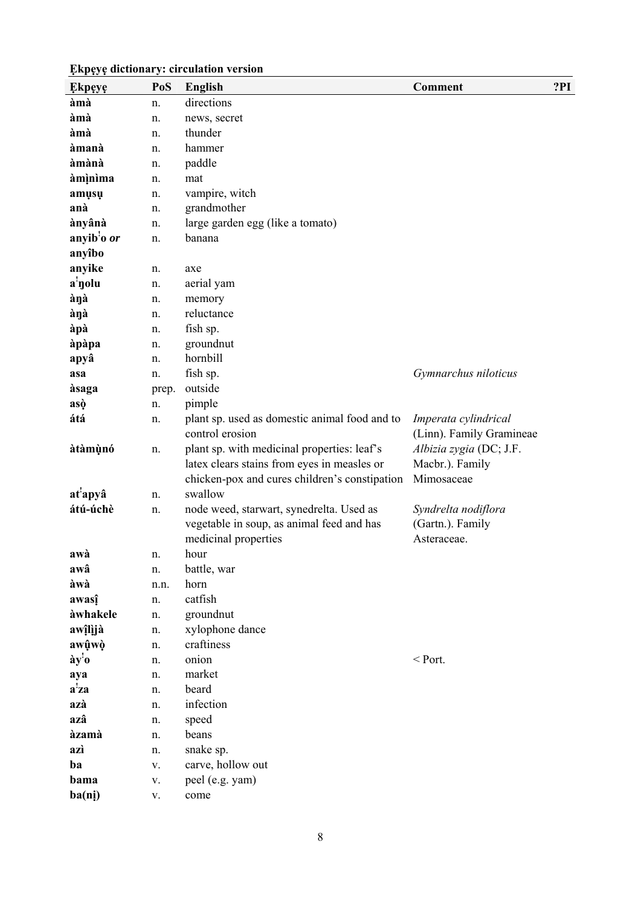**Ẹkpẹyẹ dictionary: circulation version**

| Ẹkpẹyẹ | PoS | English | Comment | ?PI |
|---|---|---|---|---|
| **àmà** | n. | directions | | |
| **àmà** | n. | news, secret | | |
| **àmà** | n. | thunder | | |
| **àmanà** | n. | hammer | | |
| **àmànà** | n. | paddle | | |
| **àmị̀nìma** | n. | mat | | |
| **amụsụ** | n. | vampire, witch | | |
| **anà** | n. | grandmother | | |
| **ànyânà** | n. | large garden egg (like a tomato) | | |
| **anyibˈo** *or* **anyîbo** | n. | banana | | |
| **anyike** | n. | axe | | |
| **aˈŋolu** | n. | aerial yam | | |
| **àŋà** | n. | memory | | |
| **àŋà** | n. | reluctance | | |
| **àpà** | n. | fish sp. | | |
| **àpàpa** | n. | groundnut | | |
| **apyâ** | n. | hornbill | | |
| **asa** | n. | fish sp. | *Gymnarchus niloticus* | |
| **àsaga** | prep. | outside | | |
| **asọ̀** | n. | pimple | | |
| **átá** | n. | plant sp. used as domestic animal food and to control erosion | *Imperata cylindrical* (Linn). Family Gramineae | |
| **àtàmụ̀nó** | n. | plant sp. with medicinal properties: leaf's latex clears stains from eyes in measles or chicken-pox and cures children's constipation | *Albizia zygia* (DC; J.F. Macbr.). Family Mimosaceae | |
| **atˈapyâ** | n. | swallow | | |
| **átú-úchè** | n. | node weed, starwart, synedrelta. Used as vegetable in soup, as animal feed and has medicinal properties | *Syndrelta nodiflora* (Gartn.). Family Asteraceae. | |
| **awà** | n. | hour | | |
| **awâ** | n. | battle, war | | |
| **àwà** | n.n. | horn | | |
| **awasị̂** | n. | catfish | | |
| **àwhakele** | n. | groundnut | | |
| **awị̂lị̀jà** | n. | xylophone dance | | |
| **awụ̂wọ̀** | n. | craftiness | | |
| **àyˈo** | n. | onion | < Port. | |
| **aya** | n. | market | | |
| **aˈza** | n. | beard | | |
| **azà** | n. | infection | | |
| **azâ** | n. | speed | | |
| **àzamà** | n. | beans | | |
| **azì** | n. | snake sp. | | |
| **ba** | v. | carve, hollow out | | |
| **bama** | v. | peel (e.g. yam) | | |
| **ba(nị)** | v. | come | | |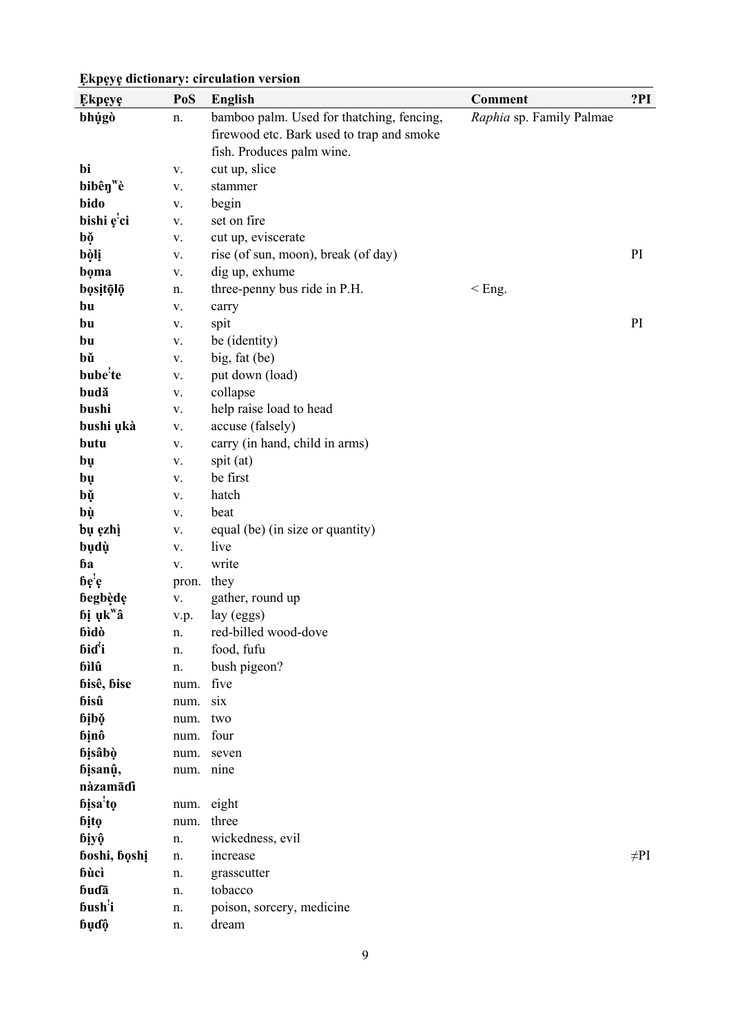**Ẹkpẹyẹ dictionary: circulation version**

| Ẹkpẹyẹ | PoS | English | Comment | ?PI |
|---|---|---|---|---|
| **bhụ́gò** | n. | bamboo palm. Used for thatching, fencing, firewood etc. Bark used to trap and smoke fish. Produces palm wine. | *Raphia* sp. Family Palmae | |
| **bi** | v. | cut up, slice | | |
| **bibêŋʷè** | v. | stammer | | |
| **bido** | v. | begin | | |
| **bishi ẹˈci** | v. | set on fire | | |
| **bọ̌** | v. | cut up, eviscerate | | |
| **bọ̀lị** | v. | rise (of sun, moon), break (of day) | | PI |
| **bọma** | v. | dig up, exhume | | |
| **bọsịtọ̄lọ̄** | n. | three-penny bus ride in P.H. | < Eng. | |
| **bu** | v. | carry | | |
| **bu** | v. | spit | | PI |
| **bu** | v. | be (identity) | | |
| **bǔ** | v. | big, fat (be) | | |
| **bubeˈte** | v. | put down (load) | | |
| **budǎ** | v. | collapse | | |
| **bushi** | v. | help raise load to head | | |
| **bushi ụkà** | v. | accuse (falsely) | | |
| **butu** | v. | carry (in hand, child in arms) | | |
| **bụ** | v. | spit (at) | | |
| **bụ** | v. | be first | | |
| **bụ̌** | v. | hatch | | |
| **bụ̀** | v. | beat | | |
| **bụ ẹzhì** | v. | equal (be) (in size or quantity) | | |
| **bụdụ̀** | v. | live | | |
| **ɓa** | v. | write | | |
| **ɓẹˈẹ** | pron. | they | | |
| **ɓegbẹ̀dẹ** | v. | gather, round up | | |
| **ɓị ụkʷâ** | v.p. | lay (eggs) | | |
| **ɓìdò** | n. | red-billed wood-dove | | |
| **ɓiɗˈi** | n. | food, fufu | | |
| **ɓìlû** | n. | bush pigeon? | | |
| **ɓisê, ɓise** | num. | five | | |
| **ɓisû** | num. | six | | |
| **ɓịbọ̌** | num. | two | | |
| **ɓịnô** | num. | four | | |
| **ɓịsâbọ̀** | num. | seven | | |
| **ɓịsanụ̂, nàzamāɗì** | num. | nine | | |
| **ɓịsaˈtọ** | num. | eight | | |
| **ɓịtọ** | num. | three | | |
| **ɓịyộ** | n. | wickedness, evil | | |
| **ɓoshi, ɓọshị** | n. | increase | | ≠PI |
| **ɓùcì** | n. | grasscutter | | |
| **ɓuɗā** | n. | tobacco | | |
| **ɓushˈi** | n. | poison, sorcery, medicine | | |
| **ɓụɗộ** | n. | dream | | |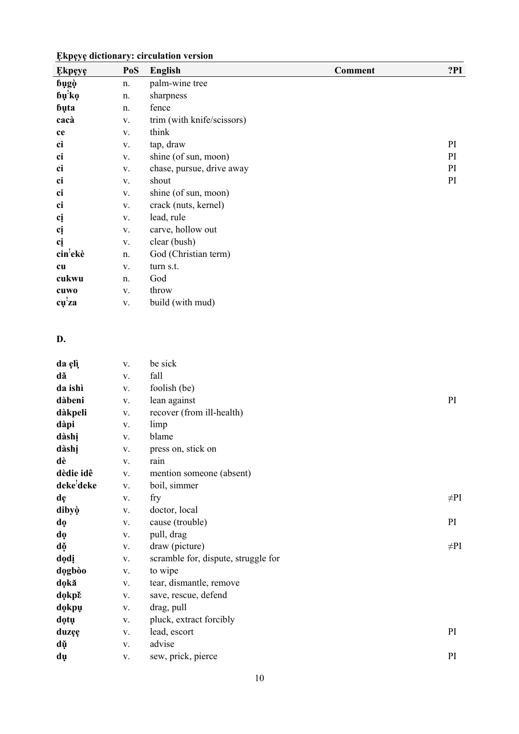**Ẹkpẹyẹ dictionary: circulation version**

| Ẹkpẹyẹ | PoS | English | Comment | ?PI |
|---|---|---|---|---|
| **ɓụgọ̀** | n. | palm-wine tree | | |
| **ɓụˈkọ** | n. | sharpness | | |
| **ɓụta** | n. | fence | | |
| **cacà** | v. | trim (with knife/scissors) | | |
| **ce** | v. | think | | |
| **ci** | v. | tap, draw | | PI |
| **ci** | v. | shine (of sun, moon) | | PI |
| **ci** | v. | chase, pursue, drive away | | PI |
| **ci** | v. | shout | | PI |
| **ci** | v. | shine (of sun, moon) | | |
| **ci** | v. | crack (nuts, kernel) | | |
| **cị** | v. | lead, rule | | |
| **cị** | v. | carve, hollow out | | |
| **cị** | v. | clear (bush) | | |
| **cinˈekè** | n. | God (Christian term) | | |
| **cu** | v. | turn s.t. | | |
| **cukwu** | n. | God | | |
| **cuwo** | v. | throw | | |
| **cụˈza** | v. | build (with mud) | | |

**D.**

| Ẹkpẹyẹ | PoS | English | Comment | ?PI |
|---|---|---|---|---|
| **da ẹlị̀** | v. | be sick | | |
| **dǎ** | v. | fall | | |
| **da ishì** | v. | foolish (be) | | |
| **dàbeni** | v. | lean against | | PI |
| **dàkpeli** | v. | recover (from ill-health) | | |
| **dàpi** | v. | limp | | |
| **dàshị** | v. | blame | | |
| **dàshị** | v. | press on, stick on | | |
| **dè** | v. | rain | | |
| **dèdie idê** | v. | mention someone (absent) | | |
| **dekeˈdeke** | v. | boil, simmer | | |
| **dẹ** | v. | fry | | ≠PI |
| **dibyọ̀** | v. | doctor, local | | |
| **dọ** | v. | cause (trouble) | | PI |
| **dọ** | v. | pull, drag | | |
| **dọ̌** | v. | draw (picture) | | ≠PI |
| **dọdị** | v. | scramble for, dispute, struggle for | | |
| **dọgbòo** | v. | to wipe | | |
| **dọkǎ** | v. | tear, dismantle, remove | | |
| **dọkpɛ̌** | v. | save, rescue, defend | | |
| **dọkpụ** | v. | drag, pull | | |
| **dọtụ** | v. | pluck, extract forcibly | | |
| **duzẹẹ** | v. | lead, escort | | PI |
| **dụ̌** | v. | advise | | |
| **dụ** | v. | sew, prick, pierce | | PI |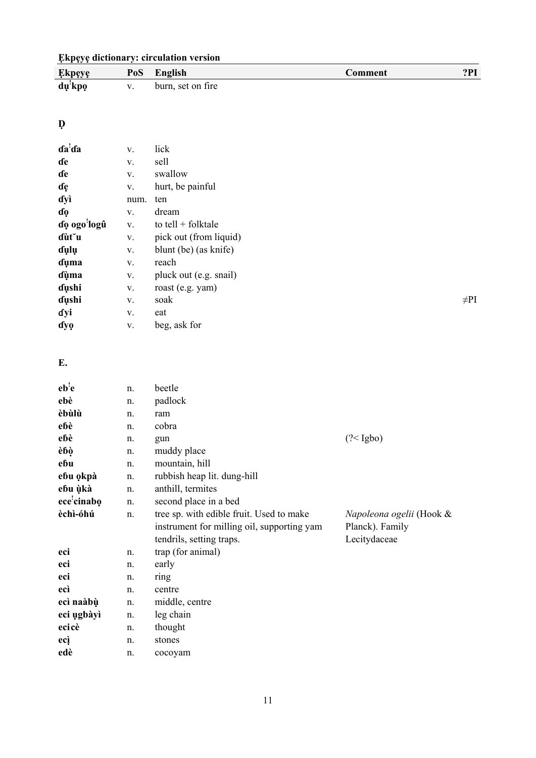**Ẹkpẹyẹ dictionary: circulation version**

| Ẹkpẹyẹ | PoS | English | Comment | ?PI |
|---|---|---|---|---|
| **dụꜝkpọ** | v. | burn, set on fire | | |

## Ḍ

| | | | | |
|---|---|---|---|---|
| **ɗaꜝɗa** | v. | lick | | |
| **ɗe** | v. | sell | | |
| **ɗe** | v. | swallow | | |
| **ɗẹ** | v. | hurt, be painful | | |
| **ɗyì** | num. | ten | | |
| **ɗọ** | v. | dream | | |
| **ɗọ ogoꜝlogû** | v. | to tell + folktale | | |
| **ɗùt˘u** | v. | pick out (from liquid) | | |
| **ɗụlụ** | v. | blunt (be) (as knife) | | |
| **ɗụma** | v. | reach | | |
| **ɗụ̀ma** | v. | pluck out (e.g. snail) | | |
| **ɗụshi** | v. | roast (e.g. yam) | | |
| **ɗụshi** | v. | soak | | ≠PI |
| **ɗyi** | v. | eat | | |
| **ɗyọ** | v. | beg, ask for | | |

## E.

| | | | | |
|---|---|---|---|---|
| **ebꜝe** | n. | beetle | | |
| **ebè** | n. | padlock | | |
| **èbùlù** | n. | ram | | |
| **eɓè** | n. | cobra | | |
| **eɓè** | n. | gun | (?< Igbo) | |
| **èɓọ̀** | n. | muddy place | | |
| **eɓu** | n. | mountain, hill | | |
| **eɓu ọkpà** | n. | rubbish heap lit. dung-hill | | |
| **eɓu ụ̀kà** | n. | anthill, termites | | |
| **eceꜝcinabọ** | n. | second place in a bed | | |
| **èchì-óhú** | n. | tree sp. with edible fruit. Used to make instrument for milling oil, supporting yam tendrils, setting traps. | *Napoleona ogelii* (Hook & Planck). Family Lecitydaceae | |
| **eci** | n. | trap (for animal) | | |
| **eci** | n. | early | | |
| **eci** | n. | ring | | |
| **ecì** | n. | centre | | |
| **ecì naàbụ̀** | n. | middle, centre | | |
| **eci ụgbàyì** | n. | leg chain | | |
| **ecicè** | n. | thought | | |
| **ecị** | n. | stones | | |
| **edè** | n. | cocoyam | | |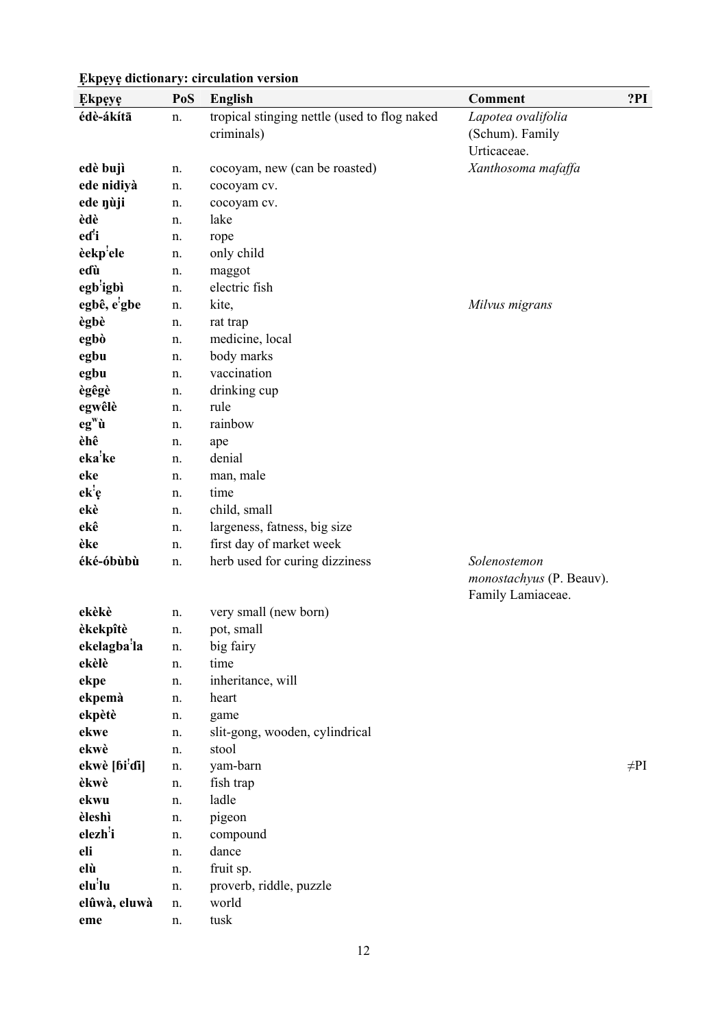**Ẹkpẹyẹ dictionary: circulation version**

| Ẹkpẹyẹ | PoS | English | Comment | ?PI |
|---|---|---|---|---|
| **édè-ákítā** | n. | tropical stinging nettle (used to flog naked criminals) | *Lapotea ovalifolia* (Schum). Family Urticaceae. | |
| **edè bujì** | n. | cocoyam, new (can be roasted) | *Xanthosoma mafaffa* | |
| **ede nidiyà** | n. | cocoyam cv. | | |
| **ede ŋùji** | n. | cocoyam cv. | | |
| **èdè** | n. | lake | | |
| **eɗ'i** | n. | rope | | |
| **èekp'ele** | n. | only child | | |
| **eɗù** | n. | maggot | | |
| **egb'igbì** | n. | electric fish | | |
| **egbê, e'gbe** | n. | kite, | *Milvus migrans* | |
| **ègbè** | n. | rat trap | | |
| **egbò** | n. | medicine, local | | |
| **egbu** | n. | body marks | | |
| **egbu** | n. | vaccination | | |
| **ègêgè** | n. | drinking cup | | |
| **egwêlè** | n. | rule | | |
| **eg$^{w}$ù** | n. | rainbow | | |
| **èhê** | n. | ape | | |
| **eka'ke** | n. | denial | | |
| **eke** | n. | man, male | | |
| **ek'ẹ** | n. | time | | |
| **ekè** | n. | child, small | | |
| **ekê** | n. | largeness, fatness, big size | | |
| **èke** | n. | first day of market week | | |
| **éké-óbùbù** | n. | herb used for curing dizziness | *Solenostemon monostachyus* (P. Beauv). Family Lamiaceae. | |
| **ekèkè** | n. | very small (new born) | | |
| **èkekpîtè** | n. | pot, small | | |
| **ekelagba'la** | n. | big fairy | | |
| **ekèlè** | n. | time | | |
| **ekpe** | n. | inheritance, will | | |
| **ekpemà** | n. | heart | | |
| **ekpètè** | n. | game | | |
| **ekwe** | n. | slit-gong, wooden, cylindrical | | |
| **ekwè** | n. | stool | | |
| **ekwè [ɓi'ɗi]** | n. | yam-barn | | ≠PI |
| **èkwè** | n. | fish trap | | |
| **ekwu** | n. | ladle | | |
| **èleshì** | n. | pigeon | | |
| **elezh'i** | n. | compound | | |
| **eli** | n. | dance | | |
| **elù** | n. | fruit sp. | | |
| **elu'lu** | n. | proverb, riddle, puzzle | | |
| **elûwà, eluwà** | n. | world | | |
| **eme** | n. | tusk | | |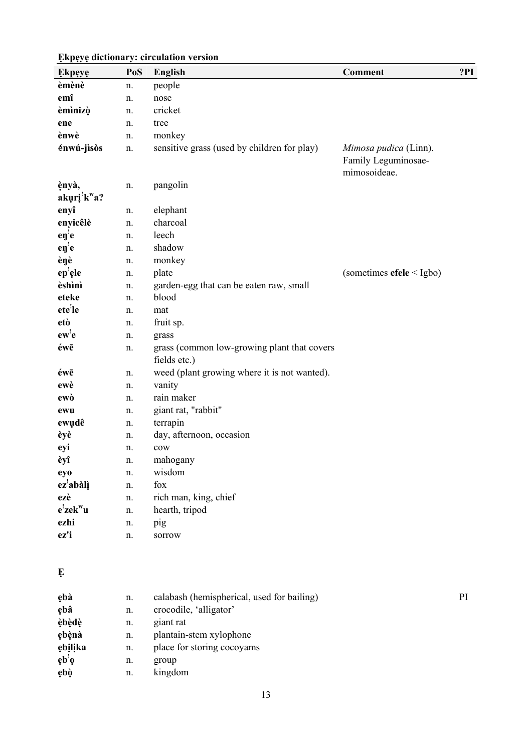**Ẹkpẹyẹ dictionary: circulation version**

| Ẹkpẹyẹ | PoS | English | Comment | ?PI |
|---|---|---|---|---|
| **èmènè** | n. | people | | |
| **emî** | n. | nose | | |
| **èmìnizọ̀** | n. | cricket | | |
| **ene** | n. | tree | | |
| **ènwè** | n. | monkey | | |
| **énwú-jìsòs** | n. | sensitive grass (used by children for play) | *Mimosa pudica* (Linn). Family Leguminosae-mimosoideae. | |
| **ẹ̀nyà, akụrị ꜜkʷa?** | n. | pangolin | | |
| **enyî** | n. | elephant | | |
| **enyicêlè** | n. | charcoal | | |
| **eŋꜜe** | n. | leech | | |
| **eŋꜜe** | n. | shadow | | |
| **èŋè** | n. | monkey | | |
| **epꜜẹle** | n. | plate | (sometimes **efele** < Igbo) | |
| **èshìnì** | n. | garden-egg that can be eaten raw, small | | |
| **eteke** | n. | blood | | |
| **eteꜜle** | n. | mat | | |
| **etò** | n. | fruit sp. | | |
| **ewꜜe** | n. | grass | | |
| **éwē** | n. | grass (common low-growing plant that covers fields etc.) | | |
| **éwē** | n. | weed (plant growing where it is not wanted). | | |
| **ewè** | n. | vanity | | |
| **ewò** | n. | rain maker | | |
| **ewu** | n. | giant rat, "rabbit" | | |
| **ewụdê** | n. | terrapin | | |
| **èyè** | n. | day, afternoon, occasion | | |
| **eyi** | n. | cow | | |
| **èyî** | n. | mahogany | | |
| **eyo** | n. | wisdom | | |
| **ezꜜabàlị̀** | n. | fox | | |
| **ezè** | n. | rich man, king, chief | | |
| **eꜜzekʷu** | n. | hearth, tripod | | |
| **ezhi** | n. | pig | | |
| **ez'i** | n. | sorrow | | |

## Ẹ

| Ẹkpẹyẹ | PoS | English | Comment | ?PI |
|---|---|---|---|---|
| **ẹbà** | n. | calabash (hemispherical, used for bailing) | | PI |
| **ẹbâ** | n. | crocodile, 'alligator' | | |
| **ẹ̀bẹ̀dẹ̀** | n. | giant rat | | |
| **ẹbẹ̀nà** | n. | plantain-stem xylophone | | |
| **ẹbịlịka** | n. | place for storing cocoyams | | |
| **ẹbꜜọ** | n. | group | | |
| **ẹbọ̀** | n. | kingdom | | |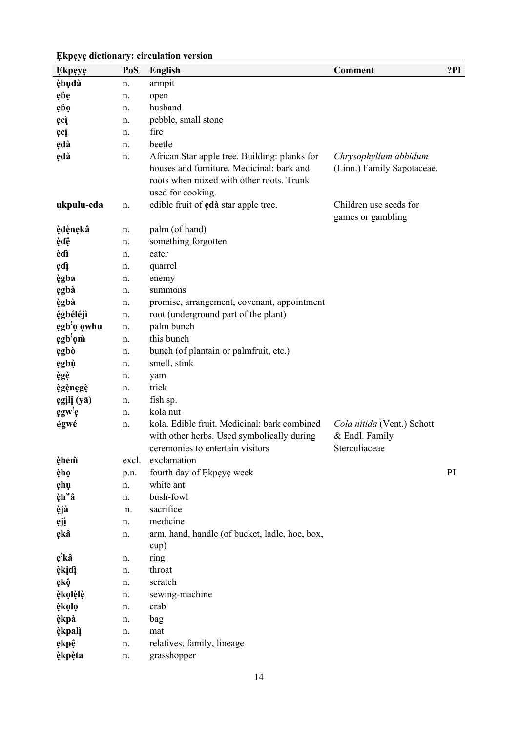**Ẹkpẹyẹ dictionary: circulation version**

| Ẹkpẹyẹ | PoS | English | Comment | ?PI |
|---|---|---|---|---|
| **ẹ̀bụdà** | n. | armpit | | |
| **ẹɓẹ** | n. | open | | |
| **ẹɓọ** | n. | husband | | |
| **ẹcị̀** | n. | pebble, small stone | | |
| **ẹcị** | n. | fire | | |
| **ẹdà** | n. | beetle | | |
| **ẹdà** | n. | African Star apple tree. Building: planks for houses and furniture. Medicinal: bark and roots when mixed with other roots. Trunk used for cooking. | *Chrysophyllum abbidum* (Linn.) Family Sapotaceae. | |
| **ukpulu-eda** | n. | edible fruit of **ẹdà** star apple tree. | Children use seeds for games or gambling | |
| **ẹ̀dẹ̀nẹkâ** | n. | palm (of hand) | | |
| **ẹ̀ɗệ** | n. | something forgotten | | |
| **ẹ̀ɗì** | n. | eater | | |
| **ẹɗị** | n. | quarrel | | |
| **ẹ̀gba** | n. | enemy | | |
| **ẹgbà** | n. | summons | | |
| **ẹ̀gbà** | n. | promise, arrangement, covenant, appointment | | |
| **ẹ́gbéléjì** | n. | root (underground part of the plant) | | |
| **ẹgbˈọ ọwhu** | n. | palm bunch | | |
| **ẹgbˈọm̀** | n. | this bunch | | |
| **ẹgbò** | n. | bunch (of plantain or palmfruit, etc.) | | |
| **ẹgbụ̀** | n. | smell, stink | | |
| **ẹ̀gẹ̀** | n. | yam | | |
| **ẹ̀gẹ̀nẹgẹ̀** | n. | trick | | |
| **ẹgịlị (yā)** | n. | fish sp. | | |
| **ẹgwˈẹ** | n. | kola nut | | |
| **ẹ́gwé** | n. | kola. Edible fruit. Medicinal: bark combined with other herbs. Used symbolically during ceremonies to entertain visitors | *Cola nitida* (Vent.) Schott & Endl. Family Sterculiaceae | |
| **ẹ̀hem̀** | excl. | exclamation | | |
| **ẹ̀họ** | p.n. | fourth day of Ẹkpẹyẹ week | | PI |
| **ẹhụ** | n. | white ant | | |
| **ẹ̀hʷâ** | n. | bush-fowl | | |
| **ẹ̀jà** | n. | sacrifice | | |
| **ẹjị̀** | n. | medicine | | |
| **ẹkâ** | n. | arm, hand, handle (of bucket, ladle, hoe, box, cup) | | |
| **ẹˈkâ** | n. | ring | | |
| **ẹ̀kịɗị** | n. | throat | | |
| **ẹkộ** | n. | scratch | | |
| **ẹ̀kọlẹ̀lẹ̀** | n. | sewing-machine | | |
| **ẹ̀kọlọ** | n. | crab | | |
| **ẹ̀kpà** | n. | bag | | |
| **ẹ̀kpalị̀** | n. | mat | | |
| **ẹkpệ** | n. | relatives, family, lineage | | |
| **ẹ̀kpẹ̀ta** | n. | grasshopper | | |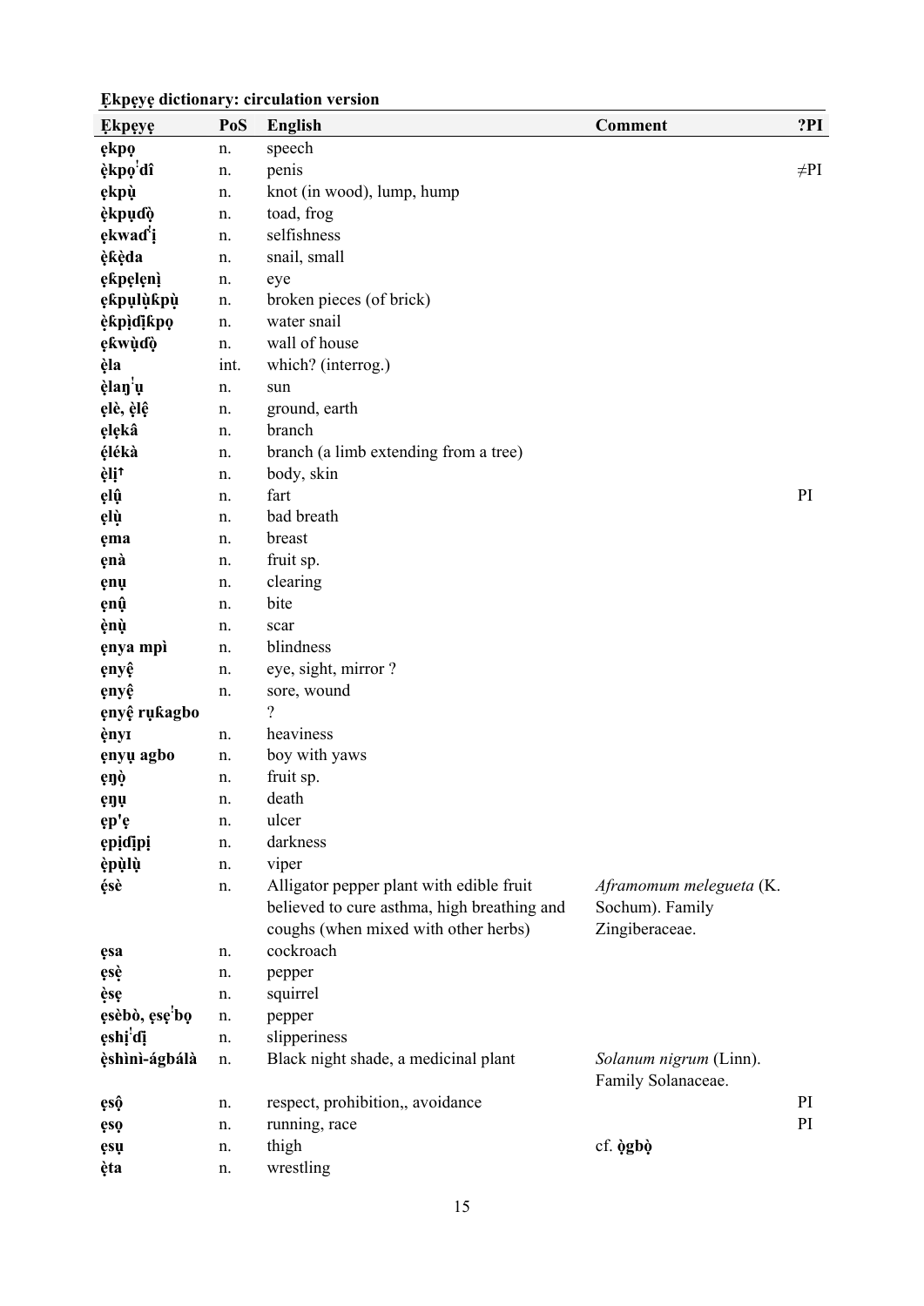**Ẹkpẹyẹ dictionary: circulation version**

| Ẹkpẹyẹ | PoS | English | Comment | ?PI |
|---|---|---|---|---|
| **ẹkpọ** | n. | speech | | |
| **èkpọˈdî** | n. | penis | | ≠PI |
| **ẹkpụ̀** | n. | knot (in wood), lump, hump | | |
| **èkpụɗọ̀** | n. | toad, frog | | |
| **ẹkwaɗˈị** | n. | selfishness | | |
| **èƙèda** | n. | snail, small | | |
| **ẹƙpẹlẹnì** | n. | eye | | |
| **ẹƙpụlụ̀ƙpụ̀** | n. | broken pieces (of brick) | | |
| **èƙpịɗịƙpọ** | n. | water snail | | |
| **ẹƙwụ̀ɗọ̀** | n. | wall of house | | |
| **ẹ̀la** | int. | which? (interrog.) | | |
| **ẹ̀laŋˈụ** | n. | sun | | |
| **ẹlè, ẹ̀lệ** | n. | ground, earth | | |
| **ẹlẹkâ** | n. | branch | | |
| **ẹ́lẹ́kà** | n. | branch (a limb extending from a tree) | | |
| **ẹ̀lịꜛ** | n. | body, skin | | |
| **ẹlụ̂** | n. | fart | | PI |
| **ẹlụ̀** | n. | bad breath | | |
| **ẹma** | n. | breast | | |
| **ẹnà** | n. | fruit sp. | | |
| **ẹnụ** | n. | clearing | | |
| **ẹnụ̂** | n. | bite | | |
| **ẹ̀nụ̀** | n. | scar | | |
| **ẹnya mpì** | n. | blindness | | |
| **ẹnyệ** | n. | eye, sight, mirror ? | | |
| **ẹnyệ** | n. | sore, wound | | |
| **ẹnyệ rụƙagbo** | | ? | | |
| **ẹ̀nyɪ** | n. | heaviness | | |
| **ẹnyụ agbo** | n. | boy with yaws | | |
| **ẹŋọ̀** | n. | fruit sp. | | |
| **ẹŋụ** | n. | death | | |
| **ẹp'ẹ** | n. | ulcer | | |
| **ẹpịɗịpị** | n. | darkness | | |
| **ẹ̀pụ̀lụ̀** | n. | viper | | |
| **ẹ́sè** | n. | Alligator pepper plant with edible fruit believed to cure asthma, high breathing and coughs (when mixed with other herbs) | *Aframomum melegueta* (K. Sochum). Family Zingiberaceae. | |
| **ẹsa** | n. | cockroach | | |
| **ẹsẹ̀** | n. | pepper | | |
| **ẹ̀sẹ** | n. | squirrel | | |
| **ẹsèbò, ẹsẹˈbọ** | n. | pepper | | |
| **ẹshịˈɗị** | n. | slipperiness | | |
| **ẹ̀shìnì-ágbálà** | n. | Black night shade, a medicinal plant | *Solanum nigrum* (Linn). Family Solanaceae. | |
| **ẹsộ** | n. | respect, prohibition,, avoidance | | PI |
| **ẹsọ** | n. | running, race | | PI |
| **ẹsụ** | n. | thigh | cf. **ọ̀gbọ̀** | |
| **ẹ̀ta** | n. | wrestling | | |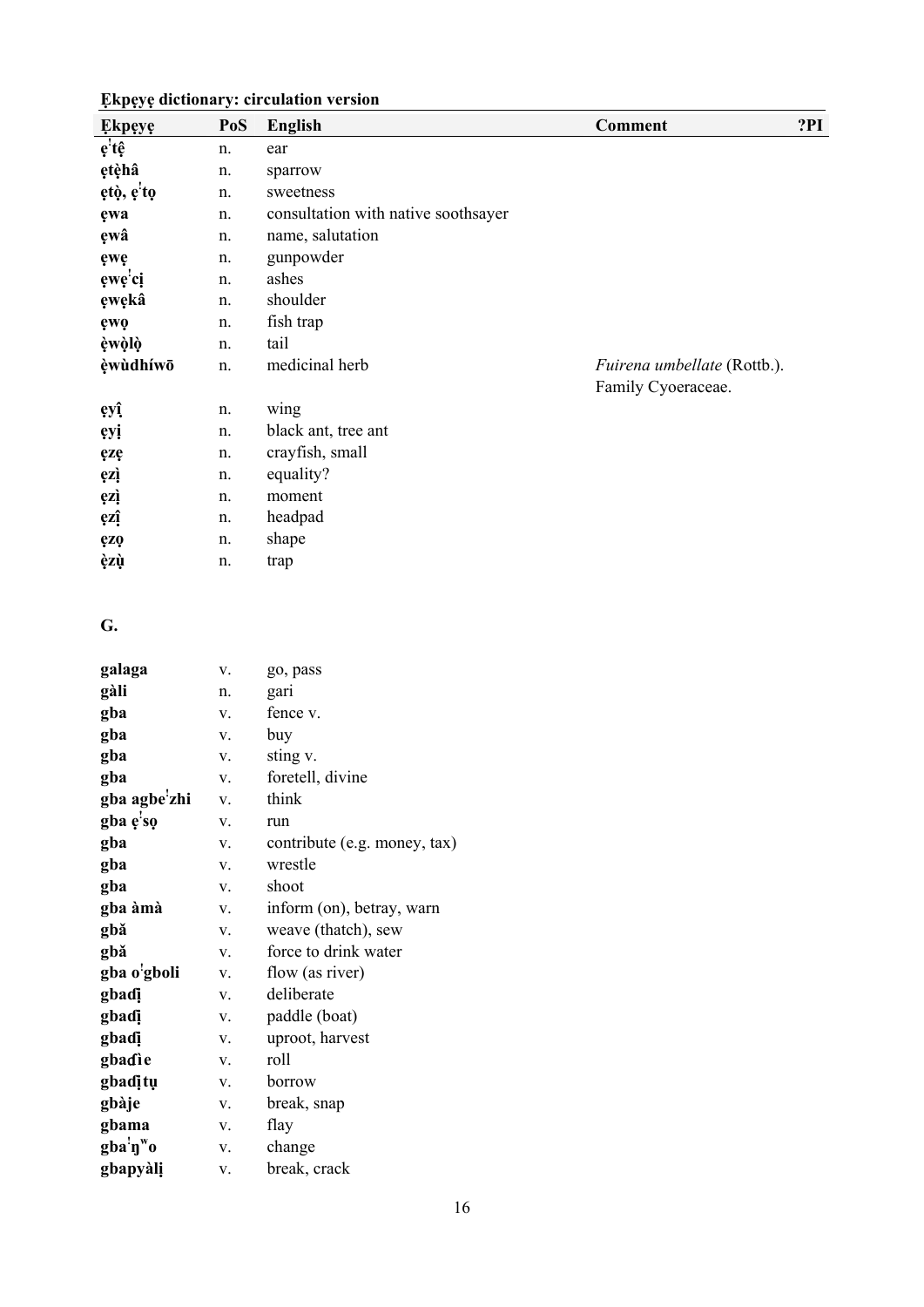**Ẹkpẹyẹ dictionary: circulation version**

| Ẹkpẹyẹ | PoS | English | Comment | ?PI |
|---|---|---|---|---|
| **ẹˈtệ** | n. | ear | | |
| **ẹtẹ̀hâ** | n. | sparrow | | |
| **ẹtọ̀, ẹˈtọ** | n. | sweetness | | |
| **ẹwa** | n. | consultation with native soothsayer | | |
| **ẹwâ** | n. | name, salutation | | |
| **ẹwẹ** | n. | gunpowder | | |
| **ẹwẹˈcị** | n. | ashes | | |
| **ẹwẹkâ** | n. | shoulder | | |
| **ẹwọ** | n. | fish trap | | |
| **ẹ̀wọ̀lọ̀** | n. | tail | | |
| **ẹ̀wùdhíwō** | n. | medicinal herb | *Fuirena umbellate* (Rottb.). Family Cyoeraceae. | |
| **ẹyị̂** | n. | wing | | |
| **ẹyị** | n. | black ant, tree ant | | |
| **ẹzẹ** | n. | crayfish, small | | |
| **ẹzị̀** | n. | equality? | | |
| **ẹzị̀** | n. | moment | | |
| **ẹzị̂** | n. | headpad | | |
| **ẹzọ** | n. | shape | | |
| **ẹ̀zụ̀** | n. | trap | | |

**G.**

| Ẹkpẹyẹ | PoS | English | Comment | ?PI |
|---|---|---|---|---|
| **galaga** | v. | go, pass | | |
| **gàli** | n. | gari | | |
| **gba** | v. | fence v. | | |
| **gba** | v. | buy | | |
| **gba** | v. | sting v. | | |
| **gba** | v. | foretell, divine | | |
| **gba agbeˈzhi** | v. | think | | |
| **gba ẹˈsọ** | v. | run | | |
| **gba** | v. | contribute (e.g. money, tax) | | |
| **gba** | v. | wrestle | | |
| **gba** | v. | shoot | | |
| **gba àmà** | v. | inform (on), betray, warn | | |
| **gbǎ** | v. | weave (thatch), sew | | |
| **gbǎ** | v. | force to drink water | | |
| **gba oˈgboli** | v. | flow (as river) | | |
| **gbaɗị** | v. | deliberate | | |
| **gbaɗị** | v. | paddle (boat) | | |
| **gbaɗị** | v. | uproot, harvest | | |
| **gbaɗìe** | v. | roll | | |
| **gbaɗịtụ** | v. | borrow | | |
| **gbàje** | v. | break, snap | | |
| **gbama** | v. | flay | | |
| **gbaˈŋʷo** | v. | change | | |
| **gbapyàlị** | v. | break, crack | | |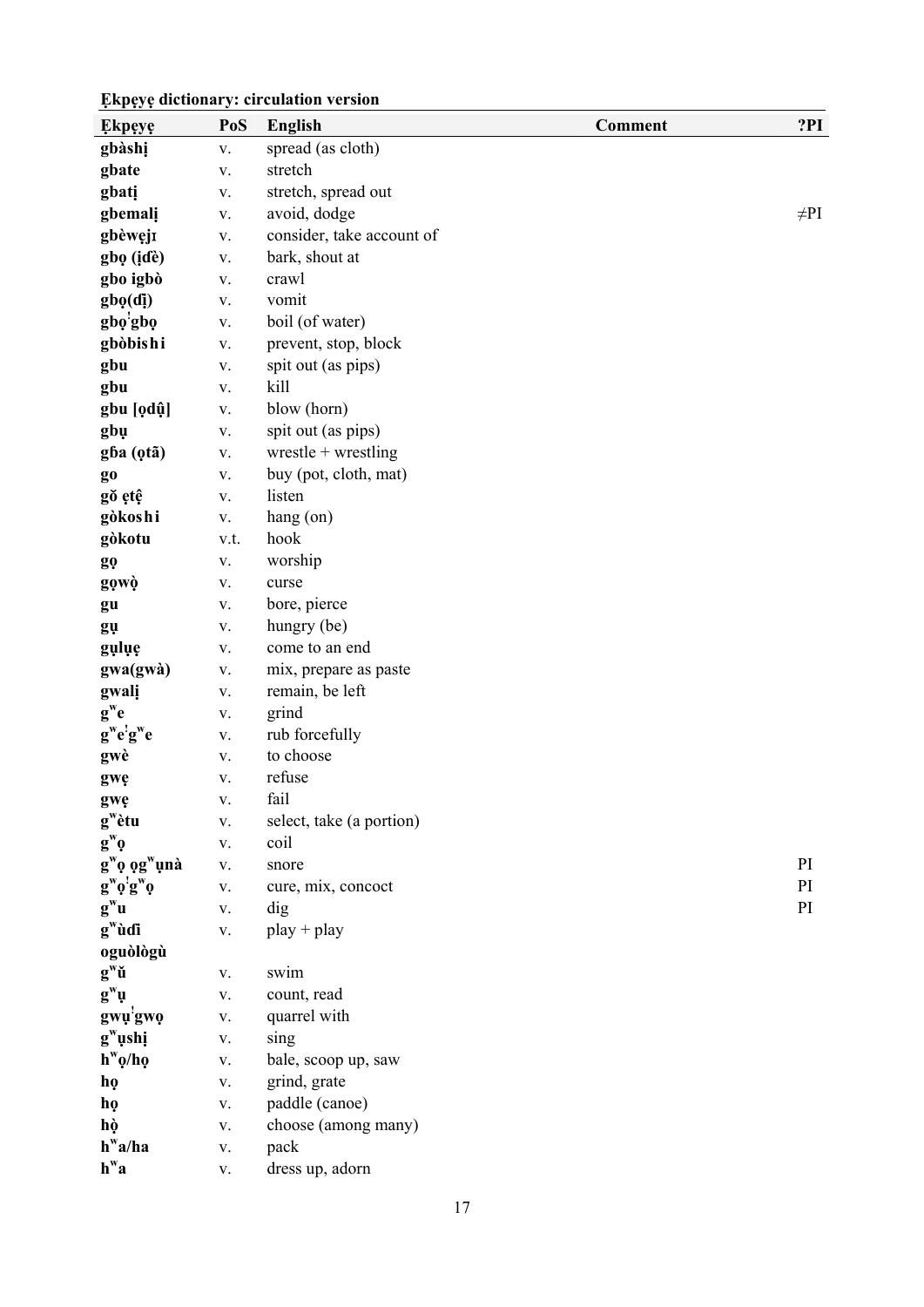**Ẹkpẹyẹ dictionary: circulation version**

| Ẹkpẹyẹ | PoS | English | Comment | ?PI |
|---|---|---|---|---|
| **gbàshị** | v. | spread (as cloth) | | |
| **gbate** | v. | stretch | | |
| **gbatị** | v. | stretch, spread out | | |
| **gbemalị** | v. | avoid, dodge | | ≠PI |
| **gbèwẹjɪ** | v. | consider, take account of | | |
| **gbọ (ịɗè)** | v. | bark, shout at | | |
| **gbo igbò** | v. | crawl | | |
| **gbọ(dị̃)** | v. | vomit | | |
| **gbọˈgbọ** | v. | boil (of water) | | |
| **gbòbishi** | v. | prevent, stop, block | | |
| **gbu** | v. | spit out (as pips) | | |
| **gbu** | v. | kill | | |
| **gbu [ọdụ̂]** | v. | blow (horn) | | |
| **gbụ** | v. | spit out (as pips) | | |
| **gɓa (ọtã)** | v. | wrestle + wrestling | | |
| **go** | v. | buy (pot, cloth, mat) | | |
| **gǒ ẹtệ** | v. | listen | | |
| **gòkoshi** | v. | hang (on) | | |
| **gòkotu** | v.t. | hook | | |
| **gọ** | v. | worship | | |
| **gọwọ̀** | v. | curse | | |
| **gu** | v. | bore, pierce | | |
| **gụ** | v. | hungry (be) | | |
| **gụlụẹ** | v. | come to an end | | |
| **gwa(gwà)** | v. | mix, prepare as paste | | |
| **gwalị** | v. | remain, be left | | |
| **gʷe** | v. | grind | | |
| **gʷeˈgʷe** | v. | rub forcefully | | |
| **gwè** | v. | to choose | | |
| **gwẹ** | v. | refuse | | |
| **gwẹ** | v. | fail | | |
| **gʷètu** | v. | select, take (a portion) | | |
| **gʷọ** | v. | coil | | |
| **gʷọ ọgʷụnà** | v. | snore | | PI |
| **gʷọˈgʷọ** | v. | cure, mix, concoct | | PI |
| **gʷu** | v. | dig | | PI |
| **gʷùɗì oguòlògù** | v. | play + play | | |
| **gʷǔ** | v. | swim | | |
| **gʷụ** | v. | count, read | | |
| **gwụˈgwọ** | v. | quarrel with | | |
| **gʷụshị** | v. | sing | | |
| **hʷọ/họ** | v. | bale, scoop up, saw | | |
| **họ** | v. | grind, grate | | |
| **họ** | v. | paddle (canoe) | | |
| **họ̀** | v. | choose (among many) | | |
| **hʷa/ha** | v. | pack | | |
| **hʷa** | v. | dress up, adorn | | |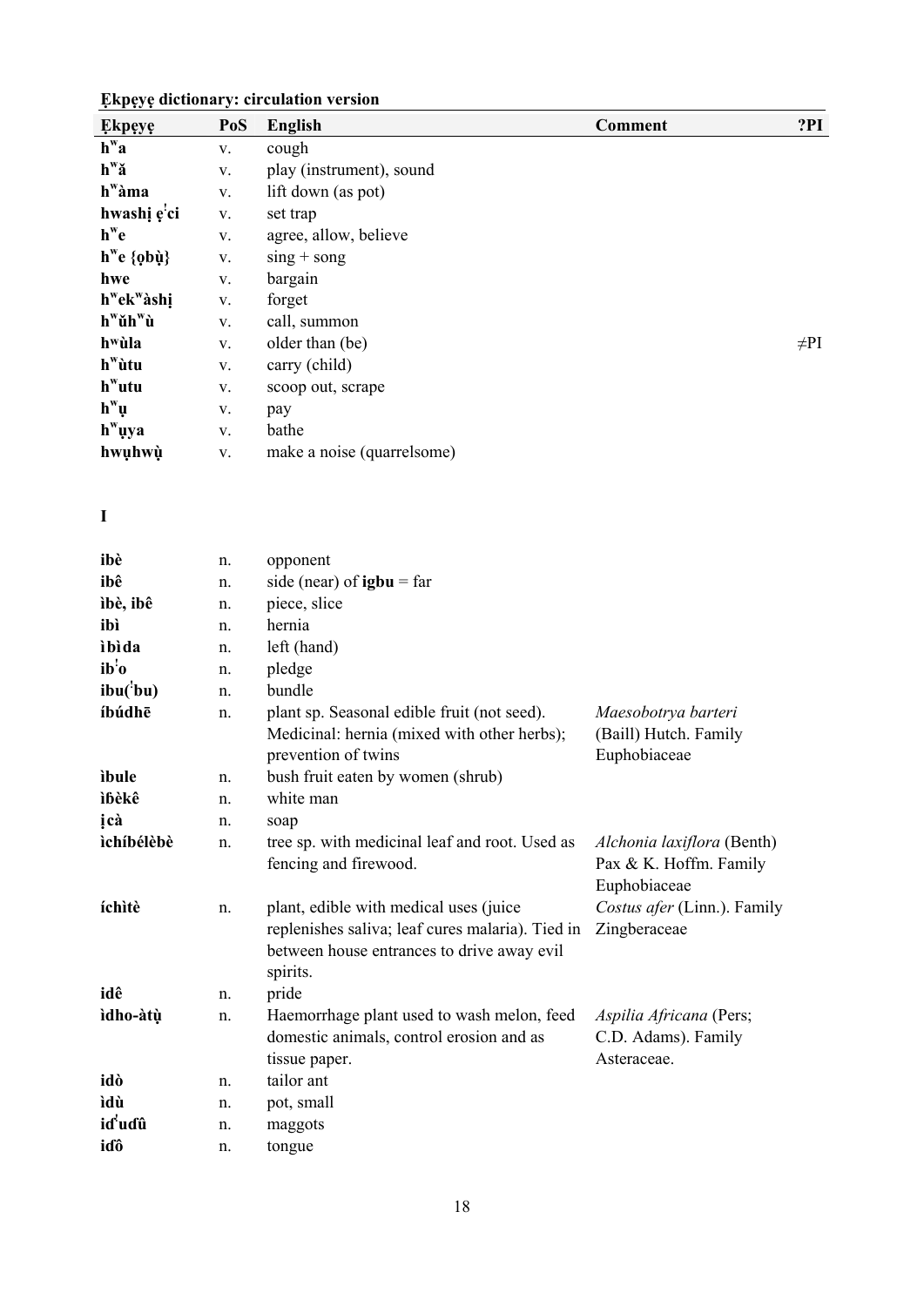**Ẹkpẹyẹ dictionary: circulation version**

| Ẹkpẹyẹ | PoS | English | Comment | ?PI |
|---|---|---|---|---|
| **hʷa** | v. | cough | | |
| **hʷǎ** | v. | play (instrument), sound | | |
| **hʷàma** | v. | lift down (as pot) | | |
| **hwashị ẹꜜci** | v. | set trap | | |
| **hʷe** | v. | agree, allow, believe | | |
| **hʷe {ọbụ̀}** | v. | sing + song | | |
| **hwe** | v. | bargain | | |
| **hʷekʷàshị** | v. | forget | | |
| **hʷǔhʷù** | v. | call, summon | | |
| **hʷùla** | v. | older than (be) | | ≠PI |
| **hʷùtu** | v. | carry (child) | | |
| **hʷutu** | v. | scoop out, scrape | | |
| **hʷụ** | v. | pay | | |
| **hʷụya** | v. | bathe | | |
| **hwụhwụ̀** | v. | make a noise (quarrelsome) | | |

**I**

| Ẹkpẹyẹ | PoS | English | Comment | ?PI |
|---|---|---|---|---|
| **ibè** | n. | opponent | | |
| **ibê** | n. | side (near) of **igbu** = far | | |
| **ìbè, ibê** | n. | piece, slice | | |
| **ibì** | n. | hernia | | |
| **ìbìda** | n. | left (hand) | | |
| **ibꜜo** | n. | pledge | | |
| **ibu(ꜜbu)** | n. | bundle | | |
| **íbúdhē** | n. | plant sp. Seasonal edible fruit (not seed). Medicinal: hernia (mixed with other herbs); prevention of twins | *Maesobotrya barteri* (Baill) Hutch. Family Euphobiaceae | |
| **ìbule** | n. | bush fruit eaten by women (shrub) | | |
| **iɓèkê** | n. | white man | | |
| **ịcà** | n. | soap | | |
| **ìchíbélèbè** | n. | tree sp. with medicinal leaf and root. Used as fencing and firewood. | *Alchonia laxiflora* (Benth) Pax & K. Hoffm. Family Euphobiaceae | |
| **íchìtè** | n. | plant, edible with medical uses (juice replenishes saliva; leaf cures malaria). Tied in between house entrances to drive away evil spirits. | *Costus afer* (Linn.). Family Zingberaceae | |
| **idê** | n. | pride | | |
| **ìdho-àtụ̀** | n. | Haemorrhage plant used to wash melon, feed domestic animals, control erosion and as tissue paper. | *Aspilia Africana* (Pers; C.D. Adams). Family Asteraceae. | |
| **idò** | n. | tailor ant | | |
| **ìdù** | n. | pot, small | | |
| **iɗꜜuɗû** | n. | maggots | | |
| **iɗô** | n. | tongue | | |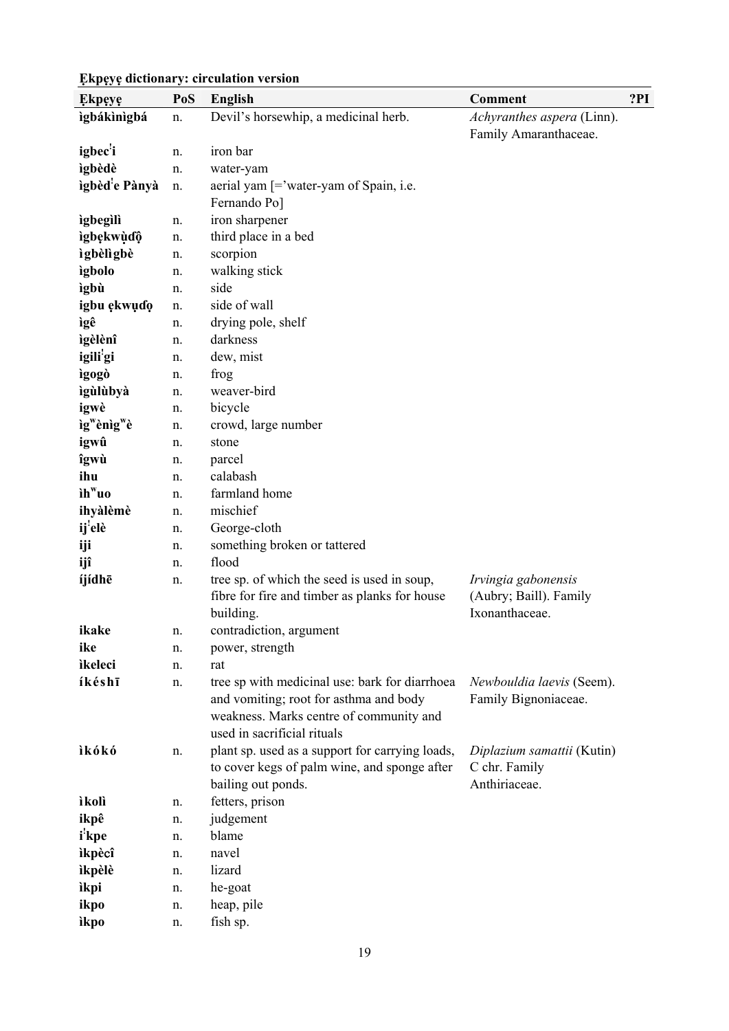**Ẹkpẹyẹ dictionary: circulation version**

| Ẹkpẹyẹ | PoS | English | Comment | ?PI |
|---|---|---|---|---|
| **ìgbákìnìgbá** | n. | Devil's horsewhip, a medicinal herb. | *Achyranthes aspera* (Linn). Family Amaranthaceae. | |
| **igbecꜜi** | n. | iron bar | | |
| **ìgbèdè** | n. | water-yam | | |
| **ìgbèdꜜe Pànyà** | n. | aerial yam [='water-yam of Spain, i.e. Fernando Po] | | |
| **ìgbegìlì** | n. | iron sharpener | | |
| **ìgbẹkwụ̀ɗộ** | n. | third place in a bed | | |
| **ìgbèlìgbè** | n. | scorpion | | |
| **ìgbolo** | n. | walking stick | | |
| **ìgbù** | n. | side | | |
| **igbu ẹkwụɗọ** | n. | side of wall | | |
| **ìgê** | n. | drying pole, shelf | | |
| **ìgèlènî** | n. | darkness | | |
| **igiliꜜgi** | n. | dew, mist | | |
| **ìgogò** | n. | frog | | |
| **ìgùlùbyà** | n. | weaver-bird | | |
| **igwè** | n. | bicycle | | |
| **ìgʷènìgʷè** | n. | crowd, large number | | |
| **igwû** | n. | stone | | |
| **îgwù** | n. | parcel | | |
| **ihu** | n. | calabash | | |
| **ìhʷuo** | n. | farmland home | | |
| **ihyàlèmè** | n. | mischief | | |
| **ijꜜelè** | n. | George-cloth | | |
| **iji** | n. | something broken or tattered | | |
| **ijî** | n. | flood | | |
| **íjídhē** | n. | tree sp. of which the seed is used in soup, fibre for fire and timber as planks for house building. | *Irvingia gabonensis* (Aubry; Baill). Family Ixonanthaceae. | |
| **ikake** | n. | contradiction, argument | | |
| **ike** | n. | power, strength | | |
| **ìkeleci** | n. | rat | | |
| **íkéshī** | n. | tree sp with medicinal use: bark for diarrhoea and vomiting; root for asthma and body weakness. Marks centre of community and used in sacrificial rituals | *Newbouldia laevis* (Seem). Family Bignoniaceae. | |
| **ìkókó** | n. | plant sp. used as a support for carrying loads, to cover kegs of palm wine, and sponge after bailing out ponds. | *Diplazium samattii* (Kutin) C chr. Family Anthiriaceae. | |
| **ìkolì** | n. | fetters, prison | | |
| **ikpê** | n. | judgement | | |
| **iꜜkpe** | n. | blame | | |
| **ìkpècî** | n. | navel | | |
| **ìkpèlè** | n. | lizard | | |
| **ìkpi** | n. | he-goat | | |
| **ikpo** | n. | heap, pile | | |
| **ìkpo** | n. | fish sp. | | |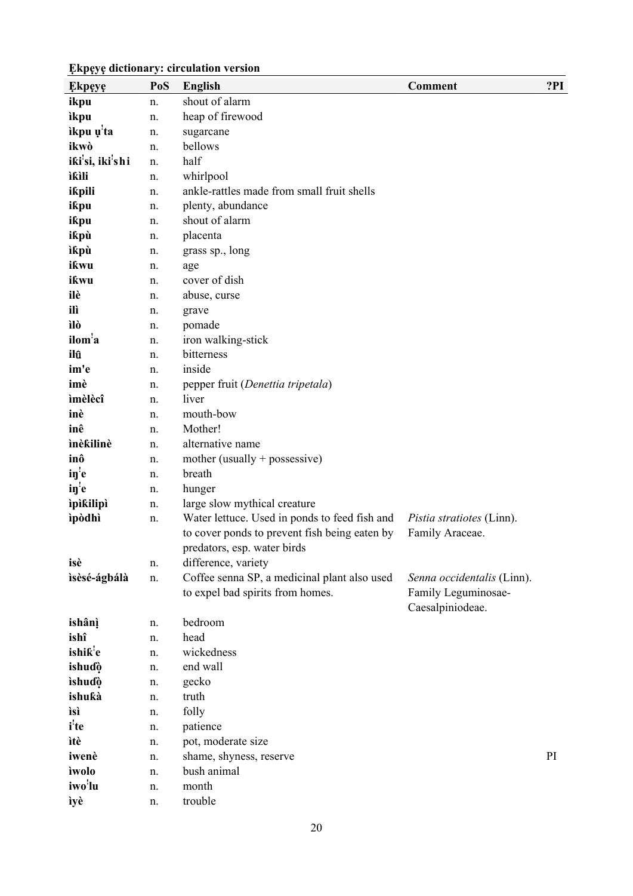**Ẹkpẹyẹ dictionary: circulation version**

| Ẹkpẹyẹ | PoS | English | Comment | ?PI |
|---|---|---|---|---|
| **ikpu** | n. | shout of alarm | | |
| **ìkpu** | n. | heap of firewood | | |
| **ìkpu ụˈta** | n. | sugarcane | | |
| **ikwò** | n. | bellows | | |
| **iƙiˈsi, ikiˈshi** | n. | half | | |
| **ìƙìli** | n. | whirlpool | | |
| **iƙpili** | n. | ankle-rattles made from small fruit shells | | |
| **iƙpu** | n. | plenty, abundance | | |
| **iƙpu** | n. | shout of alarm | | |
| **iƙpù** | n. | placenta | | |
| **ìƙpù** | n. | grass sp., long | | |
| **iƙwu** | n. | age | | |
| **iƙwu** | n. | cover of dish | | |
| **ilè** | n. | abuse, curse | | |
| **ilì** | n. | grave | | |
| **ìlò** | n. | pomade | | |
| **ilomˈa** | n. | iron walking-stick | | |
| **ilû** | n. | bitterness | | |
| **im'e** | n. | inside | | |
| **imè** | n. | pepper fruit (*Denettia tripetala*) | | |
| **ìmèlècî** | n. | liver | | |
| **inè** | n. | mouth-bow | | |
| **inê** | n. | Mother! | | |
| **ìnèƙilinè** | n. | alternative name | | |
| **inô** | n. | mother (usually + possessive) | | |
| **iŋˈe** | n. | breath | | |
| **iŋˈe** | n. | hunger | | |
| **ìpìƙilipì** | n. | large slow mythical creature | | |
| **ìpòdhì** | n. | Water lettuce. Used in ponds to feed fish and to cover ponds to prevent fish being eaten by predators, esp. water birds | *Pistia stratiotes* (Linn). Family Araceae. | |
| **isè** | n. | difference, variety | | |
| **ìsèsé-ágbálà** | n. | Coffee senna SP, a medicinal plant also used to expel bad spirits from homes. | *Senna occidentalis* (Linn). Family Leguminosae-Caesalpiniodeae. | |
| **ishânị** | n. | bedroom | | |
| **ishî** | n. | head | | |
| **ishiƙˈe** | n. | wickedness | | |
| **ishuɗọ** | n. | end wall | | |
| **ìshuɗọ** | n. | gecko | | |
| **ishuƙà** | n. | truth | | |
| **ìsì** | n. | folly | | |
| **iˈte** | n. | patience | | |
| **ìtè** | n. | pot, moderate size | | |
| **iwenè** | n. | shame, shyness, reserve | | PI |
| **ìwolo** | n. | bush animal | | |
| **iwoˈlu** | n. | month | | |
| **ìyè** | n. | trouble | | |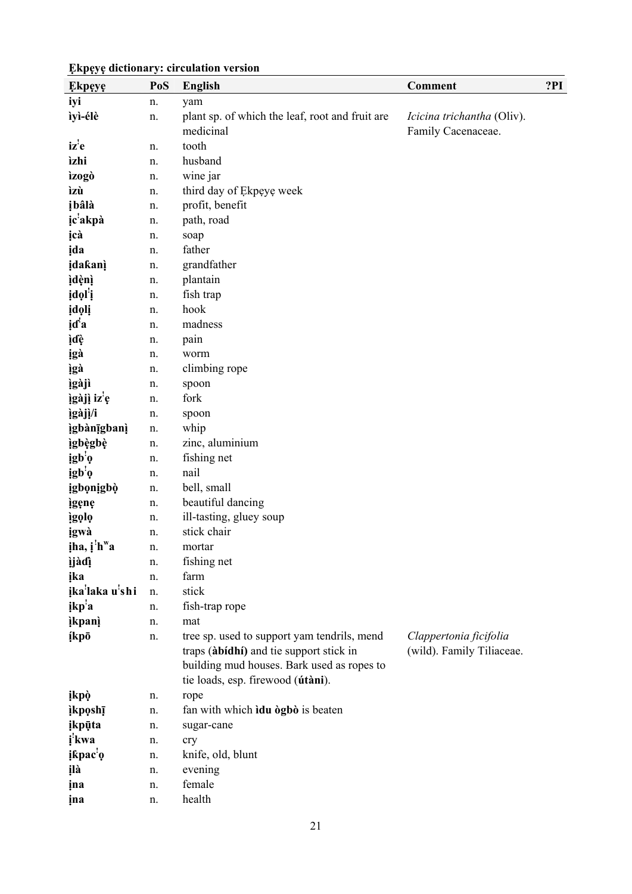**Ẹkpẹyẹ dictionary: circulation version**

| Ẹkpẹyẹ | PoS | English | Comment | ?PI |
|---|---|---|---|---|
| **iyi** | n. | yam | | |
| **ìyì-élè** | n. | plant sp. of which the leaf, root and fruit are medicinal | *Icicina trichantha* (Oliv). Family Cacenaceae. | |
| **izꜜe** | n. | tooth | | |
| **ìzhi** | n. | husband | | |
| **ìzogò** | n. | wine jar | | |
| **ìzù** | n. | third day of Ẹkpẹyẹ week | | |
| **ịbâlà** | n. | profit, benefit | | |
| **ịcꜜakpà** | n. | path, road | | |
| **ịcà** | n. | soap | | |
| **ịda** | n. | father | | |
| **ịdaƙanị** | n. | grandfather | | |
| **ịdẹ̀nị̀** | n. | plantain | | |
| **ịdọlꜜị** | n. | fish trap | | |
| **ịdọlị** | n. | hook | | |
| **ịɗꜜa** | n. | madness | | |
| **ịɗẹ̀** | n. | pain | | |
| **ịgà** | n. | worm | | |
| **ịgà** | n. | climbing rope | | |
| **ịgàjì** | n. | spoon | | |
| **ịgàjị̀ izꜜẹ** | n. | fork | | |
| **ịgàjị̀/i** | n. | spoon | | |
| **ịgbànị̄gbanị** | n. | whip | | |
| **ịgbẹ̀gbẹ̀** | n. | zinc, aluminium | | |
| **ịgbꜜọ** | n. | fishing net | | |
| **ịgbꜜọ** | n. | nail | | |
| **ịgbọnịgbọ̀** | n. | bell, small | | |
| **ịgẹnẹ** | n. | beautiful dancing | | |
| **ịgọlọ** | n. | ill-tasting, gluey soup | | |
| **ịgwà** | n. | stick chair | | |
| **ịha, ịꜜhʷa** | n. | mortar | | |
| **ịjàɗị̀** | n. | fishing net | | |
| **ịka** | n. | farm | | |
| **ịkaꜜlaka uꜜshi** | n. | stick | | |
| **ịkpꜜa** | n. | fish-trap rope | | |
| **ịkpanị̀** | n. | mat | | |
| **ị́kpō** | n. | tree sp. used to support yam tendrils, mend traps (**àbídhí**) and tie support stick in building mud houses. Bark used as ropes to tie loads, esp. firewood (**útàni**). | *Clappertonia ficifolia* (wild). Family Tiliaceae. | |
| **ịkpọ̀** | n. | rope | | |
| **ịkpọshị̄** | n. | fan with which **ìdu ògbò** is beaten | | |
| **ịkpū̄ta** | n. | sugar-cane | | |
| **ịꜜkwa** | n. | cry | | |
| **ịƙpacꜜọ** | n. | knife, old, blunt | | |
| **ịlà** | n. | evening | | |
| **ịna** | n. | female | | |
| **ịna** | n. | health | | |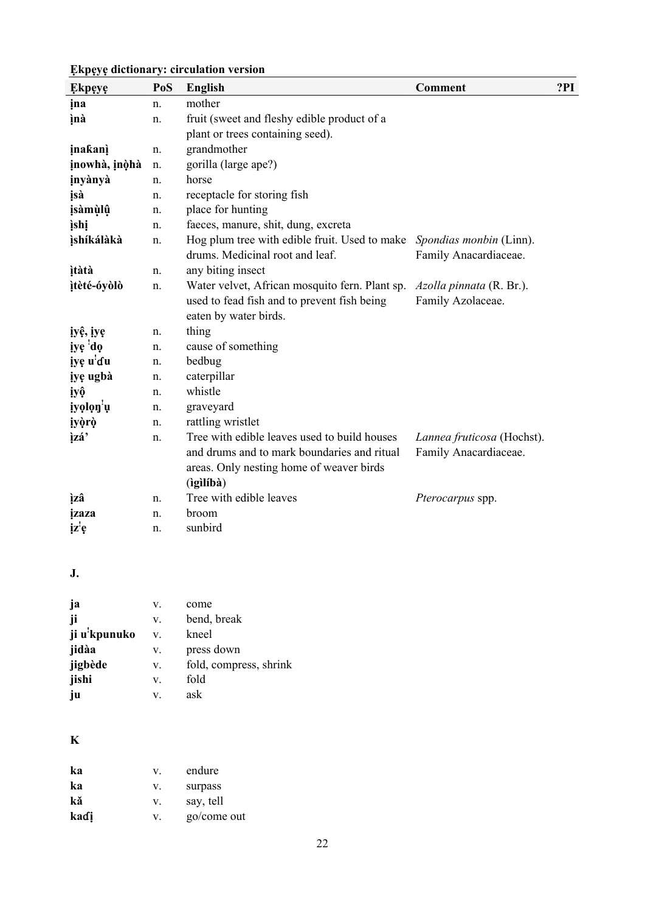**Ẹkpẹyẹ dictionary: circulation version**

| Ẹkpẹyẹ | PoS | English | Comment | ?PI |
|---|---|---|---|---|
| **ịna** | n. | mother | | |
| **ìnà** | n. | fruit (sweet and fleshy edible product of a plant or trees containing seed). | | |
| **ịnaƙanị** | n. | grandmother | | |
| **ịnowhà, ịnọ̀hà** | n. | gorilla (large ape?) | | |
| **ịnyànyà** | n. | horse | | |
| **ịsà** | n. | receptacle for storing fish | | |
| **ịsàmụ̀lụ̂** | n. | place for hunting | | |
| **ịshị** | n. | faeces, manure, shit, dung, excreta | | |
| **ịshíkálàkà** | n. | Hog plum tree with edible fruit. Used to make drums. Medicinal root and leaf. | *Spondias monbin* (Linn). Family Anacardiaceae. | |
| **ịtàtà** | n. | any biting insect | | |
| **ịtèté-óyòlò** | n. | Water velvet, African mosquito fern. Plant sp. used to fead fish and to prevent fish being eaten by water birds. | *Azolla pinnata* (R. Br.). Family Azolaceae. | |
| **ịyệ̂, ịyẹ** | n. | thing | | |
| **ịyẹ ˈdọ** | n. | cause of something | | |
| **ịyẹ uˈɗu** | n. | bedbug | | |
| **ịyẹ ugbà** | n. | caterpillar | | |
| **ịyộ** | n. | whistle | | |
| **ịyọlọŋˈụ** | n. | graveyard | | |
| **ịyọ̀rọ̀** | n. | rattling wristlet | | |
| **ịzá'** | n. | Tree with edible leaves used to build houses and drums and to mark boundaries and ritual areas. Only nesting home of weaver birds (**ìgìlíbà**) | *Lannea fruticosa* (Hochst). Family Anacardiaceae. | |
| **ịzâ** | n. | Tree with edible leaves | *Pterocarpus* spp. | |
| **ịzaza** | n. | broom | | |
| **ịzˈẹ** | n. | sunbird | | |

**J.**

| | | |
|---|---|---|
| **ja** | v. | come |
| **ji** | v. | bend, break |
| **ji uˈkpunuko** | v. | kneel |
| **jidàa** | v. | press down |
| **jigbède** | v. | fold, compress, shrink |
| **jishi** | v. | fold |
| **ju** | v. | ask |

**K**

| | | |
|---|---|---|
| **ka** | v. | endure |
| **ka** | v. | surpass |
| **kǎ** | v. | say, tell |
| **kaɗị** | v. | go/come out |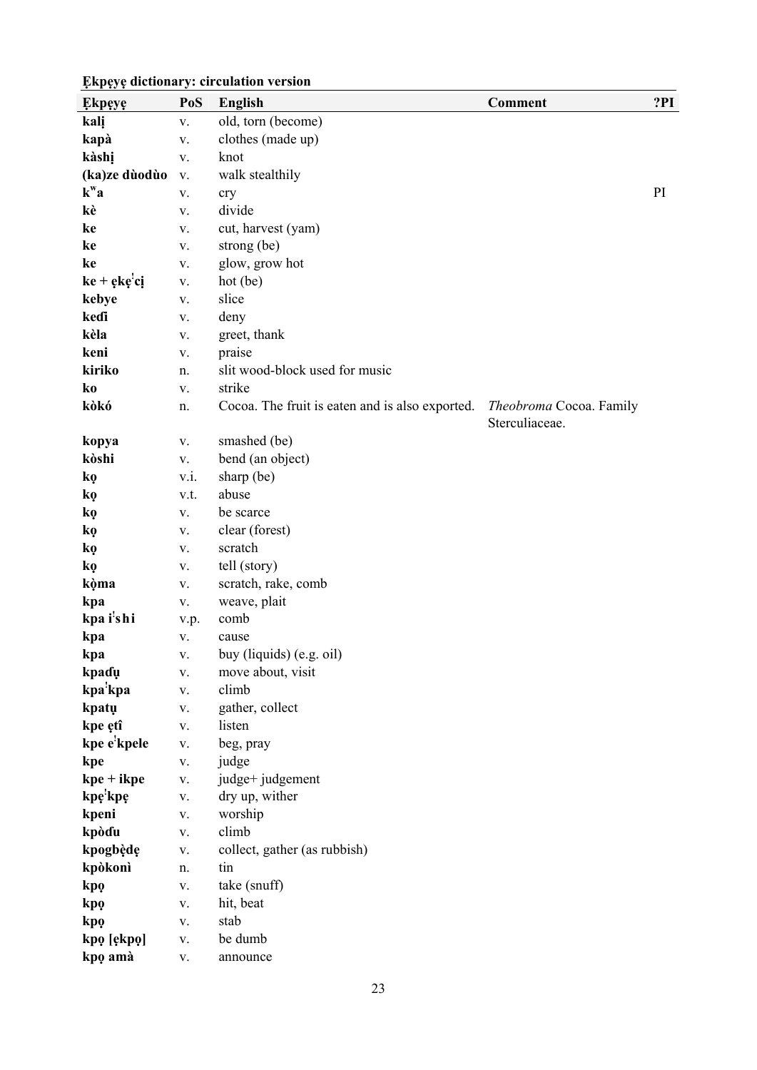**Ẹkpẹyẹ dictionary: circulation version**

| Ẹkpẹyẹ | PoS | English | Comment | ?PI |
|---|---|---|---|---|
| **kalị** | v. | old, torn (become) | | |
| **kapà** | v. | clothes (made up) | | |
| **kàshị** | v. | knot | | |
| **(ka)ze dùodùo** | v. | walk stealthily | | |
| **kʷa** | v. | cry | | PI |
| **kè** | v. | divide | | |
| **ke** | v. | cut, harvest (yam) | | |
| **ke** | v. | strong (be) | | |
| **ke** | v. | glow, grow hot | | |
| **ke + ẹkẹˈcị** | v. | hot (be) | | |
| **kebye** | v. | slice | | |
| **keɗi** | v. | deny | | |
| **kèla** | v. | greet, thank | | |
| **keni** | v. | praise | | |
| **kiriko** | n. | slit wood-block used for music | | |
| **ko** | v. | strike | | |
| **kòkó** | n. | Cocoa. The fruit is eaten and is also exported. | *Theobroma* Cocoa. Family Sterculiaceae. | |
| **kopya** | v. | smashed (be) | | |
| **kòshi** | v. | bend (an object) | | |
| **kọ** | v.i. | sharp (be) | | |
| **kọ** | v.t. | abuse | | |
| **kọ** | v. | be scarce | | |
| **kọ** | v. | clear (forest) | | |
| **kọ** | v. | scratch | | |
| **kọ** | v. | tell (story) | | |
| **kọ̀ma** | v. | scratch, rake, comb | | |
| **kpa** | v. | weave, plait | | |
| **kpa iˈshi** | v.p. | comb | | |
| **kpa** | v. | cause | | |
| **kpa** | v. | buy (liquids) (e.g. oil) | | |
| **kpaɗụ** | v. | move about, visit | | |
| **kpaˈkpa** | v. | climb | | |
| **kpatụ** | v. | gather, collect | | |
| **kpe ẹtî** | v. | listen | | |
| **kpe eˈkpele** | v. | beg, pray | | |
| **kpe** | v. | judge | | |
| **kpe + ikpe** | v. | judge+ judgement | | |
| **kpẹˈkpẹ** | v. | dry up, wither | | |
| **kpeni** | v. | worship | | |
| **kpòɗu** | v. | climb | | |
| **kpogbẹ̀dẹ** | v. | collect, gather (as rubbish) | | |
| **kpòkonì** | n. | tin | | |
| **kpọ** | v. | take (snuff) | | |
| **kpọ** | v. | hit, beat | | |
| **kpọ** | v. | stab | | |
| **kpọ [ẹkpọ]** | v. | be dumb | | |
| **kpọ amà** | v. | announce | | |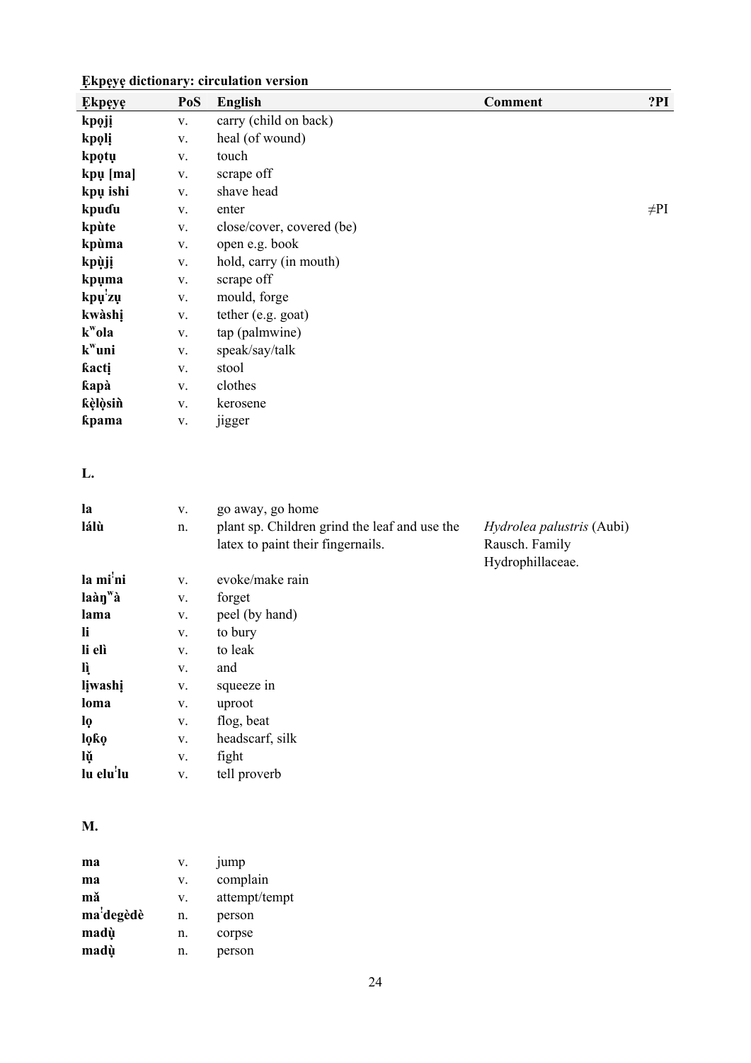**Ẹkpẹyẹ dictionary: circulation version**

| Ẹkpẹyẹ | PoS | English | Comment | ?PI |
|---|---|---|---|---|
| **kpọjị** | v. | carry (child on back) | | |
| **kpọlị** | v. | heal (of wound) | | |
| **kpọtụ** | v. | touch | | |
| **kpụ [ma]** | v. | scrape off | | |
| **kpụ ishi** | v. | shave head | | |
| **kpuɗu** | v. | enter | | ≠PI |
| **kpùte** | v. | close/cover, covered (be) | | |
| **kpùma** | v. | open e.g. book | | |
| **kpụ̀jị** | v. | hold, carry (in mouth) | | |
| **kpụma** | v. | scrape off | | |
| **kpụ'zụ** | v. | mould, forge | | |
| **kwàshị** | v. | tether (e.g. goat) | | |
| **kʷola** | v. | tap (palmwine) | | |
| **kʷuni** | v. | speak/say/talk | | |
| **ƙactị** | v. | stool | | |
| **ƙapà** | v. | clothes | | |
| **ƙẹ̀lọ̀siǹ** | v. | kerosene | | |
| **ƙpama** | v. | jigger | | |

**L.**

| | | | | |
|---|---|---|---|---|
| **la** | v. | go away, go home | | |
| **lálù** | n. | plant sp. Children grind the leaf and use the latex to paint their fingernails. | *Hydrolea palustris* (Aubi) Rausch. Family Hydrophillaceae. | |
| **la mi'ni** | v. | evoke/make rain | | |
| **laàŋʷà** | v. | forget | | |
| **lama** | v. | peel (by hand) | | |
| **li** | v. | to bury | | |
| **li elì** | v. | to leak | | |
| **lị̀** | v. | and | | |
| **lịwashị** | v. | squeeze in | | |
| **loma** | v. | uproot | | |
| **lọ** | v. | flog, beat | | |
| **lọƙọ** | v. | headscarf, silk | | |
| **lụ̌** | v. | fight | | |
| **lu elu'lu** | v. | tell proverb | | |

**M.**

| | | | | |
|---|---|---|---|---|
| **ma** | v. | jump | | |
| **ma** | v. | complain | | |
| **mǎ** | v. | attempt/tempt | | |
| **ma'degèdè** | n. | person | | |
| **madụ̀** | n. | corpse | | |
| **madụ̀** | n. | person | | |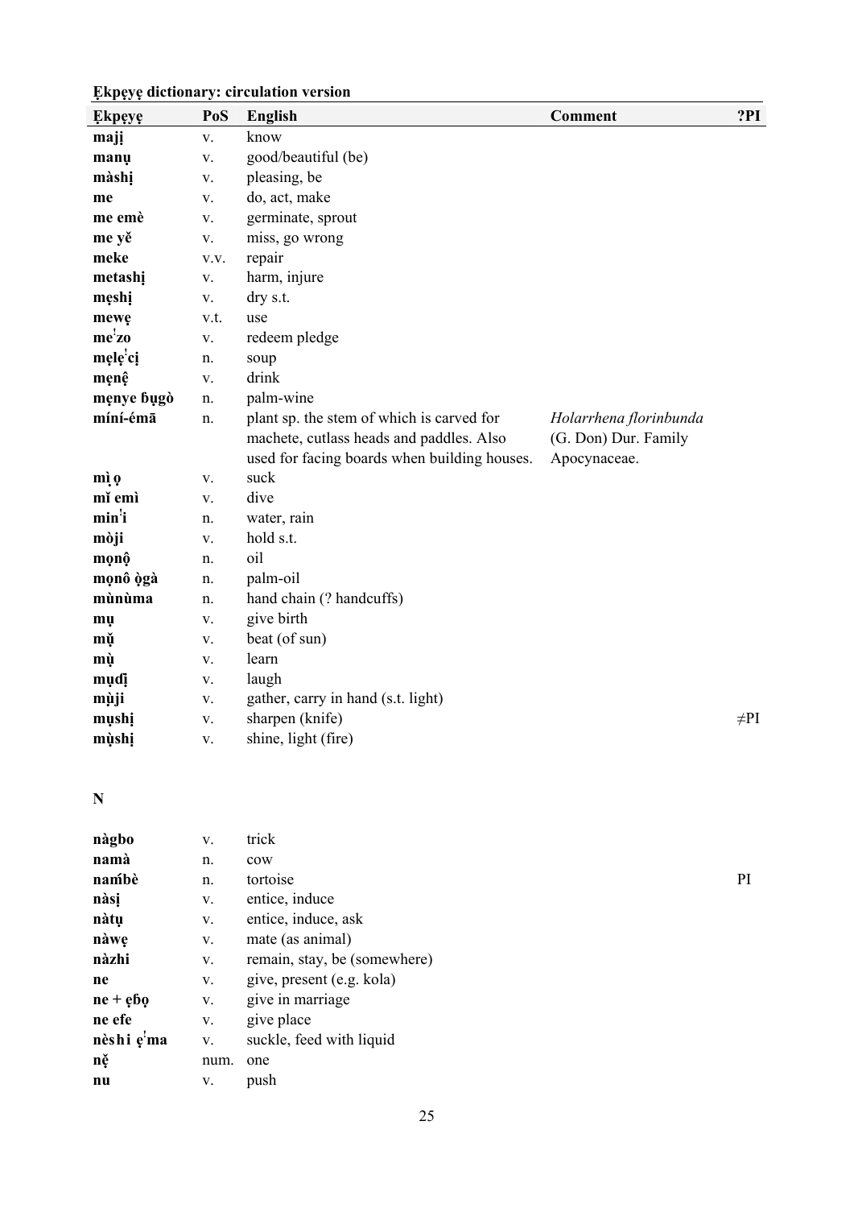**Ẹkpẹyẹ dictionary: circulation version**

| Ẹkpẹyẹ | PoS | English | Comment | ?PI |
|---|---|---|---|---|
| **majị** | v. | know | | |
| **manụ** | v. | good/beautiful (be) | | |
| **màshị** | v. | pleasing, be | | |
| **me** | v. | do, act, make | | |
| **me emè** | v. | germinate, sprout | | |
| **me yě** | v. | miss, go wrong | | |
| **meke** | v.v. | repair | | |
| **metashị** | v. | harm, injure | | |
| **mẹshị** | v. | dry s.t. | | |
| **mewẹ** | v.t. | use | | |
| **meꜜzo** | v. | redeem pledge | | |
| **mẹlẹꜜcị** | n. | soup | | |
| **mẹnệ** | v. | drink | | |
| **mẹnye ɓụgò** | n. | palm-wine | | |
| **míní-émā** | n. | plant sp. the stem of which is carved for machete, cutlass heads and paddles. Also used for facing boards when building houses. | *Holarrhena florinbunda* (G. Don) Dur. Family Apocynaceae. | |
| **mì ọ** | v. | suck | | |
| **mǐ emì** | v. | dive | | |
| **minꜜi** | n. | water, rain | | |
| **mòji** | v. | hold s.t. | | |
| **mọnộ** | n. | oil | | |
| **mọnô ọ̀gà** | n. | palm-oil | | |
| **mùnùma** | n. | hand chain (? handcuffs) | | |
| **mụ** | v. | give birth | | |
| **mụ̌** | v. | beat (of sun) | | |
| **mụ̀** | v. | learn | | |
| **mụɗị** | v. | laugh | | |
| **mụ̀ji** | v. | gather, carry in hand (s.t. light) | | |
| **mụshị** | v. | sharpen (knife) | | ≠PI |
| **mụ̀shị** | v. | shine, light (fire) | | |

**N**

| Ẹkpẹyẹ | PoS | English | Comment | ?PI |
|---|---|---|---|---|
| **nàgbo** | v. | trick | | |
| **namà** | n. | cow | | |
| **naḿbè** | n. | tortoise | | PI |
| **nàsị** | v. | entice, induce | | |
| **nàtụ** | v. | entice, induce, ask | | |
| **nàwẹ** | v. | mate (as animal) | | |
| **nàzhi** | v. | remain, stay, be (somewhere) | | |
| **ne** | v. | give, present (e.g. kola) | | |
| **ne + ẹɓọ** | v. | give in marriage | | |
| **ne efe** | v. | give place | | |
| **nèshi ẹꜜma** | v. | suckle, feed with liquid | | |
| **nẹ̌** | num. | one | | |
| **nu** | v. | push | | |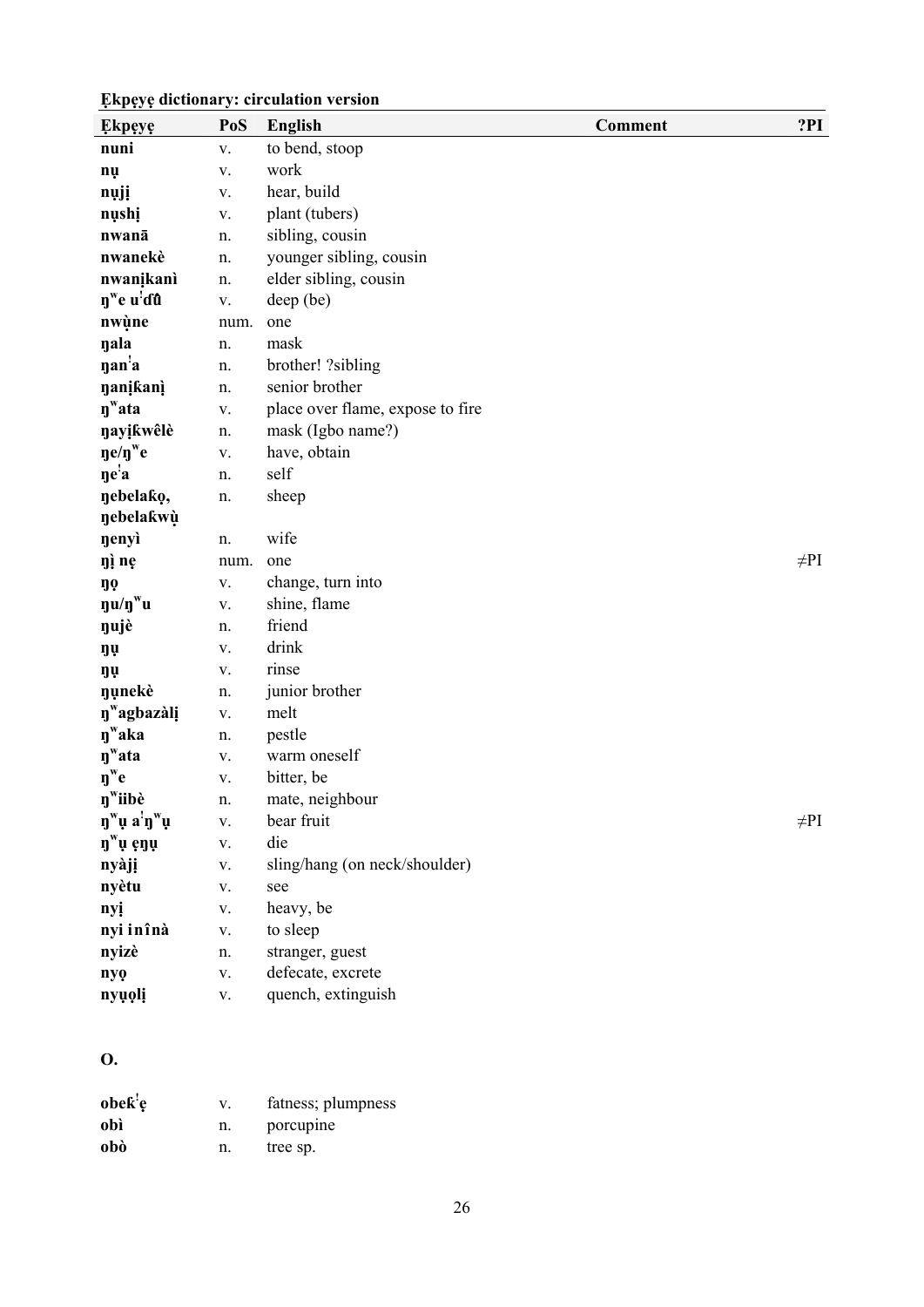**Ẹkpẹyẹ dictionary: circulation version**

| Ẹkpẹyẹ | PoS | English | Comment | ?PI |
|---|---|---|---|---|
| **nuni** | v. | to bend, stoop | | |
| **nụ** | v. | work | | |
| **nụjị** | v. | hear, build | | |
| **nụshị** | v. | plant (tubers) | | |
| **nwanā** | n. | sibling, cousin | | |
| **nwanekè** | n. | younger sibling, cousin | | |
| **nwanịkanì** | n. | elder sibling, cousin | | |
| **ŋʷe uꜜɗȗ** | v. | deep (be) | | |
| **nwụ̀ne** | num. | one | | |
| **ŋala** | n. | mask | | |
| **ŋanꜜa** | n. | brother! ?sibling | | |
| **ŋanịƙanị** | n. | senior brother | | |
| **ŋʷata** | v. | place over flame, expose to fire | | |
| **ŋayịƙwêlè** | n. | mask (Igbo name?) | | |
| **ŋe/ŋʷe** | v. | have, obtain | | |
| **ŋeꜜa** | n. | self | | |
| **ŋebelaƙọ, ŋebelaƙwụ** | n. | sheep | | |
| **ŋenyì** | n. | wife | | |
| **ŋì nẹ** | num. | one | | ≠PI |
| **ŋọ** | v. | change, turn into | | |
| **ŋu/ŋʷu** | v. | shine, flame | | |
| **ŋujè** | n. | friend | | |
| **ŋụ** | v. | drink | | |
| **ŋụ** | v. | rinse | | |
| **ŋụnekè** | n. | junior brother | | |
| **ŋʷagbazàlị** | v. | melt | | |
| **ŋʷaka** | n. | pestle | | |
| **ŋʷata** | v. | warm oneself | | |
| **ŋʷe** | v. | bitter, be | | |
| **ŋʷiibè** | n. | mate, neighbour | | |
| **ŋʷụ aꜜŋʷụ** | v. | bear fruit | | ≠PI |
| **ŋʷụ ẹŋụ** | v. | die | | |
| **nyàjị** | v. | sling/hang (on neck/shoulder) | | |
| **nyètu** | v. | see | | |
| **nyị** | v. | heavy, be | | |
| **nyi inînà** | v. | to sleep | | |
| **nyizè** | n. | stranger, guest | | |
| **nyọ** | v. | defecate, excrete | | |
| **nyụọlị** | v. | quench, extinguish | | |

## O.

| Ẹkpẹyẹ | PoS | English | Comment | ?PI |
|---|---|---|---|---|
| **obeƙꜜẹ** | v. | fatness; plumpness | | |
| **obì** | n. | porcupine | | |
| **obò** | n. | tree sp. | | |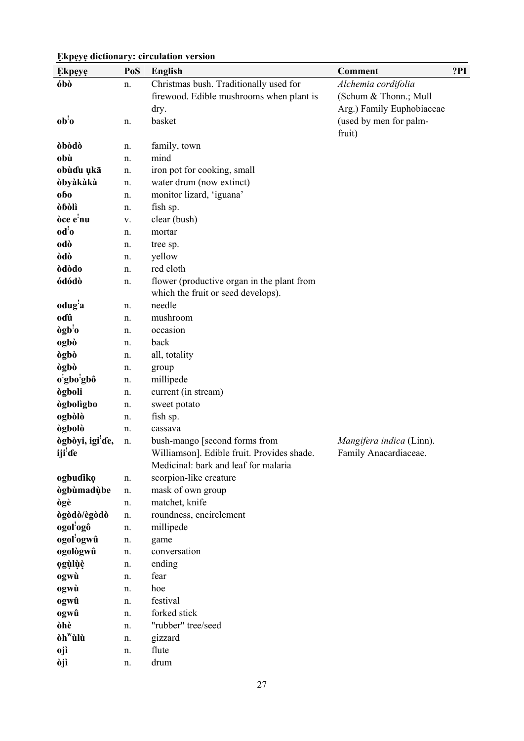**Ẹkpẹyẹ dictionary: circulation version**

| Ẹkpẹyẹ | PoS | English | Comment | ?PI |
|---|---|---|---|---|
| **óbò** | n. | Christmas bush. Traditionally used for firewood. Edible mushrooms when plant is dry. | *Alchemia cordifolia* (Schum & Thonn.; Mull Arg.) Family Euphobiaceae | |
| **obˈo** | n. | basket | (used by men for palm-fruit) | |
| **òbòdò** | n. | family, town | | |
| **obù** | n. | mind | | |
| **obùɗu ụkā** | n. | iron pot for cooking, small | | |
| **òbyàkàkà** | n. | water drum (now extinct) | | |
| **oɓo** | n. | monitor lizard, 'iguana' | | |
| **òɓòlì** | n. | fish sp. | | |
| **òce eˈnu** | v. | clear (bush) | | |
| **odˈo** | n. | mortar | | |
| **odò** | n. | tree sp. | | |
| **òdò** | n. | yellow | | |
| **òdòdo** | n. | red cloth | | |
| **ódódò** | n. | flower (productive organ in the plant from which the fruit or seed develops). | | |
| **odugˈa** | n. | needle | | |
| **oɗû** | n. | mushroom | | |
| **ògbˈo** | n. | occasion | | |
| **ogbò** | n. | back | | |
| **ògbò** | n. | all, totality | | |
| **ògbò** | n. | group | | |
| **oˈgboˈgbô** | n. | millipede | | |
| **ògboli** | n. | current (in stream) | | |
| **ògbolìgbo** | n. | sweet potato | | |
| **ogbòlò** | n. | fish sp. | | |
| **ògbolò** | n. | cassava | | |
| **ògbòyi, igiˈɗe, ijiˈɗe** | n. | bush-mango [second forms from Williamson]. Edible fruit. Provides shade. Medicinal: bark and leaf for malaria | *Mangifera indica* (Linn). Family Anacardiaceae. | |
| **ogbuɗikọ** | n. | scorpion-like creature | | |
| **ògbùmadụ̀be** | n. | mask of own group | | |
| **ògè** | n. | matchet, knife | | |
| **ògòdò/ègòdò** | n. | roundness, encirclement | | |
| **ogolˈogô** | n. | millipede | | |
| **ogolˈogwû** | n. | game | | |
| **ogològwû** | n. | conversation | | |
| **ọgụ̀lụ̀ẹ̀** | n. | ending | | |
| **ogwù** | n. | fear | | |
| **ogwù** | n. | hoe | | |
| **ogwû** | n. | festival | | |
| **ogwû** | n. | forked stick | | |
| **òhè** | n. | "rubber" tree/seed | | |
| **òhʷùlù** | n. | gizzard | | |
| **ojì** | n. | flute | | |
| **òjì** | n. | drum | | |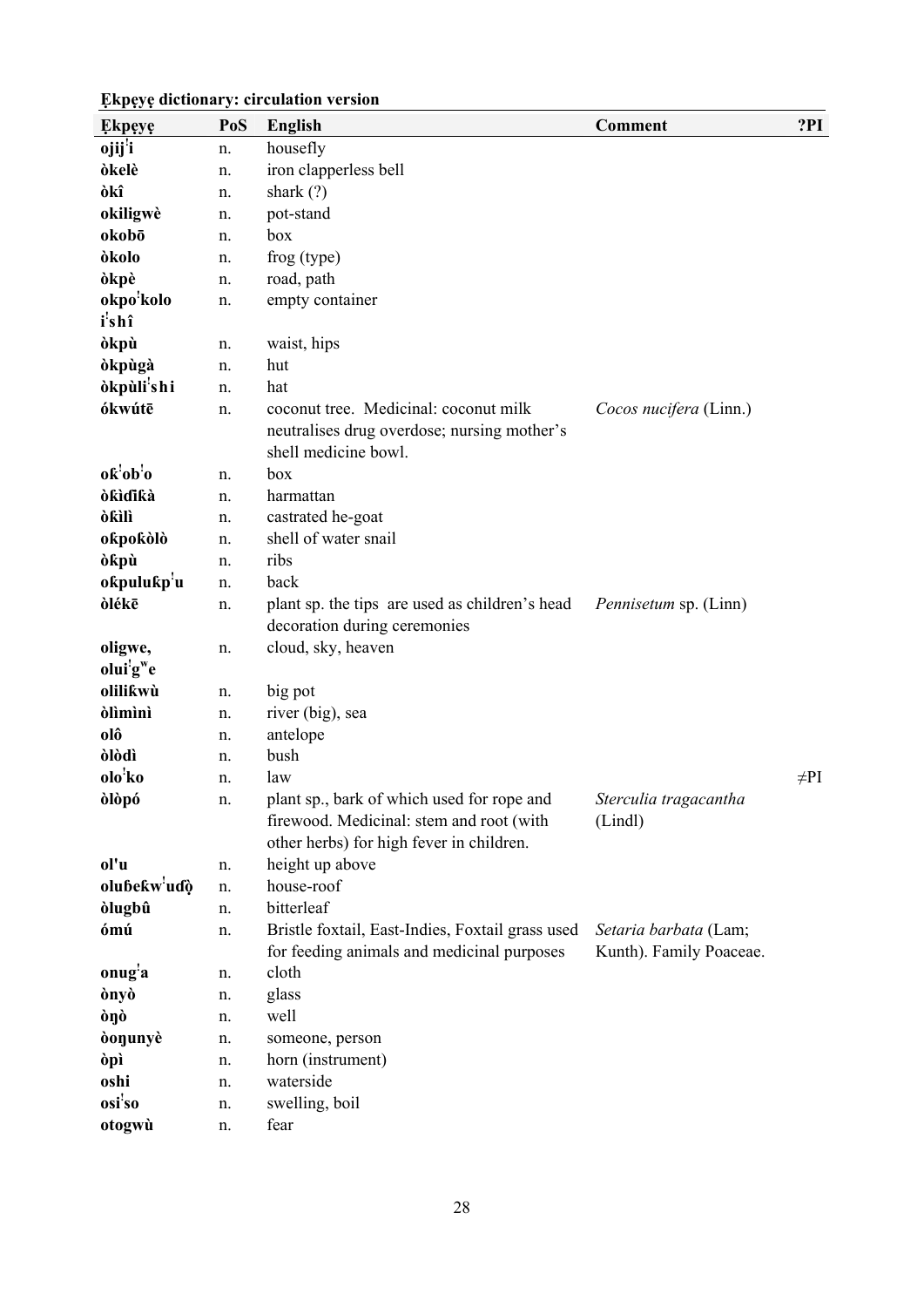**Ẹkpẹyẹ dictionary: circulation version**

| Ẹkpẹyẹ | PoS | English | Comment | ?PI |
|---|---|---|---|---|
| **ojijꜜi** | n. | housefly | | |
| **òkelè** | n. | iron clapperless bell | | |
| **òkî** | n. | shark (?) | | |
| **okiligwè** | n. | pot-stand | | |
| **okobō** | n. | box | | |
| **òkolo** | n. | frog (type) | | |
| **òkpè** | n. | road, path | | |
| **okpoꜜkolo iꜜshî** | n. | empty container | | |
| **òkpù** | n. | waist, hips | | |
| **òkpùgà** | n. | hut | | |
| **òkpùliꜜshi** | n. | hat | | |
| **ókwútē** | n. | coconut tree. Medicinal: coconut milk neutralises drug overdose; nursing mother's shell medicine bowl. | *Cocos nucifera* (Linn.) | |
| **oƙꜜobꜜo** | n. | box | | |
| **òƙìɗīƙà** | n. | harmattan | | |
| **òƙìlì** | n. | castrated he-goat | | |
| **oƙpoƙòlò** | n. | shell of water snail | | |
| **òƙpù** | n. | ribs | | |
| **oƙpuluƙpꜜu** | n. | back | | |
| **òlékē** | n. | plant sp. the tips are used as children's head decoration during ceremonies | *Pennisetum* sp. (Linn) | |
| **oligwe, oluiꜜgʷe** | n. | cloud, sky, heaven | | |
| **oliliƙwù** | n. | big pot | | |
| **òlìmìnì** | n. | river (big), sea | | |
| **olô** | n. | antelope | | |
| **òlòdì** | n. | bush | | |
| **oloꜜko** | n. | law | | ≠PI |
| **òlòpó** | n. | plant sp., bark of which used for rope and firewood. Medicinal: stem and root (with other herbs) for high fever in children. | *Sterculia tragacantha* (Lindl) | |
| **ol'u** | n. | height up above | | |
| **oluɓeƙwꜜuɗọ̀** | n. | house-roof | | |
| **òlugbû** | n. | bitterleaf | | |
| **ómú** | n. | Bristle foxtail, East-Indies, Foxtail grass used for feeding animals and medicinal purposes | *Setaria barbata* (Lam; Kunth). Family Poaceae. | |
| **onugꜜa** | n. | cloth | | |
| **ònyò** | n. | glass | | |
| **òŋò** | n. | well | | |
| **òoŋunyè** | n. | someone, person | | |
| **òpì** | n. | horn (instrument) | | |
| **oshi** | n. | waterside | | |
| **osiꜜso** | n. | swelling, boil | | |
| **otogwù** | n. | fear | | |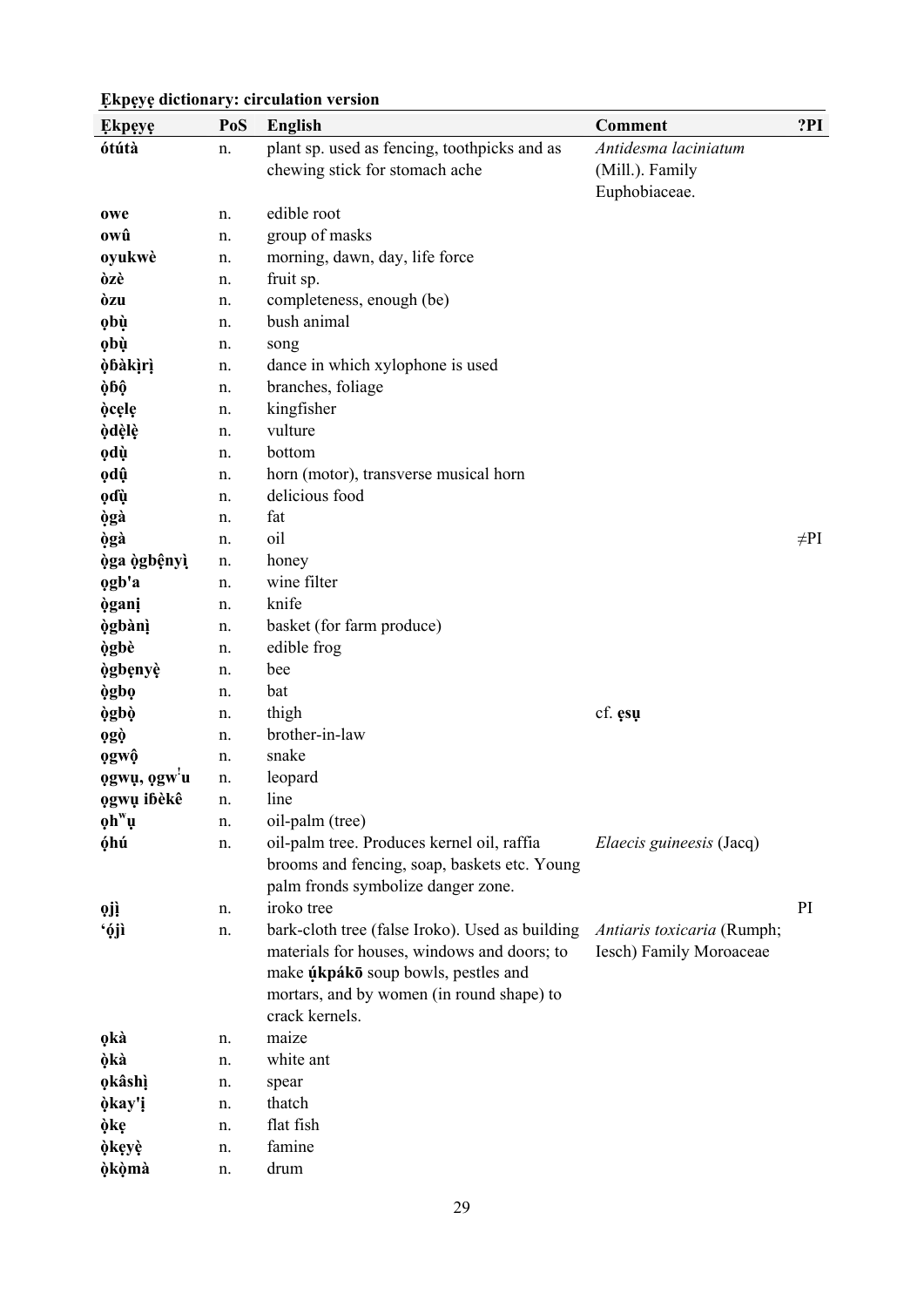**Ẹkpẹyẹ dictionary: circulation version**

| Ẹkpẹyẹ | PoS | English | Comment | ?PI |
|---|---|---|---|---|
| **ótútà** | n. | plant sp. used as fencing, toothpicks and as chewing stick for stomach ache | *Antidesma laciniatum* (Mill.). Family Euphobiaceae. | |
| **owe** | n. | edible root | | |
| **owû** | n. | group of masks | | |
| **oyukwè** | n. | morning, dawn, day, life force | | |
| **òzè** | n. | fruit sp. | | |
| **òzu** | n. | completeness, enough (be) | | |
| **ọbụ̀** | n. | bush animal | | |
| **ọbụ̀** | n. | song | | |
| **ọ̀ɓàkịrị̀** | n. | dance in which xylophone is used | | |
| **ọ̀ɓộ** | n. | branches, foliage | | |
| **ọ̀cẹlẹ** | n. | kingfisher | | |
| **ọ̀dẹ̀lẹ̀** | n. | vulture | | |
| **ọdụ̀** | n. | bottom | | |
| **ọdụ̂** | n. | horn (motor), transverse musical horn | | |
| **ọɗụ̀** | n. | delicious food | | |
| **ọ̀gà** | n. | fat | | |
| **ọ̀gà** | n. | oil | | ≠PI |
| **ọ̀ga ọ̀gbệnyị̀** | n. | honey | | |
| **ọgb'a** | n. | wine filter | | |
| **ọ̀ganị** | n. | knife | | |
| **ọ̀gbànị̀** | n. | basket (for farm produce) | | |
| **ọ̀gbè** | n. | edible frog | | |
| **ọ̀gbẹnyẹ̀** | n. | bee | | |
| **ọ̀gbọ** | n. | bat | | |
| **ọ̀gbọ̀** | n. | thigh | cf. **ẹsụ** | |
| **ọgọ̀** | n. | brother-in-law | | |
| **ọgwộ** | n. | snake | | |
| **ọgwụ, ọgw'u** | n. | leopard | | |
| **ọgwụ iɓèkê** | n. | line | | |
| **ọhʷụ** | n. | oil-palm (tree) | | |
| **ọ́hú** | n. | oil-palm tree. Produces kernel oil, raffia brooms and fencing, soap, baskets etc. Young palm fronds symbolize danger zone. | *Elaecis guineesis* (Jacq) | |
| **ọjị̀** | n. | iroko tree | | PI |
| **'ọ́jì** | n. | bark-cloth tree (false Iroko). Used as building materials for houses, windows and doors; to make **ụ́kpákō** soup bowls, pestles and mortars, and by women (in round shape) to crack kernels. | *Antiaris toxicaria* (Rumph; Iesch) Family Moroaceae | |
| **ọkà** | n. | maize | | |
| **ọ̀kà** | n. | white ant | | |
| **ọkâshị̀** | n. | spear | | |
| **ọ̀kay'ị** | n. | thatch | | |
| **ọ̀kẹ** | n. | flat fish | | |
| **ọ̀kẹyẹ̀** | n. | famine | | |
| **ọ̀kọ̀mà** | n. | drum | | |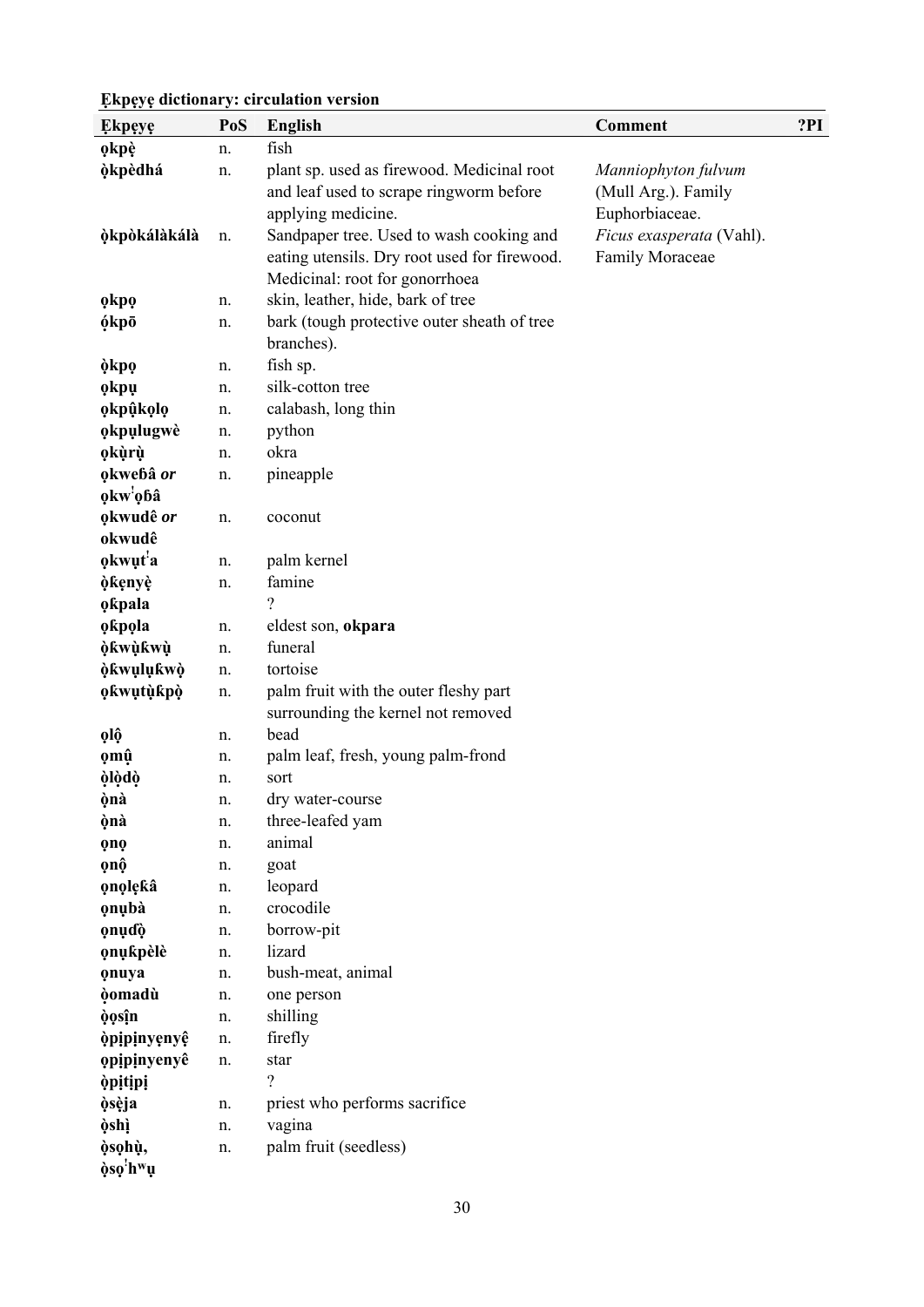**Ẹkpẹyẹ dictionary: circulation version**

| Ẹkpẹyẹ | PoS | English | Comment | ?PI |
|---|---|---|---|---|
| **ọkpẹ̀** | n. | fish | | |
| **ọ̀kpèdhá** | n. | plant sp. used as firewood. Medicinal root and leaf used to scrape ringworm before applying medicine. | *Manniophyton fulvum* (Mull Arg.). Family Euphorbiaceae. | |
| **ọ̀kpòkálàkálà** | n. | Sandpaper tree. Used to wash cooking and eating utensils. Dry root used for firewood. Medicinal: root for gonorrhoea | *Ficus exasperata* (Vahl). Family Moraceae | |
| **ọkpọ** | n. | skin, leather, hide, bark of tree | | |
| **ọ́kpō** | n. | bark (tough protective outer sheath of tree branches). | | |
| **ọ̀kpọ** | n. | fish sp. | | |
| **ọkpụ** | n. | silk-cotton tree | | |
| **ọkpụ̂kọlọ** | n. | calabash, long thin | | |
| **ọkpụlugwè** | n. | python | | |
| **ọkụ̀rụ̀** | n. | okra | | |
| **ọkweɓâ** *or* **ọkwˈọɓâ** | n. | pineapple | | |
| **ọkwudê** *or* **okwudê** | n. | coconut | | |
| **ọkwụtˈa** | n. | palm kernel | | |
| **ọ̀ƙẹnyẹ̀** | n. | famine | | |
| **ọƙpala** | | ? | | |
| **ọƙpọla** | n. | eldest son, **okpara** | | |
| **ọ̀ƙwụ̀ƙwụ̀** | n. | funeral | | |
| **ọ̀ƙwụlụƙwọ̀** | n. | tortoise | | |
| **ọƙwụtụ̀ƙpọ̀** | n. | palm fruit with the outer fleshy part surrounding the kernel not removed | | |
| **ọlộ** | n. | bead | | |
| **ọmụ̂** | n. | palm leaf, fresh, young palm-frond | | |
| **ọ̀lọ̀dọ̀** | n. | sort | | |
| **ọ̀nà** | n. | dry water-course | | |
| **ọ̀nà** | n. | three-leafed yam | | |
| **ọnọ** | n. | animal | | |
| **ọnộ** | n. | goat | | |
| **ọnọlẹƙâ** | n. | leopard | | |
| **ọnụbà** | n. | crocodile | | |
| **ọnụɗọ̀** | n. | borrow-pit | | |
| **ọnụƙpèlè** | n. | lizard | | |
| **ọnuya** | n. | bush-meat, animal | | |
| **ọ̀omadù** | n. | one person | | |
| **ọ̀ọsị̂n** | n. | shilling | | |
| **ọ̀pịpịnyẹnyệ** | n. | firefly | | |
| **ọpịpịnyenyê** | n. | star | | |
| **ọ̀pịtịpị** | | ? | | |
| **ọ̀sẹ̀ja** | n. | priest who performs sacrifice | | |
| **ọ̀shị** | n. | vagina | | |
| **ọ̀sọhụ̀**, **ọ̀sọˈhʷụ** | n. | palm fruit (seedless) | | |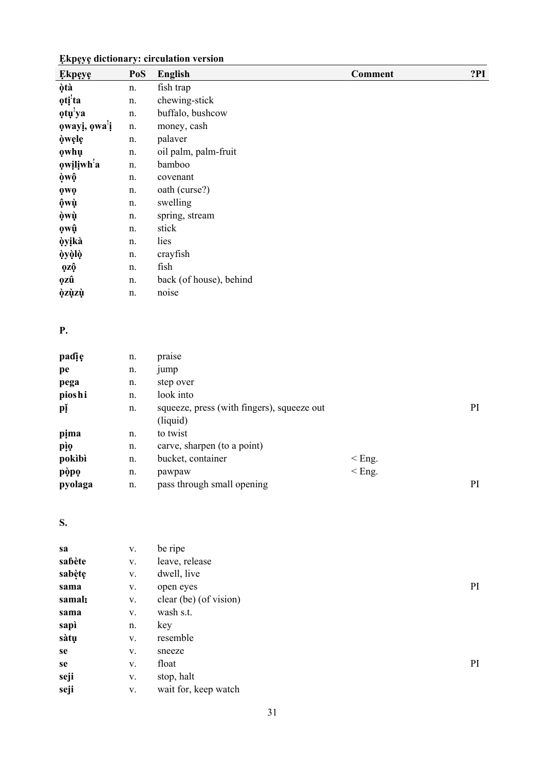**Ẹkpẹyẹ dictionary: circulation version**

| Ẹkpẹyẹ | PoS | English | Comment | ?PI |
|---|---|---|---|---|
| ọ̀tà | n. | fish trap | | |
| ọtịˈta | n. | chewing-stick | | |
| ọtụˈya | n. | buffalo, bushcow | | |
| ọwayị, ọwaˈị | n. | money, cash | | |
| ọ̀wẹlẹ | n. | palaver | | |
| ọwhụ | n. | oil palm, palm-fruit | | |
| ọwịlịwhˈa | n. | bamboo | | |
| ọ̀wộ | n. | covenant | | |
| ọwọ | n. | oath (curse?) | | |
| ộwụ̀ | n. | swelling | | |
| ọ̀wụ̀ | n. | spring, stream | | |
| ọwụ̂ | n. | stick | | |
| ọ̀yịkà | n. | lies | | |
| ọ̀yọ̀lọ̀ | n. | crayfish | | |
| ọzộ | n. | fish | | |
| ọzû | n. | back (of house), behind | | |
| ọ̀zụ̀zụ̀ | n. | noise | | |

**P.**

| | | | | |
|---|---|---|---|---|
| paɗịẹ | n. | praise | | |
| pe | n. | jump | | |
| pega | n. | step over | | |
| pioshi | n. | look into | | |
| pǐ | n. | squeeze, press (with fingers), squeeze out (liquid) | | PI |
| pịma | n. | to twist | | |
| pìọ | n. | carve, sharpen (to a point) | | |
| pokìbì | n. | bucket, container | < Eng. | |
| pọ̀pọ | n. | pawpaw | < Eng. | |
| pyolaga | n. | pass through small opening | | PI |

**S.**

| | | | | |
|---|---|---|---|---|
| sa | v. | be ripe | | |
| saɓète | v. | leave, release | | |
| sabẹ̀tẹ | v. | dwell, live | | |
| sama | v. | open eyes | | PI |
| samalɪ | v. | clear (be) (of vision) | | |
| sama | v. | wash s.t. | | |
| sapì | n. | key | | |
| sàtụ | v. | resemble | | |
| se | v. | sneeze | | |
| se | v. | float | | PI |
| seji | v. | stop, halt | | |
| seji | v. | wait for, keep watch | | |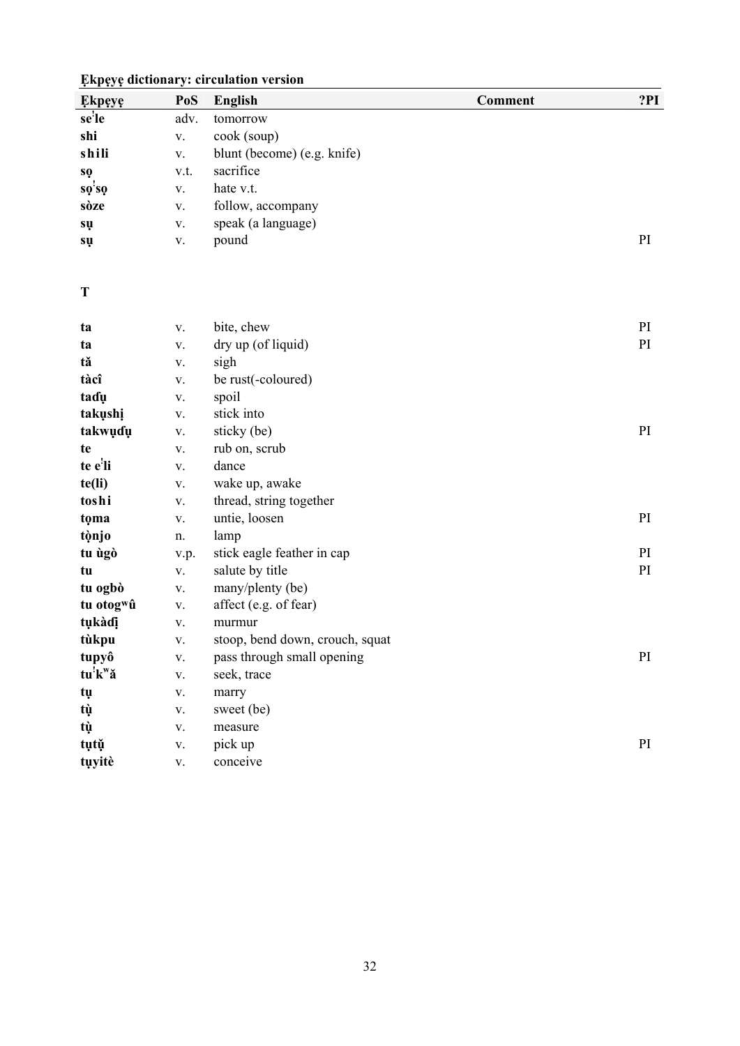**Ẹkpẹyẹ dictionary: circulation version**

| Ẹkpẹyẹ | PoS | English | Comment | ?PI |
|---|---|---|---|---|
| **seˈle** | adv. | tomorrow | | |
| **shi** | v. | cook (soup) | | |
| **shili** | v. | blunt (become) (e.g. knife) | | |
| **sọ** | v.t. | sacrifice | | |
| **sọˈsọ** | v. | hate v.t. | | |
| **sòze** | v. | follow, accompany | | |
| **sụ** | v. | speak (a language) | | |
| **sụ** | v. | pound | | PI |
| | | | | |
| **T** | | | | |
| | | | | |
| **ta** | v. | bite, chew | | PI |
| **ta** | v. | dry up (of liquid) | | PI |
| **tǎ** | v. | sigh | | |
| **tàcî** | v. | be rust(-coloured) | | |
| **taɗụ** | v. | spoil | | |
| **takụshị** | v. | stick into | | |
| **takwụɗụ** | v. | sticky (be) | | PI |
| **te** | v. | rub on, scrub | | |
| **te eˈli** | v. | dance | | |
| **te(li)** | v. | wake up, awake | | |
| **toshi** | v. | thread, string together | | |
| **tọma** | v. | untie, loosen | | PI |
| **tọ̀njo** | n. | lamp | | |
| **tu ùgò** | v.p. | stick eagle feather in cap | | PI |
| **tu** | v. | salute by title | | PI |
| **tu ogbò** | v. | many/plenty (be) | | |
| **tu otogʷû** | v. | affect (e.g. of fear) | | |
| **tụkàɗị** | v. | murmur | | |
| **tùkpu** | v. | stoop, bend down, crouch, squat | | |
| **tupyô** | v. | pass through small opening | | PI |
| **tuˈkʷǎ** | v. | seek, trace | | |
| **tụ** | v. | marry | | |
| **tụ̀** | v. | sweet (be) | | |
| **tụ̀** | v. | measure | | |
| **tụtụ̌** | v. | pick up | | PI |
| **tụyitè** | v. | conceive | | |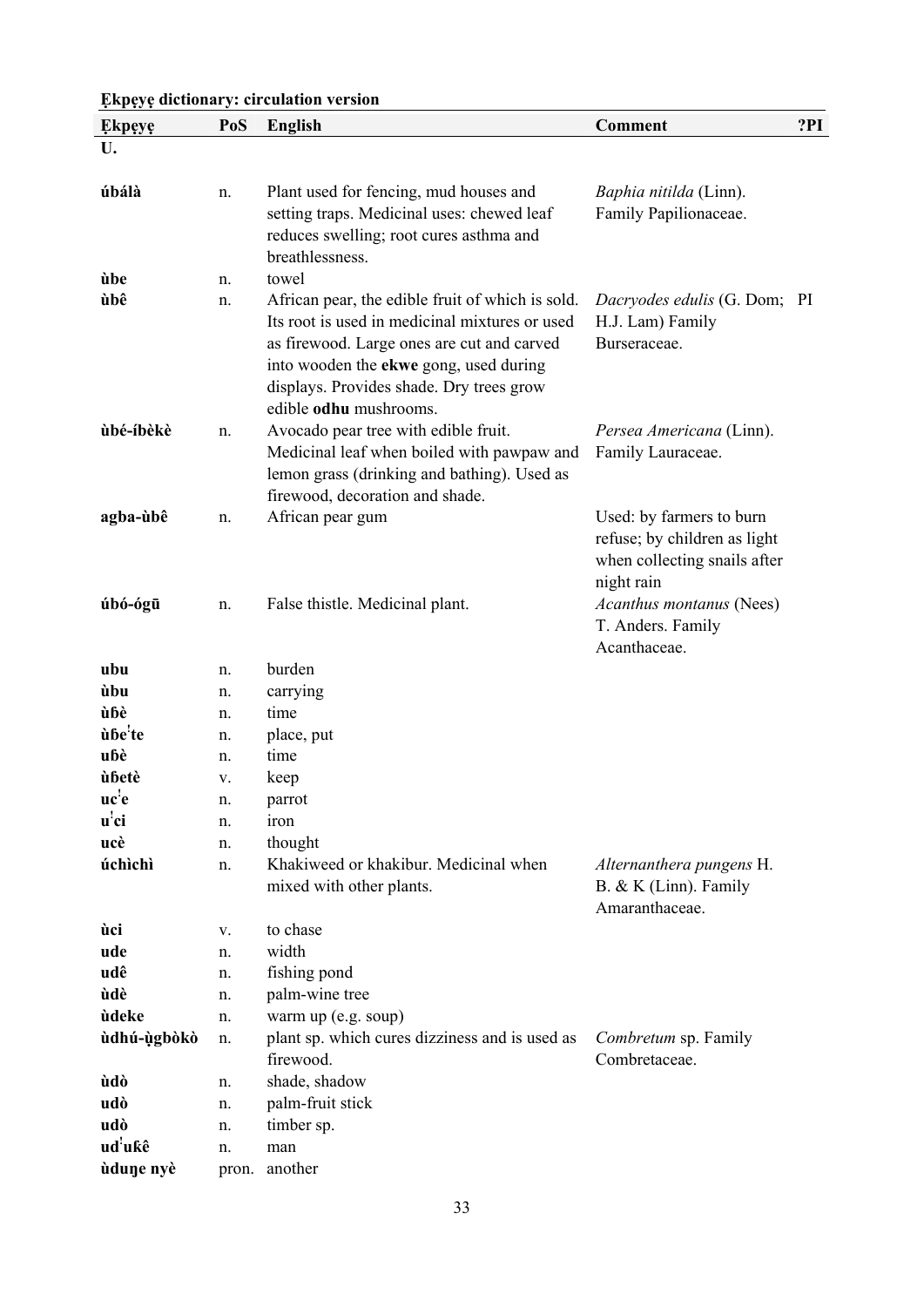**Ẹkpẹyẹ dictionary: circulation version**

| Ẹkpẹyẹ | PoS | English | Comment | ?PI |
|---|---|---|---|---|
| **U.** | | | | |
| **úbálà** | n. | Plant used for fencing, mud houses and setting traps. Medicinal uses: chewed leaf reduces swelling; root cures asthma and breathlessness. | *Baphia nitilda* (Linn). Family Papilionaceae. | |
| **ùbe** | n. | towel | | |
| **ùbê** | n. | African pear, the edible fruit of which is sold. Its root is used in medicinal mixtures or used as firewood. Large ones are cut and carved into wooden the **ekwe** gong, used during displays. Provides shade. Dry trees grow edible **odhu** mushrooms. | *Dacryodes edulis* (G. Dom; H.J. Lam) Family Burseraceae. | PI |
| **ùbé-íbèkè** | n. | Avocado pear tree with edible fruit. Medicinal leaf when boiled with pawpaw and lemon grass (drinking and bathing). Used as firewood, decoration and shade. | *Persea Americana* (Linn). Family Lauraceae. | |
| **agba-ùbê** | n. | African pear gum | Used: by farmers to burn refuse; by children as light when collecting snails after night rain | |
| **úbó-ógū** | n. | False thistle. Medicinal plant. | *Acanthus montanus* (Nees) T. Anders. Family Acanthaceae. | |
| **ubu** | n. | burden | | |
| **ùbu** | n. | carrying | | |
| **ùɓè** | n. | time | | |
| **ùɓeꜜte** | n. | place, put | | |
| **uɓè** | n. | time | | |
| **ùɓetè** | v. | keep | | |
| **ucꜜe** | n. | parrot | | |
| **uꜜci** | n. | iron | | |
| **ucè** | n. | thought | | |
| **úchìchì** | n. | Khakiweed or khakibur. Medicinal when mixed with other plants. | *Alternanthera pungens* H. B. & K (Linn). Family Amaranthaceae. | |
| **ùci** | v. | to chase | | |
| **ude** | n. | width | | |
| **udê** | n. | fishing pond | | |
| **ùdè** | n. | palm-wine tree | | |
| **ùdeke** | n. | warm up (e.g. soup) | | |
| **ùdhú-ụ̀gbòkò** | n. | plant sp. which cures dizziness and is used as firewood. | *Combretum* sp. Family Combretaceae. | |
| **ùdò** | n. | shade, shadow | | |
| **udò** | n. | palm-fruit stick | | |
| **udò** | n. | timber sp. | | |
| **udꜜuʙ̂ê** | n. | man | | |
| **ùduŋe nyè** | pron. | another | | |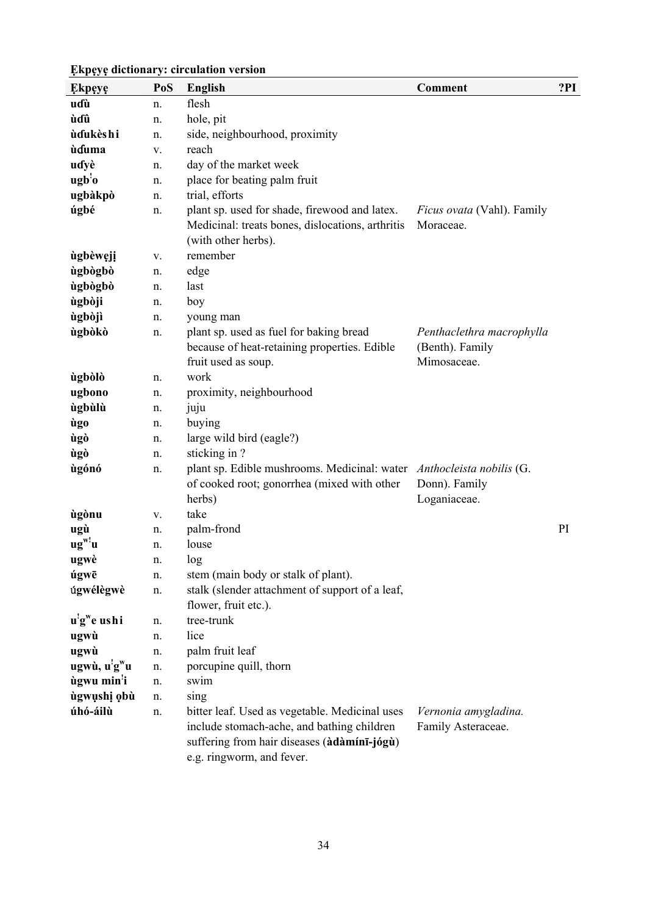**Ẹkpẹyẹ dictionary: circulation version**

| Ẹkpẹyẹ | PoS | English | Comment | ?PI |
|---|---|---|---|---|
| **uɗù** | n. | flesh | | |
| **ùɗû** | n. | hole, pit | | |
| **ùɗukèshi** | n. | side, neighbourhood, proximity | | |
| **ùɗuma** | v. | reach | | |
| **uɗyè** | n. | day of the market week | | |
| **ugbꜜo** | n. | place for beating palm fruit | | |
| **ugbàkpò** | n. | trial, efforts | | |
| **úgbé** | n. | plant sp. used for shade, firewood and latex. Medicinal: treats bones, dislocations, arthritis (with other herbs). | *Ficus ovata* (Vahl). Family Moraceae. | |
| **ùgbèwẹjị** | v. | remember | | |
| **ùgbògbò** | n. | edge | | |
| **ùgbògbò** | n. | last | | |
| **ùgbòji** | n. | boy | | |
| **ùgbòjì** | n. | young man | | |
| **ùgbòkò** | n. | plant sp. used as fuel for baking bread because of heat-retaining properties. Edible fruit used as soup. | *Penthaclethra macrophylla* (Benth). Family Mimosaceae. | |
| **ùgbòlò** | n. | work | | |
| **ugbono** | n. | proximity, neighbourhood | | |
| **ùgbùlù** | n. | juju | | |
| **ùgo** | n. | buying | | |
| **ùgò** | n. | large wild bird (eagle?) | | |
| **ùgò** | n. | sticking in ? | | |
| **ùgónó** | n. | plant sp. Edible mushrooms. Medicinal: water of cooked root; gonorrhea (mixed with other herbs) | *Anthocleista nobilis* (G. Donn). Family Loganiaceae. | |
| **ùgònu** | v. | take | | |
| **ugù** | n. | palm-frond | | PI |
| **ugʷꜜu** | n. | louse | | |
| **ugwè** | n. | log | | |
| **úgwē** | n. | stem (main body or stalk of plant). | | |
| **úgwélègwè** | n. | stalk (slender attachment of support of a leaf, flower, fruit etc.). | | |
| **uꜜgʷe ushi** | n. | tree-trunk | | |
| **ugwù** | n. | lice | | |
| **ugwù** | n. | palm fruit leaf | | |
| **ugwù, uꜜgʷu** | n. | porcupine quill, thorn | | |
| **ùgwu minꜜi** | n. | swim | | |
| **ùgwụshị ọbù** | n. | sing | | |
| **úhó-áilù** | n. | bitter leaf. Used as vegetable. Medicinal uses include stomach-ache, and bathing children suffering from hair diseases (**àdàmínī-jógù**) e.g. ringworm, and fever. | *Vernonia amygladina.* Family Asteraceae. | |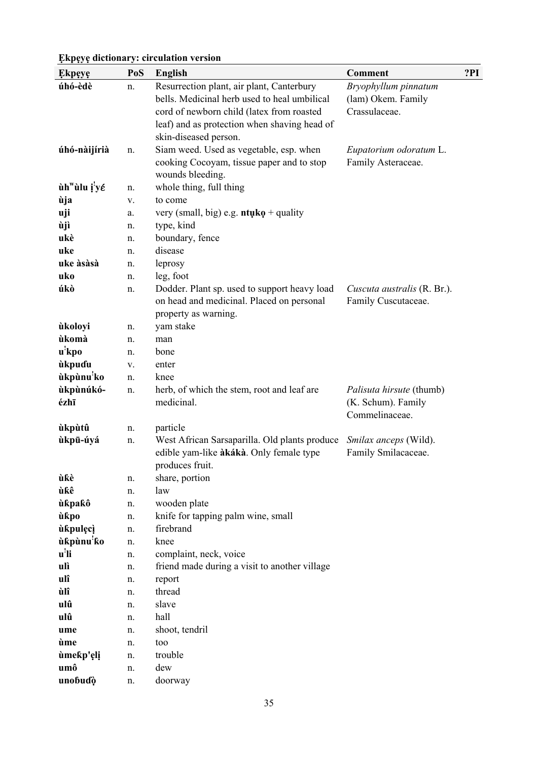**Ẹkpẹyẹ dictionary: circulation version**

| Ẹkpẹyẹ | PoS | English | Comment | ?PI |
|---|---|---|---|---|
| **úhó-èdè** | n. | Resurrection plant, air plant, Canterbury bells. Medicinal herb used to heal umbilical cord of newborn child (latex from roasted leaf) and as protection when shaving head of skin-diseased person. | *Bryophyllum pinnatum* (lam) Okem. Family Crassulaceae. | |
| **úhó-nàijíríà** | n. | Siam weed. Used as vegetable, esp. when cooking Cocoyam, tissue paper and to stop wounds bleeding. | *Eupatorium odoratum* L. Family Asteraceae. | |
| **ùhʷùlu ị꜌yɛ́** | n. | whole thing, full thing | | |
| **ùja** | v. | to come | | |
| **uji** | a. | very (small, big) e.g. **ntụkọ** + quality | | |
| **ùjì** | n. | type, kind | | |
| **ukè** | n. | boundary, fence | | |
| **uke** | n. | disease | | |
| **uke àsàsà** | n. | leprosy | | |
| **uko** | n. | leg, foot | | |
| **úkò** | n. | Dodder. Plant sp. used to support heavy load on head and medicinal. Placed on personal property as warning. | *Cuscuta australis* (R. Br.). Family Cuscutaceae. | |
| **ùkoloyi** | n. | yam stake | | |
| **ùkomà** | n. | man | | |
| **u꜌kpo** | n. | bone | | |
| **ùkpuɗu** | v. | enter | | |
| **ùkpùnu꜌ko** | n. | knee | | |
| **ùkpùnúkó-ézhī** | n. | herb, of which the stem, root and leaf are medicinal. | *Palisuta hirsute* (thumb) (K. Schum). Family Commelinaceae. | |
| **ùkpùtû** | n. | particle | | |
| **ùkpū-úyá** | n. | West African Sarsaparilla. Old plants produce edible yam-like **àkákà**. Only female type produces fruit. | *Smilax anceps* (Wild). Family Smilacaceae. | |
| **ùƙè** | n. | share, portion | | |
| **ùƙê** | n. | law | | |
| **ùƙpaƙô** | n. | wooden plate | | |
| **ùƙpo** | n. | knife for tapping palm wine, small | | |
| **ùƙpulẹcị** | n. | firebrand | | |
| **ùƙpùnu꜌ƙo** | n. | knee | | |
| **u꜌li** | n. | complaint, neck, voice | | |
| **ulì** | n. | friend made during a visit to another village | | |
| **ulî** | n. | report | | |
| **ùlî** | n. | thread | | |
| **ulû** | n. | slave | | |
| **ulû** | n. | hall | | |
| **ume** | n. | shoot, tendril | | |
| **ùme** | n. | too | | |
| **ùmeƙp'ẹlị** | n. | trouble | | |
| **umô** | n. | dew | | |
| **unoɓuɗọ̀** | n. | doorway | | |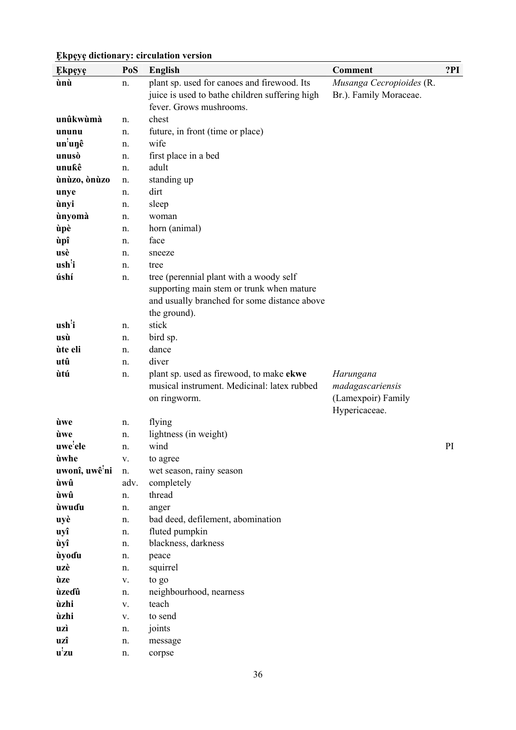**Ẹkpẹyẹ dictionary: circulation version**

| Ẹkpẹyẹ | PoS | English | Comment | ?PI |
|---|---|---|---|---|
| **ùnù** | n. | plant sp. used for canoes and firewood. Its juice is used to bathe children suffering high fever. Grows mushrooms. | *Musanga Cecropioides* (R. Br.). Family Moraceae. | |
| **unûkwùmà** | n. | chest | | |
| **ununu** | n. | future, in front (time or place) | | |
| **unˈuŋê** | n. | wife | | |
| **unusò** | n. | first place in a bed | | |
| **unuƙê** | n. | adult | | |
| **ùnùzo, ònùzo** | n. | standing up | | |
| **unye** | n. | dirt | | |
| **ùnyi** | n. | sleep | | |
| **ùnyomà** | n. | woman | | |
| **ùpè** | n. | horn (animal) | | |
| **ùpî** | n. | face | | |
| **usè** | n. | sneeze | | |
| **ushˈi** | n. | tree | | |
| **úshí** | n. | tree (perennial plant with a woody self supporting main stem or trunk when mature and usually branched for some distance above the ground). | | |
| **ushˈi** | n. | stick | | |
| **usù** | n. | bird sp. | | |
| **ùte eli** | n. | dance | | |
| **utû** | n. | diver | | |
| **ùtú** | n. | plant sp. used as firewood, to make **ekwe** musical instrument. Medicinal: latex rubbed on ringworm. | *Harungana madagascariensis* (Lamexpoir) Family Hypericaceae. | |
| **ùwe** | n. | flying | | |
| **ùwe** | n. | lightness (in weight) | | |
| **uweˈele** | n. | wind | | PI |
| **ùwhe** | v. | to agree | | |
| **uwonî, uwêˈni** | n. | wet season, rainy season | | |
| **ùwû** | adv. | completely | | |
| **ùwû** | n. | thread | | |
| **ùwuɗu** | n. | anger | | |
| **uyè** | n. | bad deed, defilement, abomination | | |
| **uyî** | n. | fluted pumpkin | | |
| **ùyî** | n. | blackness, darkness | | |
| **ùyoɗu** | n. | peace | | |
| **uzè** | n. | squirrel | | |
| **ùze** | v. | to go | | |
| **ùzeɗû** | n. | neighbourhood, nearness | | |
| **ùzhi** | v. | teach | | |
| **ùzhi** | v. | to send | | |
| **uzì** | n. | joints | | |
| **uzî** | n. | message | | |
| **uˈzu** | n. | corpse | | |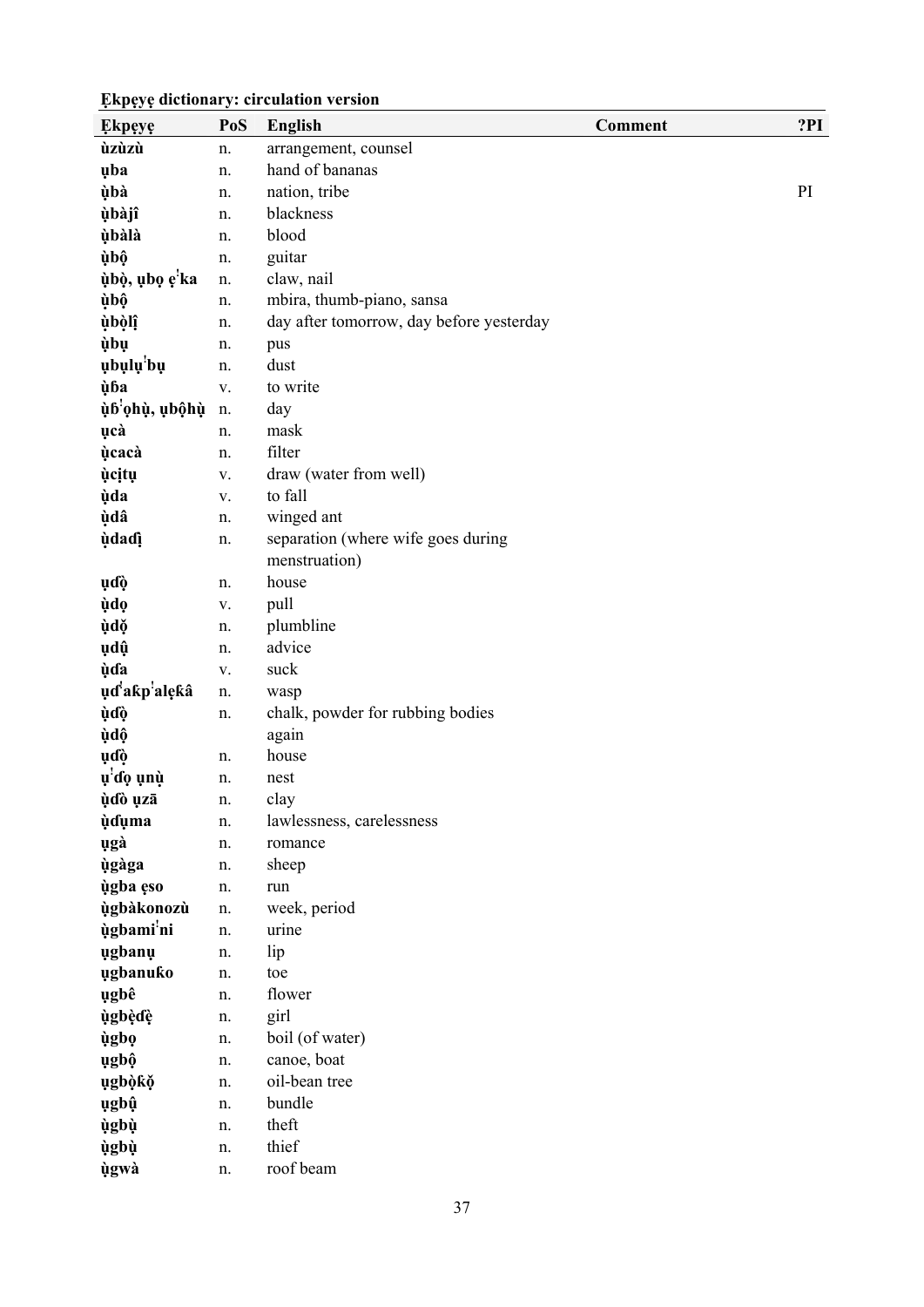**Ẹkpẹyẹ dictionary: circulation version**

| Ẹkpẹyẹ | PoS | English | Comment | ?PI |
|---|---|---|---|---|
| **ụ̀zụ̀zụ̀** | n. | arrangement, counsel | | |
| **ụba** | n. | hand of bananas | | |
| **ụ̀bà** | n. | nation, tribe | | PI |
| **ụ̀bàjî** | n. | blackness | | |
| **ụ̀bàlà** | n. | blood | | |
| **ụ̀bộ** | n. | guitar | | |
| **ụ̀bọ̀, ụbọ ẹ̀ˈka** | n. | claw, nail | | |
| **ụ̀bộ** | n. | mbira, thumb-piano, sansa | | |
| **ụ̀bọ̀lị̂** | n. | day after tomorrow, day before yesterday | | |
| **ụ̀bụ** | n. | pus | | |
| **ụbụlụˈbụ** | n. | dust | | |
| **ụ̀ɓa** | v. | to write | | |
| **ụ̀ɓˈọhụ̀, ụbộhụ̀** | n. | day | | |
| **ụcà** | n. | mask | | |
| **ụ̀cacà** | n. | filter | | |
| **ụ̀cịtụ** | v. | draw (water from well) | | |
| **ụ̀da** | v. | to fall | | |
| **ụ̀dâ** | n. | winged ant | | |
| **ụ̀daɗị** | n. | separation (where wife goes during menstruation) | | |
| **ụɗọ̀** | n. | house | | |
| **ụ̀dọ** | v. | pull | | |
| **ụ̀dọ̌** | n. | plumbline | | |
| **ụdộ** | n. | advice | | |
| **ụ̀ɗa** | v. | suck | | |
| **ụɗˈaƙpˈalẹƙâ** | n. | wasp | | |
| **ụ̀ɗọ̀** | n. | chalk, powder for rubbing bodies | | |
| **ụ̀dộ** | | again | | |
| **ụɗọ̀** | n. | house | | |
| **ụˈɗọ ụnụ̀** | n. | nest | | |
| **ụ̀ɗò ụzā** | n. | clay | | |
| **ụ̀ɗụma** | n. | lawlessness, carelessness | | |
| **ụgà** | n. | romance | | |
| **ụ̀gàga** | n. | sheep | | |
| **ụ̀gba ẹso** | n. | run | | |
| **ụ̀gbàkonozù** | n. | week, period | | |
| **ụ̀gbamiˈni** | n. | urine | | |
| **ụgbanụ** | n. | lip | | |
| **ụgbanuƙo** | n. | toe | | |
| **ụgbê** | n. | flower | | |
| **ụ̀gbẹ̀ɗẹ̀** | n. | girl | | |
| **ụ̀gbọ** | n. | boil (of water) | | |
| **ụgbộ** | n. | canoe, boat | | |
| **ụgbọ̀ƙọ̌** | n. | oil-bean tree | | |
| **ụgbụ̂** | n. | bundle | | |
| **ụ̀gbụ̀** | n. | theft | | |
| **ụ̀gbụ̀** | n. | thief | | |
| **ụ̀gwà** | n. | roof beam | | |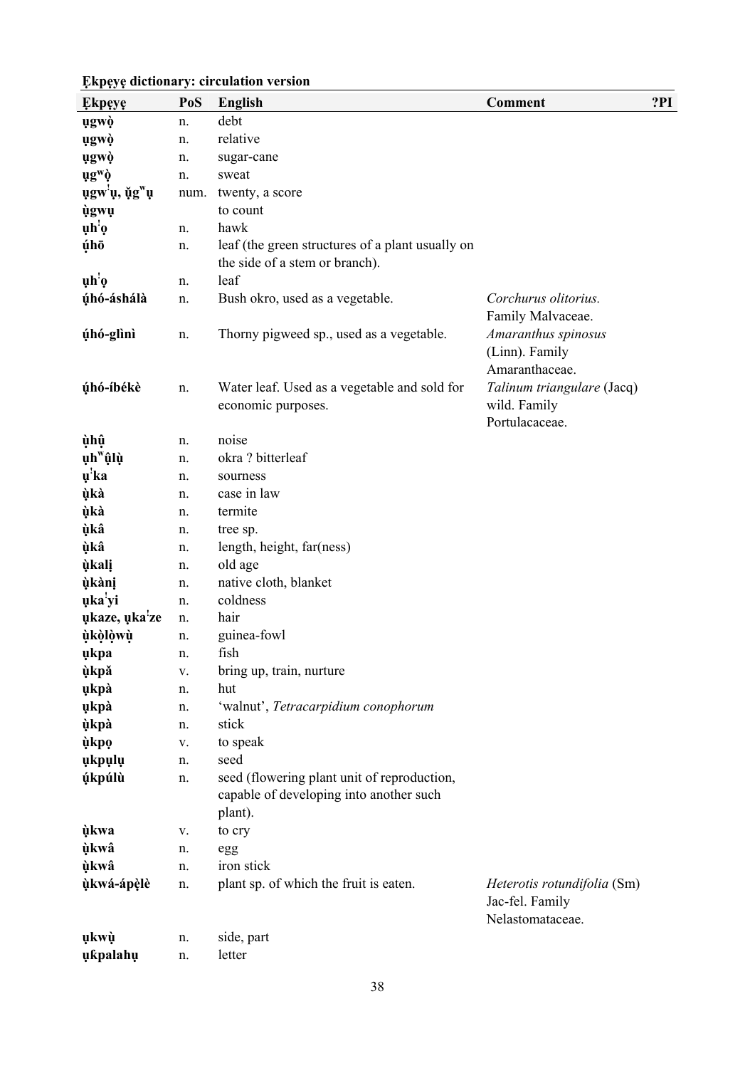**Ẹkpẹyẹ dictionary: circulation version**

| Ẹkpẹyẹ | PoS | English | Comment | ?PI |
|---|---|---|---|---|
| **ụgwọ̀** | n. | debt | | |
| **ụgwọ̀** | n. | relative | | |
| **ụgwọ̀** | n. | sugar-cane | | |
| **ụgʷọ̀** | n. | sweat | | |
| **ụgwˈụ, ụ̆gʷụ** | num. | twenty, a score | | |
| **ụ̀gwụ** | | to count | | |
| **ụhˈọ** | n. | hawk | | |
| **ụ́hō** | n. | leaf (the green structures of a plant usually on the side of a stem or branch). | | |
| **ụhˈọ** | n. | leaf | | |
| **ụ́hó-áshálà** | n. | Bush okro, used as a vegetable. | *Corchurus olitorius.* Family Malvaceae. | |
| **ụ́hó-glìnì** | n. | Thorny pigweed sp., used as a vegetable. | *Amaranthus spinosus* (Linn). Family Amaranthaceae. | |
| **ụ́hó-íbékè** | n. | Water leaf. Used as a vegetable and sold for economic purposes. | *Talinum triangulare* (Jacq) wild. Family Portulacaceae. | |
| **ụ̀hụ̂** | n. | noise | | |
| **ụhʷụ̂lụ̀** | n. | okra ? bitterleaf | | |
| **ụˈka** | n. | sourness | | |
| **ụ̀kà** | n. | case in law | | |
| **ụ̀kà** | n. | termite | | |
| **ụ̀kâ** | n. | tree sp. | | |
| **ụ̀kâ** | n. | length, height, far(ness) | | |
| **ụ̀kalị** | n. | old age | | |
| **ụ̀kànị** | n. | native cloth, blanket | | |
| **ụkaˈyi** | n. | coldness | | |
| **ụkaze, ụkaˈze** | n. | hair | | |
| **ụ̀kọ̀lọ̀wụ̀** | n. | guinea-fowl | | |
| **ụkpa** | n. | fish | | |
| **ụ̀kpǎ** | v. | bring up, train, nurture | | |
| **ụkpà** | n. | hut | | |
| **ụkpà** | n. | 'walnut', *Tetracarpidium conophorum* | | |
| **ụ̀kpà** | n. | stick | | |
| **ụ̀kpọ** | v. | to speak | | |
| **ụkpụlụ** | n. | seed | | |
| **ụ́kpúlù** | n. | seed (flowering plant unit of reproduction, capable of developing into another such plant). | | |
| **ụ̀kwa** | v. | to cry | | |
| **ụ̀kwâ** | n. | egg | | |
| **ụ̀kwâ** | n. | iron stick | | |
| **ụ̀kwá-ápẹ̀lè** | n. | plant sp. of which the fruit is eaten. | *Heterotis rotundifolia* (Sm) Jac-fel. Family Nelastomataceae. | |
| **ụkwụ̀** | n. | side, part | | |
| **ụƙpalahụ** | n. | letter | | |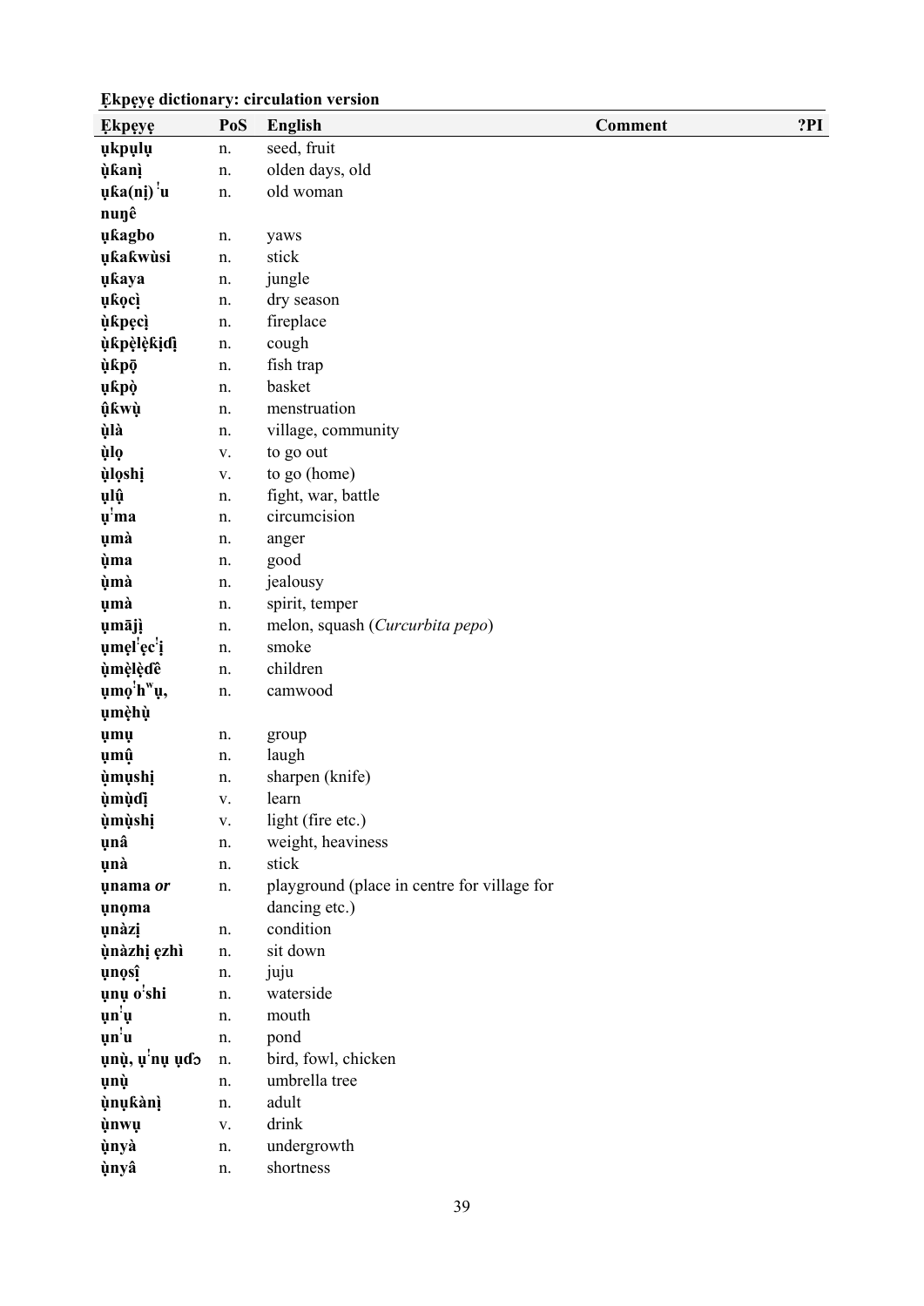**Ẹkpẹyẹ dictionary: circulation version**

| Ẹkpẹyẹ | PoS | English | Comment | ?PI |
|---|---|---|---|---|
| **ụkpụlụ** | n. | seed, fruit | | |
| **ụ̀ƙanị̀** | n. | olden days, old | | |
| **ụƙa(nị) ˈu nuŋê** | n. | old woman | | |
| **ụƙagbo** | n. | yaws | | |
| **ụƙaƙwùsi** | n. | stick | | |
| **ụƙaya** | n. | jungle | | |
| **ụƙọcị̀** | n. | dry season | | |
| **ụ̀ƙpẹcị̀** | n. | fireplace | | |
| **ụ̀ƙpẹ̀lẹ̀ƙịɗị̀** | n. | cough | | |
| **ụ̀ƙpọ̄** | n. | fish trap | | |
| **ụƙpọ̀** | n. | basket | | |
| **ụ̂ƙwụ̀** | n. | menstruation | | |
| **ụ̀là** | n. | village, community | | |
| **ụ̀lọ** | v. | to go out | | |
| **ụ̀lọshị** | v. | to go (home) | | |
| **ụlụ̂** | n. | fight, war, battle | | |
| **ụˈma** | n. | circumcision | | |
| **ụmà** | n. | anger | | |
| **ụ̀ma** | n. | good | | |
| **ụ̀mà** | n. | jealousy | | |
| **ụmà** | n. | spirit, temper | | |
| **ụmājị̀** | n. | melon, squash (*Curcurbita pepo*) | | |
| **ụmẹlˈẹcˈị** | n. | smoke | | |
| **ụ̀mẹ̀lẹ̀ɗê** | n. | children | | |
| **ụmọˈhʷụ, ụmẹ̀hụ̀** | n. | camwood | | |
| **ụmụ** | n. | group | | |
| **ụmụ̂** | n. | laugh | | |
| **ụ̀mụshị** | n. | sharpen (knife) | | |
| **ụ̀mụ̀ɗị** | v. | learn | | |
| **ụ̀mụ̀shị** | v. | light (fire etc.) | | |
| **ụnâ** | n. | weight, heaviness | | |
| **ụnà** | n. | stick | | |
| **ụnama** *or* **ụnọma** | n. | playground (place in centre for village for dancing etc.) | | |
| **ụnàzị** | n. | condition | | |
| **ụ̀nàzhị ẹzhì** | n. | sit down | | |
| **ụnọsị̂** | n. | juju | | |
| **ụnụ oˈshi** | n. | waterside | | |
| **ụnˈụ** | n. | mouth | | |
| **ụnˈu** | n. | pond | | |
| **ụnụ̀, ụˈnụ ụɗɔ** | n. | bird, fowl, chicken | | |
| **ụnụ̀** | n. | umbrella tree | | |
| **ụ̀nụƙànị̀** | n. | adult | | |
| **ụ̀nwụ** | v. | drink | | |
| **ụ̀nyà** | n. | undergrowth | | |
| **ụ̀nyâ** | n. | shortness | | |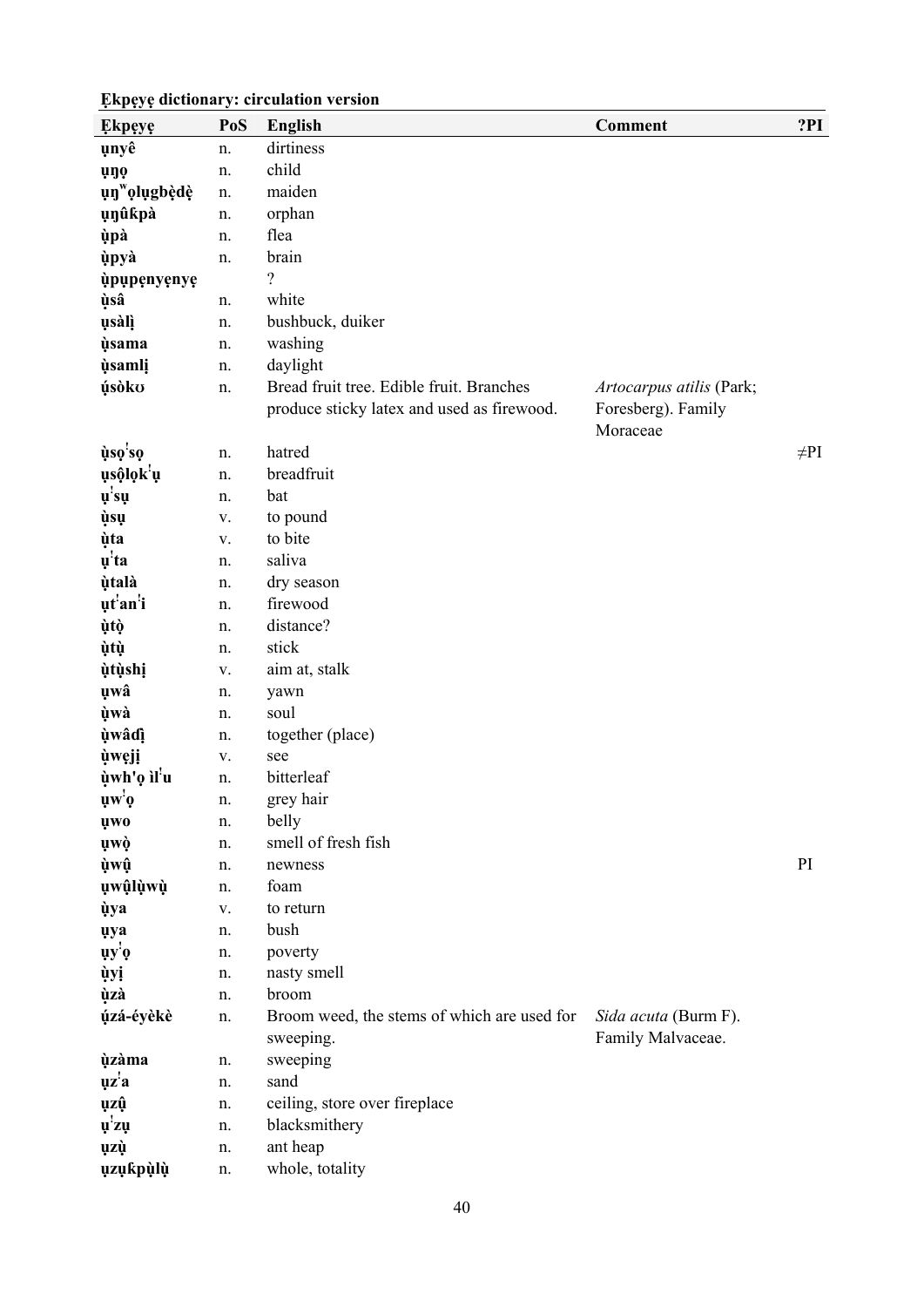**Ẹkpẹyẹ dictionary: circulation version**

| Ẹkpẹyẹ | PoS | English | Comment | ?PI |
|---|---|---|---|---|
| **ụnyê** | n. | dirtiness | | |
| **ụŋọ** | n. | child | | |
| **ụŋʷọlụgbẹ̀dẹ̀** | n. | maiden | | |
| **ụŋûƙpà** | n. | orphan | | |
| **ụ̀pà** | n. | flea | | |
| **ụ̀pyà** | n. | brain | | |
| **ụ̀pụpẹnyẹnyẹ** | | ? | | |
| **ụ̀sâ** | n. | white | | |
| **ụsàlị̀** | n. | bushbuck, duiker | | |
| **ụ̀sama** | n. | washing | | |
| **ụ̀samlị** | n. | daylight | | |
| **ụ́sòkʊ** | n. | Bread fruit tree. Edible fruit. Branches produce sticky latex and used as firewood. | *Artocarpus atilis* (Park; Foresberg). Family Moraceae | |
| **ụ̀sọˈsọ** | n. | hatred | | ≠PI |
| **ụsộlọkˈụ** | n. | breadfruit | | |
| **ụˈsụ** | n. | bat | | |
| **ụ̀sụ** | v. | to pound | | |
| **ụ̀ta** | v. | to bite | | |
| **ụˈta** | n. | saliva | | |
| **ụ̀talà** | n. | dry season | | |
| **ụtˈanˈi** | n. | firewood | | |
| **ụ̀tọ̀** | n. | distance? | | |
| **ụ̀tụ̀** | n. | stick | | |
| **ụ̀tụ̀shị** | v. | aim at, stalk | | |
| **ụwâ** | n. | yawn | | |
| **ụ̀wà** | n. | soul | | |
| **ụ̀wâɗị** | n. | together (place) | | |
| **ụ̀wẹjị** | v. | see | | |
| **ụ̀wh'ọ ìlˈu** | n. | bitterleaf | | |
| **ụwˈọ** | n. | grey hair | | |
| **ụwo** | n. | belly | | |
| **ụwọ̀** | n. | smell of fresh fish | | |
| **ụ̀wộ** | n. | newness | | PI |
| **ụwộlụ̀wụ̀** | n. | foam | | |
| **ụ̀ya** | v. | to return | | |
| **ụya** | n. | bush | | |
| **ụyˈọ** | n. | poverty | | |
| **ụ̀yị** | n. | nasty smell | | |
| **ụ̀zà** | n. | broom | | |
| **ụ́zá-éyèkè** | n. | Broom weed, the stems of which are used for sweeping. | *Sida acuta* (Burm F). Family Malvaceae. | |
| **ụ̀zàma** | n. | sweeping | | |
| **ụzˈa** | n. | sand | | |
| **ụzộ** | n. | ceiling, store over fireplace | | |
| **ụˈzụ** | n. | blacksmithery | | |
| **ụzụ̀** | n. | ant heap | | |
| **ụzụƙpụ̀lụ̀** | n. | whole, totality | | |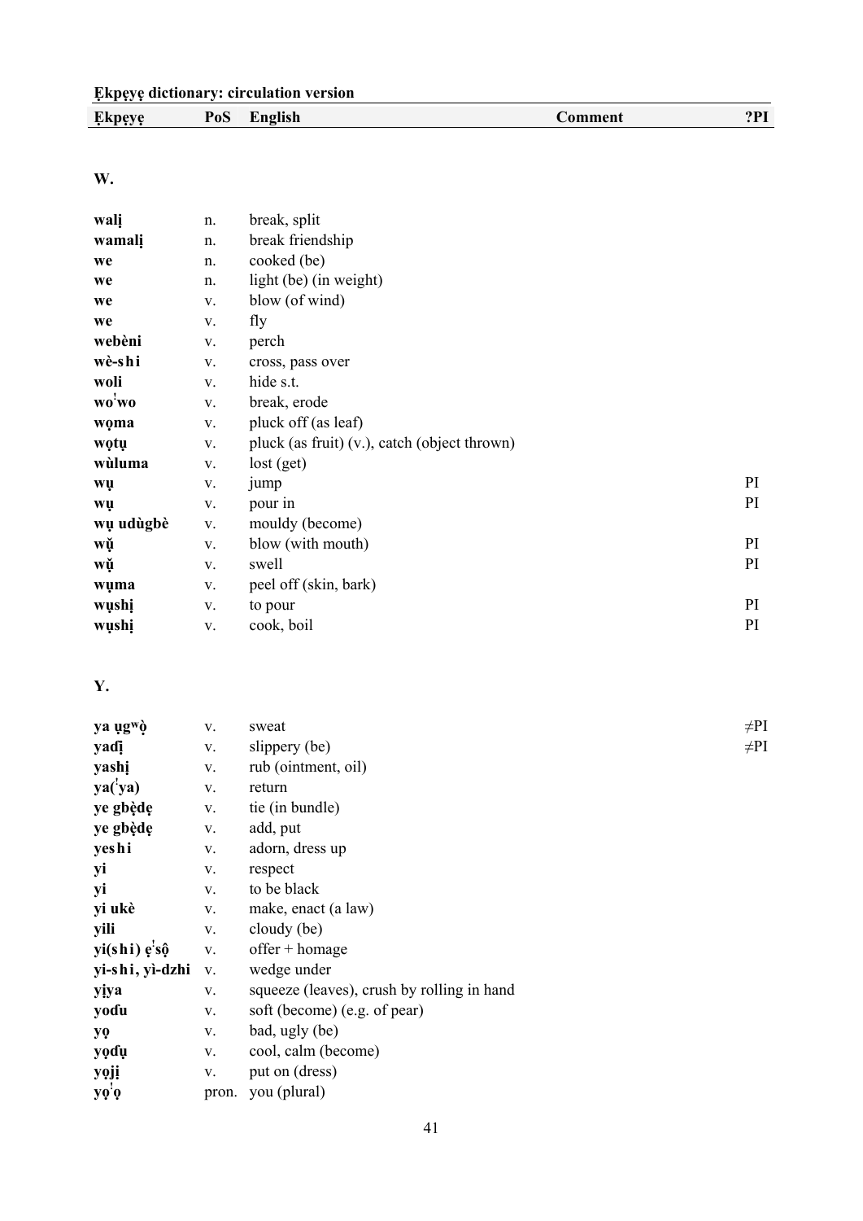| Ẹkpẹyẹ | PoS | English | Comment | ?PI |
|---|---|---|---|---|

**W.**

| | | | | |
|---|---|---|---|---|
| **walị** | n. | break, split | | |
| **wamalị** | n. | break friendship | | |
| **we** | n. | cooked (be) | | |
| **we** | n. | light (be) (in weight) | | |
| **we** | v. | blow (of wind) | | |
| **we** | v. | fly | | |
| **webèni** | v. | perch | | |
| **wè-shi** | v. | cross, pass over | | |
| **woli** | v. | hide s.t. | | |
| **woˈwo** | v. | break, erode | | |
| **wọma** | v. | pluck off (as leaf) | | |
| **wọtụ** | v. | pluck (as fruit) (v.), catch (object thrown) | | |
| **wùluma** | v. | lost (get) | | |
| **wụ** | v. | jump | | PI |
| **wụ** | v. | pour in | | PI |
| **wụ udùgbè** | v. | mouldy (become) | | |
| **wụ̌** | v. | blow (with mouth) | | PI |
| **wụ̌** | v. | swell | | PI |
| **wụma** | v. | peel off (skin, bark) | | |
| **wụshị** | v. | to pour | | PI |
| **wụshị** | v. | cook, boil | | PI |

**Y.**

| | | | | |
|---|---|---|---|---|
| **ya ụgʷọ̀** | v. | sweat | | ≠PI |
| **yaɗị** | v. | slippery (be) | | ≠PI |
| **yashị** | v. | rub (ointment, oil) | | |
| **ya(ˈya)** | v. | return | | |
| **ye gbẹ̀dẹ** | v. | tie (in bundle) | | |
| **ye gbẹ̀dẹ** | v. | add, put | | |
| **yeshi** | v. | adorn, dress up | | |
| **yi** | v. | respect | | |
| **yi** | v. | to be black | | |
| **yi ukè** | v. | make, enact (a law) | | |
| **yili** | v. | cloudy (be) | | |
| **yi(shi) ẹˈsộ** | v. | offer + homage | | |
| **yi-shi, yì-dzhi** | v. | wedge under | | |
| **yịya** | v. | squeeze (leaves), crush by rolling in hand | | |
| **yoɗu** | v. | soft (become) (e.g. of pear) | | |
| **yọ** | v. | bad, ugly (be) | | |
| **yọɗụ** | v. | cool, calm (become) | | |
| **yọjị** | v. | put on (dress) | | |
| **yọˈọ** | pron. | you (plural) | | |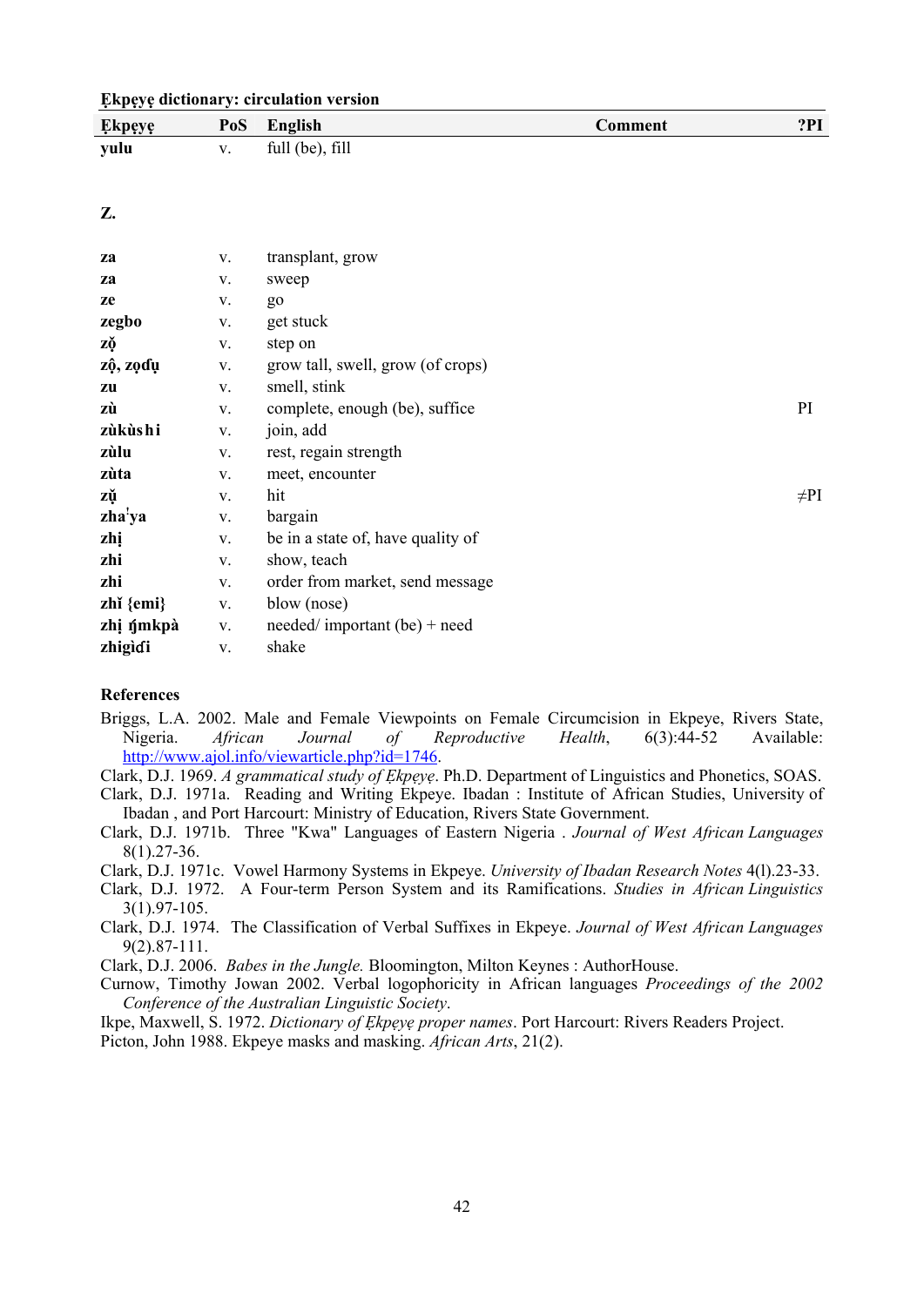| Ẹkpẹyẹ | PoS | English | Comment | ?PI |
|---|---|---|---|---|
| **yulu** | v. | full (be), fill | | |

**Z.**

| Ẹkpẹyẹ | PoS | English | Comment | ?PI |
|---|---|---|---|---|
| **za** | v. | transplant, grow | | |
| **za** | v. | sweep | | |
| **ze** | v. | go | | |
| **zegbo** | v. | get stuck | | |
| **zǫ̌** | v. | step on | | |
| **zǫ̂, zọdụ** | v. | grow tall, swell, grow (of crops) | | |
| **zu** | v. | smell, stink | | |
| **zù** | v. | complete, enough (be), suffice | | PI |
| **zùkùshi** | v. | join, add | | |
| **zùlu** | v. | rest, regain strength | | |
| **zùta** | v. | meet, encounter | | |
| **zụ̌** | v. | hit | | ≠PI |
| **zhaˈya** | v. | bargain | | |
| **zhị** | v. | be in a state of, have quality of | | |
| **zhi** | v. | show, teach | | |
| **zhi** | v. | order from market, send message | | |
| **zhǐ {emi}** | v. | blow (nose) | | |
| **zhị ŋ́mkpà** | v. | needed/ important (be) + need | | |
| **zhigìɗi** | v. | shake | | |

**References**

Briggs, L.A. 2002. Male and Female Viewpoints on Female Circumcision in Ekpeye, Rivers State, Nigeria. *African Journal of Reproductive Health*, 6(3):44-52 Available: http://www.ajol.info/viewarticle.php?id=1746.

Clark, D.J. 1969. *A grammatical study of Ẹkpẹyẹ*. Ph.D. Department of Linguistics and Phonetics, SOAS.

Clark, D.J. 1971a. Reading and Writing Ekpeye. Ibadan : Institute of African Studies, University of Ibadan , and Port Harcourt: Ministry of Education, Rivers State Government.

Clark, D.J. 1971b. Three "Kwa" Languages of Eastern Nigeria . *Journal of West African Languages* 8(1).27-36.

Clark, D.J. 1971c. Vowel Harmony Systems in Ekpeye. *University of Ibadan Research Notes* 4(l).23-33.

Clark, D.J. 1972. A Four-term Person System and its Ramifications. *Studies in African Linguistics* 3(1).97-105.

Clark, D.J. 1974. The Classification of Verbal Suffixes in Ekpeye. *Journal of West African Languages* 9(2).87-111.

Clark, D.J. 2006. *Babes in the Jungle.* Bloomington, Milton Keynes : AuthorHouse.

Curnow, Timothy Jowan 2002. Verbal logophoricity in African languages *Proceedings of the 2002 Conference of the Australian Linguistic Society*.

Ikpe, Maxwell, S. 1972. *Dictionary of Ẹkpẹyẹ proper names*. Port Harcourt: Rivers Readers Project.

Picton, John 1988. Ekpeye masks and masking. *African Arts*, 21(2).